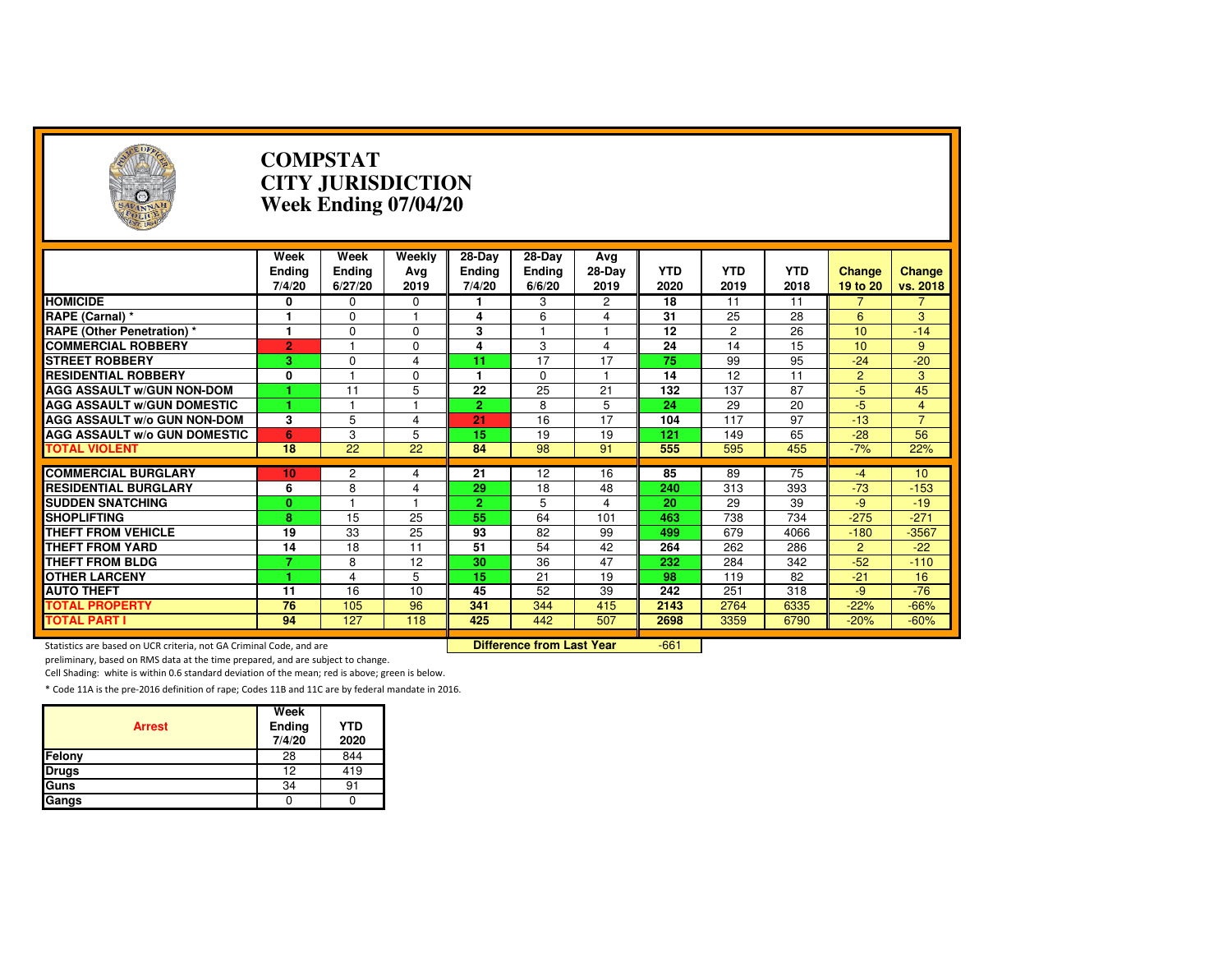# COMPSTAT
# CITY JURISDICTION
# Week Ending 07/04/20

| | Week Ending 7/4/20 | Week Ending 6/27/20 | Weekly Avg 2019 | 28-Day Ending 7/4/20 | 28-Day Ending 6/6/20 | Avg 28-Day 2019 | YTD 2020 | YTD 2019 | YTD 2018 | Change 19 to 20 | Change vs. 2018 |
|---|---|---|---|---|---|---|---|---|---|---|---|
| **HOMICIDE** | 0 | 0 | 0 | 1 | 3 | 2 | 18 | 11 | 11 | 7 | 7 |
| **RAPE (Carnal) *** | 1 | 0 | 1 | 4 | 6 | 4 | 31 | 25 | 28 | 6 | 3 |
| **RAPE (Other Penetration) *** | 1 | 0 | 0 | 3 | 1 | 1 | 12 | 2 | 26 | 10 | -14 |
| **COMMERCIAL ROBBERY** | 2 | 1 | 0 | 4 | 3 | 4 | 24 | 14 | 15 | 10 | 9 |
| **STREET ROBBERY** | 3 | 0 | 4 | 11 | 17 | 17 | 75 | 99 | 95 | -24 | -20 |
| **RESIDENTIAL ROBBERY** | 0 | 1 | 0 | 1 | 0 | 1 | 14 | 12 | 11 | 2 | 3 |
| **AGG ASSAULT w/GUN NON-DOM** | 1 | 11 | 5 | 22 | 25 | 21 | 132 | 137 | 87 | -5 | 45 |
| **AGG ASSAULT w/GUN DOMESTIC** | 1 | 1 | 1 | 2 | 8 | 5 | 24 | 29 | 20 | -5 | 4 |
| **AGG ASSAULT w/o GUN NON-DOM** | 3 | 5 | 4 | 21 | 16 | 17 | 104 | 117 | 97 | -13 | 7 |
| **AGG ASSAULT w/o GUN DOMESTIC** | 6 | 3 | 5 | 15 | 19 | 19 | 121 | 149 | 65 | -28 | 56 |
| **TOTAL VIOLENT** | 18 | 22 | 22 | 84 | 98 | 91 | 555 | 595 | 455 | -7% | 22% |
| **COMMERCIAL BURGLARY** | 10 | 2 | 4 | 21 | 12 | 16 | 85 | 89 | 75 | -4 | 10 |
| **RESIDENTIAL BURGLARY** | 6 | 8 | 4 | 29 | 18 | 48 | 240 | 313 | 393 | -73 | -153 |
| **SUDDEN SNATCHING** | 0 | 1 | 1 | 2 | 5 | 4 | 20 | 29 | 39 | -9 | -19 |
| **SHOPLIFTING** | 8 | 15 | 25 | 55 | 64 | 101 | 463 | 738 | 734 | -275 | -271 |
| **THEFT FROM VEHICLE** | 19 | 33 | 25 | 93 | 82 | 99 | 499 | 679 | 4066 | -180 | -3567 |
| **THEFT FROM YARD** | 14 | 18 | 11 | 51 | 54 | 42 | 264 | 262 | 286 | 2 | -22 |
| **THEFT FROM BLDG** | 7 | 8 | 12 | 30 | 36 | 47 | 232 | 284 | 342 | -52 | -110 |
| **OTHER LARCENY** | 1 | 4 | 5 | 15 | 21 | 19 | 98 | 119 | 82 | -21 | 16 |
| **AUTO THEFT** | 11 | 16 | 10 | 45 | 52 | 39 | 242 | 251 | 318 | -9 | -76 |
| **TOTAL PROPERTY** | 76 | 105 | 96 | 341 | 344 | 415 | 2143 | 2764 | 6335 | -22% | -66% |
| **TOTAL PART I** | 94 | 127 | 118 | 425 | 442 | 507 | 2698 | 3359 | 6790 | -20% | -60% |

**Difference from Last Year**: -661

Statistics are based on UCR criteria, not GA Criminal Code, and are preliminary, based on RMS data at the time prepared, and are subject to change.

Cell Shading: white is within 0.6 standard deviation of the mean; red is above; green is below.

* Code 11A is the pre-2016 definition of rape; Codes 11B and 11C are by federal mandate in 2016.

| Arrest | Week Ending 7/4/20 | YTD 2020 |
|---|---|---|
| Felony | 28 | 844 |
| Drugs | 12 | 419 |
| Guns | 34 | 91 |
| Gangs | 0 | 0 |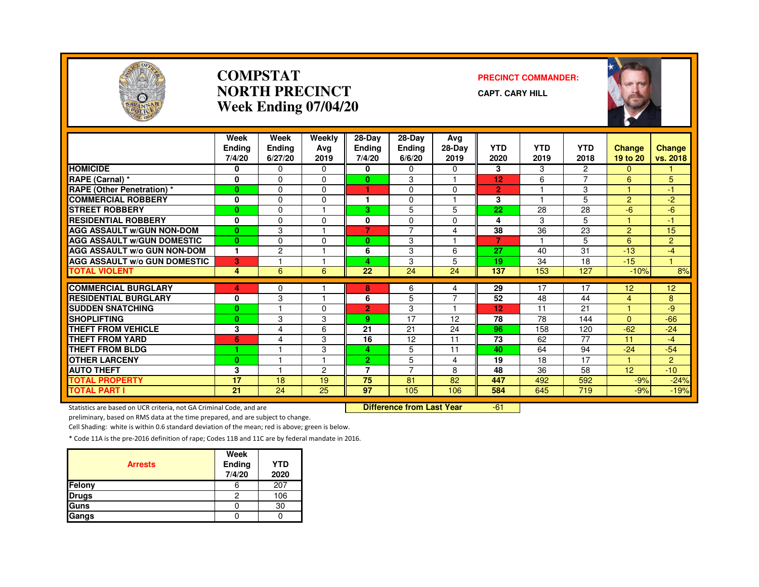# COMPSTAT
## NORTH PRECINCT
## Week Ending 07/04/20

**PRECINCT COMMANDER:**

**CAPT. CARY HILL**

| | Week Ending 7/4/20 | Week Ending 6/27/20 | Weekly Avg 2019 | 28-Day Ending 7/4/20 | 28-Day Ending 6/6/20 | Avg 28-Day 2019 | YTD 2020 | YTD 2019 | YTD 2018 | Change 19 to 20 | Change vs. 2018 |
|---|---|---|---|---|---|---|---|---|---|---|---|
| HOMICIDE | 0 | 0 | 0 | 0 | 0 | 0 | 3 | 3 | 2 | 0 | 1 |
| RAPE (Carnal) * | 0 | 0 | 0 | 0 | 3 | 1 | 12 | 6 | 7 | 6 | 5 |
| RAPE (Other Penetration) * | 0 | 0 | 0 | 1 | 0 | 0 | 2 | 1 | 3 | 1 | -1 |
| COMMERCIAL ROBBERY | 0 | 0 | 0 | 1 | 0 | 1 | 3 | 1 | 5 | 2 | -2 |
| STREET ROBBERY | 0 | 0 | 1 | 3 | 5 | 5 | 22 | 28 | 28 | -6 | -6 |
| RESIDENTIAL ROBBERY | 0 | 0 | 0 | 0 | 0 | 0 | 4 | 3 | 5 | 1 | -1 |
| AGG ASSAULT w/GUN NON-DOM | 0 | 3 | 1 | 7 | 7 | 4 | 38 | 36 | 23 | 2 | 15 |
| AGG ASSAULT w/GUN DOMESTIC | 0 | 0 | 0 | 0 | 3 | 1 | 7 | 1 | 5 | 6 | 2 |
| AGG ASSAULT w/o GUN NON-DOM | 1 | 2 | 1 | 6 | 3 | 6 | 27 | 40 | 31 | -13 | -4 |
| AGG ASSAULT w/o GUN DOMESTIC | 3 | 1 | 1 | 4 | 3 | 5 | 19 | 34 | 18 | -15 | 1 |
| TOTAL VIOLENT | 4 | 6 | 6 | 22 | 24 | 24 | 137 | 153 | 127 | -10% | 8% |
| COMMERCIAL BURGLARY | 4 | 0 | 1 | 8 | 6 | 4 | 29 | 17 | 17 | 12 | 12 |
| RESIDENTIAL BURGLARY | 0 | 3 | 1 | 6 | 5 | 7 | 52 | 48 | 44 | 4 | 8 |
| SUDDEN SNATCHING | 0 | 1 | 0 | 2 | 3 | 1 | 12 | 11 | 21 | 1 | -9 |
| SHOPLIFTING | 0 | 3 | 3 | 9 | 17 | 12 | 78 | 78 | 144 | 0 | -66 |
| THEFT FROM VEHICLE | 3 | 4 | 6 | 21 | 21 | 24 | 96 | 158 | 120 | -62 | -24 |
| THEFT FROM YARD | 6 | 4 | 3 | 16 | 12 | 11 | 73 | 62 | 77 | 11 | -4 |
| THEFT FROM BLDG | 1 | 1 | 3 | 4 | 5 | 11 | 40 | 64 | 94 | -24 | -54 |
| OTHER LARCENY | 0 | 1 | 1 | 2 | 5 | 4 | 19 | 18 | 17 | 1 | 2 |
| AUTO THEFT | 3 | 1 | 2 | 7 | 7 | 8 | 48 | 36 | 58 | 12 | -10 |
| TOTAL PROPERTY | 17 | 18 | 19 | 75 | 81 | 82 | 447 | 492 | 592 | -9% | -24% |
| TOTAL PART I | 21 | 24 | 25 | 97 | 105 | 106 | 584 | 645 | 719 | -9% | -19% |

**Difference from Last Year** -61

Statistics are based on UCR criteria, not GA Criminal Code, and are preliminary, based on RMS data at the time prepared, and are subject to change.

Cell Shading: white is within 0.6 standard deviation of the mean; red is above; green is below.

* Code 11A is the pre-2016 definition of rape; Codes 11B and 11C are by federal mandate in 2016.

| Arrests | Week Ending 7/4/20 | YTD 2020 |
|---|---|---|
| Felony | 6 | 207 |
| Drugs | 2 | 106 |
| Guns | 0 | 30 |
| Gangs | 0 | 0 |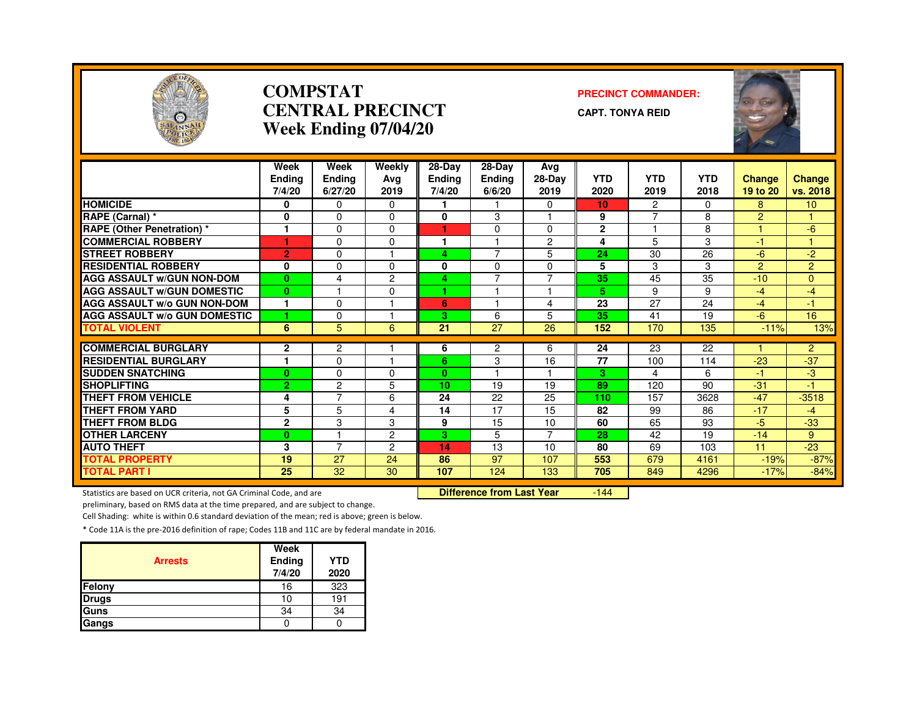# COMPSTAT
# CENTRAL PRECINCT
# Week Ending 07/04/20

**PRECINCT COMMANDER:**

**CAPT. TONYA REID**

| | Week Ending 7/4/20 | Week Ending 6/27/20 | Weekly Avg 2019 | 28-Day Ending 7/4/20 | 28-Day Ending 6/6/20 | Avg 28-Day 2019 | YTD 2020 | YTD 2019 | YTD 2018 | Change 19 to 20 | Change vs. 2018 |
|---|---|---|---|---|---|---|---|---|---|---|---|
| HOMICIDE | 0 | 0 | 0 | 1 | 1 | 0 | 10 | 2 | 0 | 8 | 10 |
| RAPE (Carnal) * | 0 | 0 | 0 | 0 | 3 | 1 | 9 | 7 | 8 | 2 | 1 |
| RAPE (Other Penetration) * | 1 | 0 | 0 | 1 | 0 | 0 | 2 | 1 | 8 | 1 | -6 |
| COMMERCIAL ROBBERY | 1 | 0 | 0 | 1 | 1 | 2 | 4 | 5 | 3 | -1 | 1 |
| STREET ROBBERY | 2 | 0 | 1 | 4 | 7 | 5 | 24 | 30 | 26 | -6 | -2 |
| RESIDENTIAL ROBBERY | 0 | 0 | 0 | 0 | 0 | 0 | 5 | 3 | 3 | 2 | 2 |
| AGG ASSAULT w/GUN NON-DOM | 0 | 4 | 2 | 4 | 7 | 7 | 35 | 45 | 35 | -10 | 0 |
| AGG ASSAULT w/GUN DOMESTIC | 0 | 1 | 0 | 1 | 1 | 1 | 5 | 9 | 9 | -4 | -4 |
| AGG ASSAULT w/o GUN NON-DOM | 1 | 0 | 1 | 6 | 1 | 4 | 23 | 27 | 24 | -4 | -1 |
| AGG ASSAULT w/o GUN DOMESTIC | 1 | 0 | 1 | 3 | 6 | 5 | 35 | 41 | 19 | -6 | 16 |
| TOTAL VIOLENT | 6 | 5 | 6 | 21 | 27 | 26 | 152 | 170 | 135 | -11% | 13% |
| COMMERCIAL BURGLARY | 2 | 2 | 1 | 6 | 2 | 6 | 24 | 23 | 22 | 1 | 2 |
| RESIDENTIAL BURGLARY | 1 | 0 | 1 | 6 | 3 | 16 | 77 | 100 | 114 | -23 | -37 |
| SUDDEN SNATCHING | 0 | 0 | 0 | 0 | 1 | 1 | 3 | 4 | 6 | -1 | -3 |
| SHOPLIFTING | 2 | 2 | 5 | 10 | 19 | 19 | 89 | 120 | 90 | -31 | -1 |
| THEFT FROM VEHICLE | 4 | 7 | 6 | 24 | 22 | 25 | 110 | 157 | 3628 | -47 | -3518 |
| THEFT FROM YARD | 5 | 5 | 4 | 14 | 17 | 15 | 82 | 99 | 86 | -17 | -4 |
| THEFT FROM BLDG | 2 | 3 | 3 | 9 | 15 | 10 | 60 | 65 | 93 | -5 | -33 |
| OTHER LARCENY | 0 | 1 | 2 | 3 | 5 | 7 | 28 | 42 | 19 | -14 | 9 |
| AUTO THEFT | 3 | 7 | 2 | 14 | 13 | 10 | 80 | 69 | 103 | 11 | -23 |
| TOTAL PROPERTY | 19 | 27 | 24 | 86 | 97 | 107 | 553 | 679 | 4161 | -19% | -87% |
| TOTAL PART I | 25 | 32 | 30 | 107 | 124 | 133 | 705 | 849 | 4296 | -17% | -84% |

**Difference from Last Year** -144

Statistics are based on UCR criteria, not GA Criminal Code, and are preliminary, based on RMS data at the time prepared, and are subject to change.

Cell Shading: white is within 0.6 standard deviation of the mean; red is above; green is below.

* Code 11A is the pre-2016 definition of rape; Codes 11B and 11C are by federal mandate in 2016.

| Arrests | Week Ending 7/4/20 | YTD 2020 |
|---|---|---|
| Felony | 16 | 323 |
| Drugs | 10 | 191 |
| Guns | 34 | 34 |
| Gangs | 0 | 0 |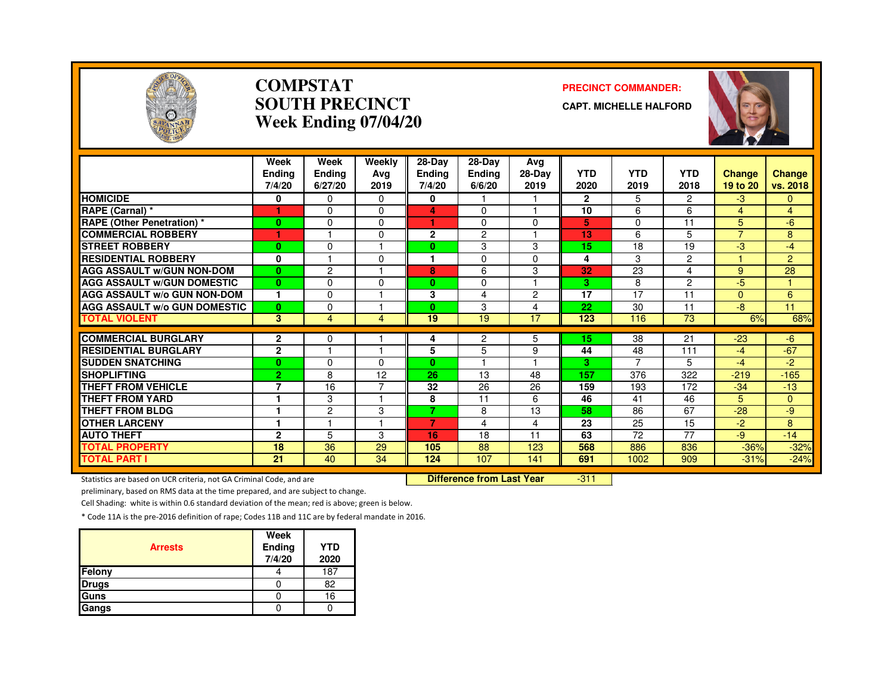# COMPSTAT
# SOUTH PRECINCT
# Week Ending 07/04/20

**PRECINCT COMMANDER:**

**CAPT. MICHELLE HALFORD**

| | Week Ending 7/4/20 | Week Ending 6/27/20 | Weekly Avg 2019 | 28-Day Ending 7/4/20 | 28-Day Ending 6/6/20 | Avg 28-Day 2019 | YTD 2020 | YTD 2019 | YTD 2018 | Change 19 to 20 | Change vs. 2018 |
|---|---|---|---|---|---|---|---|---|---|---|---|
| HOMICIDE | 0 | 0 | 0 | 0 | 1 | 1 | 2 | 5 | 2 | -3 | 0 |
| RAPE (Carnal) * | 1 | 0 | 0 | 4 | 0 | 1 | 10 | 6 | 6 | 4 | 4 |
| RAPE (Other Penetration) * | 0 | 0 | 0 | 1 | 0 | 0 | 5 | 0 | 11 | 5 | -6 |
| COMMERCIAL ROBBERY | 1 | 1 | 0 | 2 | 2 | 1 | 13 | 6 | 5 | 7 | 8 |
| STREET ROBBERY | 0 | 0 | 1 | 0 | 3 | 3 | 15 | 18 | 19 | -3 | -4 |
| RESIDENTIAL ROBBERY | 0 | 1 | 0 | 1 | 0 | 0 | 4 | 3 | 2 | 1 | 2 |
| AGG ASSAULT w/GUN NON-DOM | 0 | 2 | 1 | 8 | 6 | 3 | 32 | 23 | 4 | 9 | 28 |
| AGG ASSAULT w/GUN DOMESTIC | 0 | 0 | 0 | 0 | 0 | 1 | 3 | 8 | 2 | -5 | 1 |
| AGG ASSAULT w/o GUN NON-DOM | 1 | 0 | 1 | 3 | 4 | 2 | 17 | 17 | 11 | 0 | 6 |
| AGG ASSAULT w/o GUN DOMESTIC | 0 | 0 | 1 | 0 | 3 | 4 | 22 | 30 | 11 | -8 | 11 |
| TOTAL VIOLENT | 3 | 4 | 4 | 19 | 19 | 17 | 123 | 116 | 73 | 6% | 68% |
| COMMERCIAL BURGLARY | 2 | 0 | 1 | 4 | 2 | 5 | 15 | 38 | 21 | -23 | -6 |
| RESIDENTIAL BURGLARY | 2 | 1 | 1 | 5 | 5 | 9 | 44 | 48 | 111 | -4 | -67 |
| SUDDEN SNATCHING | 0 | 0 | 0 | 0 | 1 | 1 | 3 | 7 | 5 | -4 | -2 |
| SHOPLIFTING | 2 | 8 | 12 | 26 | 13 | 48 | 157 | 376 | 322 | -219 | -165 |
| THEFT FROM VEHICLE | 7 | 16 | 7 | 32 | 26 | 26 | 159 | 193 | 172 | -34 | -13 |
| THEFT FROM YARD | 1 | 3 | 1 | 8 | 11 | 6 | 46 | 41 | 46 | 5 | 0 |
| THEFT FROM BLDG | 1 | 2 | 3 | 7 | 8 | 13 | 58 | 86 | 67 | -28 | -9 |
| OTHER LARCENY | 1 | 1 | 1 | 7 | 4 | 4 | 23 | 25 | 15 | -2 | 8 |
| AUTO THEFT | 2 | 5 | 3 | 16 | 18 | 11 | 63 | 72 | 77 | -9 | -14 |
| TOTAL PROPERTY | 18 | 36 | 29 | 105 | 88 | 123 | 568 | 886 | 836 | -36% | -32% |
| TOTAL PART I | 21 | 40 | 34 | 124 | 107 | 141 | 691 | 1002 | 909 | -31% | -24% |

**Difference from Last Year** -311

Statistics are based on UCR criteria, not GA Criminal Code, and are preliminary, based on RMS data at the time prepared, and are subject to change.

Cell Shading: white is within 0.6 standard deviation of the mean; red is above; green is below.

* Code 11A is the pre-2016 definition of rape; Codes 11B and 11C are by federal mandate in 2016.

| Arrests | Week Ending 7/4/20 | YTD 2020 |
|---|---|---|
| Felony | 4 | 187 |
| Drugs | 0 | 82 |
| Guns | 0 | 16 |
| Gangs | 0 | 0 |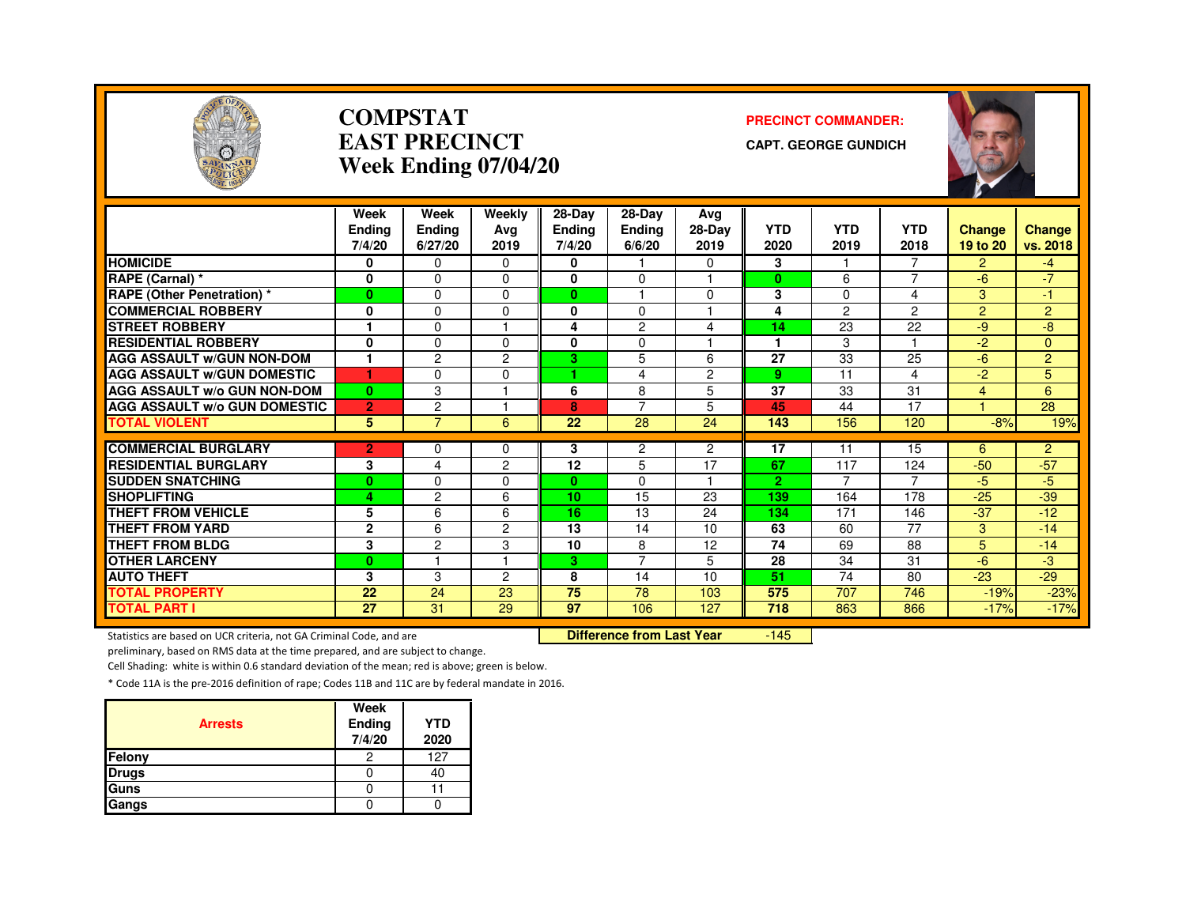# COMPSTAT
# EAST PRECINCT
# Week Ending 07/04/20

**PRECINCT COMMANDER:**

**CAPT. GEORGE GUNDICH**

| | Week Ending 7/4/20 | Week Ending 6/27/20 | Weekly Avg 2019 | 28-Day Ending 7/4/20 | 28-Day Ending 6/6/20 | Avg 28-Day 2019 | YTD 2020 | YTD 2019 | YTD 2018 | Change 19 to 20 | Change vs. 2018 |
|---|---|---|---|---|---|---|---|---|---|---|---|
| HOMICIDE | 0 | 0 | 0 | 0 | 1 | 0 | 3 | 1 | 7 | 2 | -4 |
| RAPE (Carnal) * | 0 | 0 | 0 | 0 | 0 | 1 | 0 | 6 | 7 | -6 | -7 |
| RAPE (Other Penetration) * | 0 | 0 | 0 | 0 | 1 | 0 | 3 | 0 | 4 | 3 | -1 |
| COMMERCIAL ROBBERY | 0 | 0 | 0 | 0 | 0 | 1 | 4 | 2 | 2 | 2 | 2 |
| STREET ROBBERY | 1 | 0 | 1 | 4 | 2 | 4 | 14 | 23 | 22 | -9 | -8 |
| RESIDENTIAL ROBBERY | 0 | 0 | 0 | 0 | 0 | 1 | 1 | 3 | 1 | -2 | 0 |
| AGG ASSAULT w/GUN NON-DOM | 1 | 2 | 2 | 3 | 5 | 6 | 27 | 33 | 25 | -6 | 2 |
| AGG ASSAULT w/GUN DOMESTIC | 1 | 0 | 0 | 1 | 4 | 2 | 9 | 11 | 4 | -2 | 5 |
| AGG ASSAULT w/o GUN NON-DOM | 0 | 3 | 1 | 6 | 8 | 5 | 37 | 33 | 31 | 4 | 6 |
| AGG ASSAULT w/o GUN DOMESTIC | 2 | 2 | 1 | 8 | 7 | 5 | 45 | 44 | 17 | 1 | 28 |
| TOTAL VIOLENT | 5 | 7 | 6 | 22 | 28 | 24 | 143 | 156 | 120 | -8% | 19% |
| COMMERCIAL BURGLARY | 2 | 0 | 0 | 3 | 2 | 2 | 17 | 11 | 15 | 6 | 2 |
| RESIDENTIAL BURGLARY | 3 | 4 | 2 | 12 | 5 | 17 | 67 | 117 | 124 | -50 | -57 |
| SUDDEN SNATCHING | 0 | 0 | 0 | 0 | 0 | 1 | 2 | 7 | 7 | -5 | -5 |
| SHOPLIFTING | 4 | 2 | 6 | 10 | 15 | 23 | 139 | 164 | 178 | -25 | -39 |
| THEFT FROM VEHICLE | 5 | 6 | 6 | 16 | 13 | 24 | 134 | 171 | 146 | -37 | -12 |
| THEFT FROM YARD | 2 | 6 | 2 | 13 | 14 | 10 | 63 | 60 | 77 | 3 | -14 |
| THEFT FROM BLDG | 3 | 2 | 3 | 10 | 8 | 12 | 74 | 69 | 88 | 5 | -14 |
| OTHER LARCENY | 0 | 1 | 1 | 3 | 7 | 5 | 28 | 34 | 31 | -6 | -3 |
| AUTO THEFT | 3 | 3 | 2 | 8 | 14 | 10 | 51 | 74 | 80 | -23 | -29 |
| TOTAL PROPERTY | 22 | 24 | 23 | 75 | 78 | 103 | 575 | 707 | 746 | -19% | -23% |
| TOTAL PART I | 27 | 31 | 29 | 97 | 106 | 127 | 718 | 863 | 866 | -17% | -17% |

**Difference from Last Year** -145

Statistics are based on UCR criteria, not GA Criminal Code, and are preliminary, based on RMS data at the time prepared, and are subject to change.

Cell Shading: white is within 0.6 standard deviation of the mean; red is above; green is below.

* Code 11A is the pre-2016 definition of rape; Codes 11B and 11C are by federal mandate in 2016.

| Arrests | Week Ending 7/4/20 | YTD 2020 |
|---|---|---|
| Felony | 2 | 127 |
| Drugs | 0 | 40 |
| Guns | 0 | 11 |
| Gangs | 0 | 0 |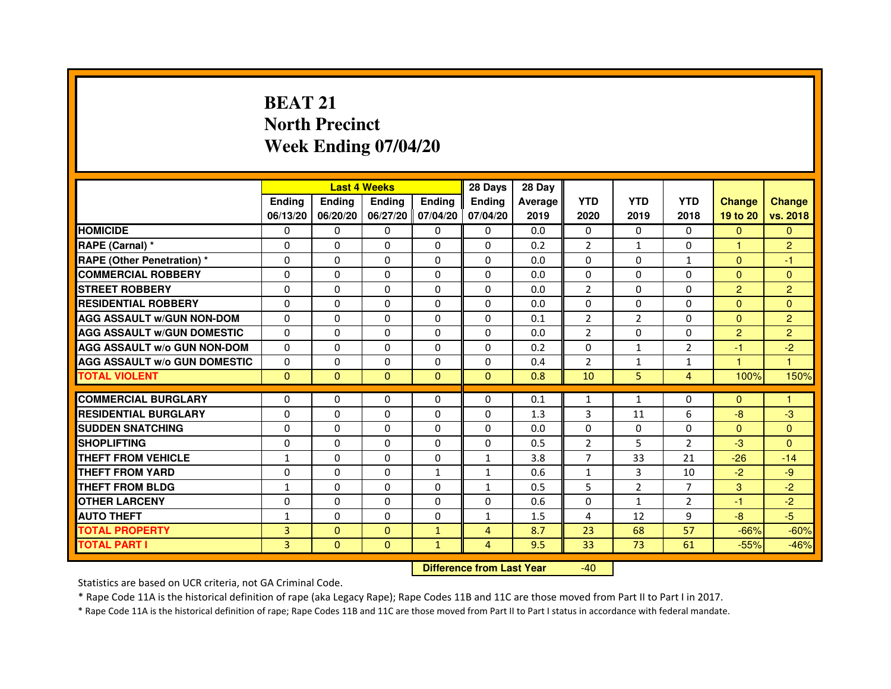# BEAT 21
# North Precinct
# Week Ending 07/04/20

| | Last 4 Weeks | | | | 28 Days | 28 Day | | | | | |
|---|---|---|---|---|---|---|---|---|---|---|---|
| | Ending 06/13/20 | Ending 06/20/20 | Ending 06/27/20 | Ending 07/04/20 | Ending 07/04/20 | Average 2019 | YTD 2020 | YTD 2019 | YTD 2018 | Change 19 to 20 | Change vs. 2018 |
| HOMICIDE | 0 | 0 | 0 | 0 | 0 | 0.0 | 0 | 0 | 0 | 0 | 0 |
| RAPE (Carnal) * | 0 | 0 | 0 | 0 | 0 | 0.2 | 2 | 1 | 0 | 1 | 2 |
| RAPE (Other Penetration) * | 0 | 0 | 0 | 0 | 0 | 0.0 | 0 | 0 | 1 | 0 | -1 |
| COMMERCIAL ROBBERY | 0 | 0 | 0 | 0 | 0 | 0.0 | 0 | 0 | 0 | 0 | 0 |
| STREET ROBBERY | 0 | 0 | 0 | 0 | 0 | 0.0 | 2 | 0 | 0 | 2 | 2 |
| RESIDENTIAL ROBBERY | 0 | 0 | 0 | 0 | 0 | 0.0 | 0 | 0 | 0 | 0 | 0 |
| AGG ASSAULT w/GUN NON-DOM | 0 | 0 | 0 | 0 | 0 | 0.1 | 2 | 2 | 0 | 0 | 2 |
| AGG ASSAULT w/GUN DOMESTIC | 0 | 0 | 0 | 0 | 0 | 0.0 | 2 | 0 | 0 | 2 | 2 |
| AGG ASSAULT w/o GUN NON-DOM | 0 | 0 | 0 | 0 | 0 | 0.2 | 0 | 1 | 2 | -1 | -2 |
| AGG ASSAULT w/o GUN DOMESTIC | 0 | 0 | 0 | 0 | 0 | 0.4 | 2 | 1 | 1 | 1 | 1 |
| TOTAL VIOLENT | 0 | 0 | 0 | 0 | 0 | 0.8 | 10 | 5 | 4 | 100% | 150% |
| COMMERCIAL BURGLARY | 0 | 0 | 0 | 0 | 0 | 0.1 | 1 | 1 | 0 | 0 | 1 |
| RESIDENTIAL BURGLARY | 0 | 0 | 0 | 0 | 0 | 1.3 | 3 | 11 | 6 | -8 | -3 |
| SUDDEN SNATCHING | 0 | 0 | 0 | 0 | 0 | 0.0 | 0 | 0 | 0 | 0 | 0 |
| SHOPLIFTING | 0 | 0 | 0 | 0 | 0 | 0.5 | 2 | 5 | 2 | -3 | 0 |
| THEFT FROM VEHICLE | 1 | 0 | 0 | 0 | 1 | 3.8 | 7 | 33 | 21 | -26 | -14 |
| THEFT FROM YARD | 0 | 0 | 0 | 1 | 1 | 0.6 | 1 | 3 | 10 | -2 | -9 |
| THEFT FROM BLDG | 1 | 0 | 0 | 0 | 1 | 0.5 | 5 | 2 | 7 | 3 | -2 |
| OTHER LARCENY | 0 | 0 | 0 | 0 | 0 | 0.6 | 0 | 1 | 2 | -1 | -2 |
| AUTO THEFT | 1 | 0 | 0 | 0 | 1 | 1.5 | 4 | 12 | 9 | -8 | -5 |
| TOTAL PROPERTY | 3 | 0 | 0 | 1 | 4 | 8.7 | 23 | 68 | 57 | -66% | -60% |
| TOTAL PART I | 3 | 0 | 0 | 1 | 4 | 9.5 | 33 | 73 | 61 | -55% | -46% |

**Difference from Last Year** -40

Statistics are based on UCR criteria, not GA Criminal Code.

* Rape Code 11A is the historical definition of rape (aka Legacy Rape); Rape Codes 11B and 11C are those moved from Part II to Part I in 2017.

* Rape Code 11A is the historical definition of rape; Rape Codes 11B and 11C are those moved from Part II to Part I status in accordance with federal mandate.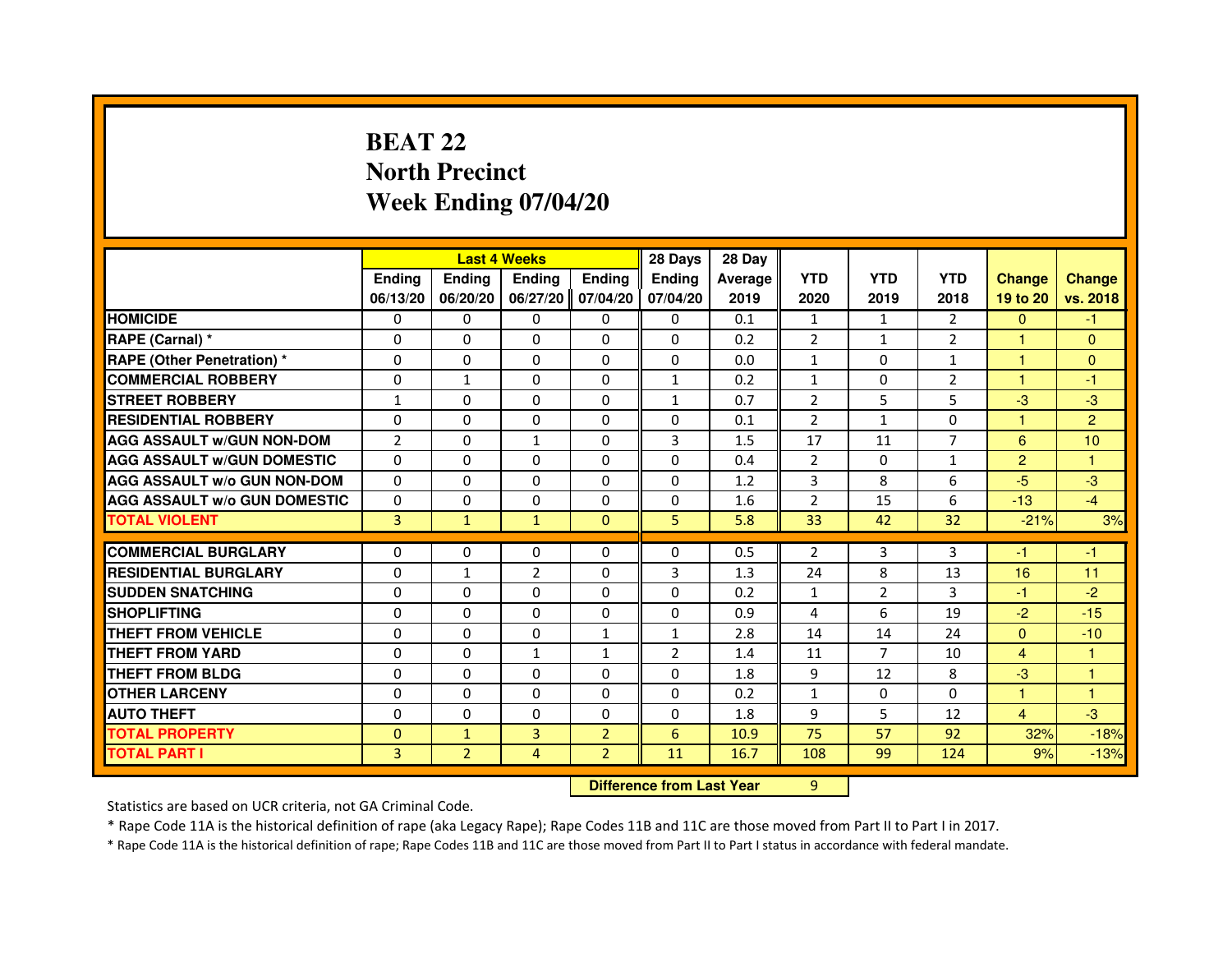# BEAT 22
## North Precinct
## Week Ending 07/04/20

| | Last 4 Weeks | | | | 28 Days | 28 Day | | | | | |
|---|---|---|---|---|---|---|---|---|---|---|---|
| | Ending 06/13/20 | Ending 06/20/20 | Ending 06/27/20 | Ending 07/04/20 | Ending 07/04/20 | Average 2019 | YTD 2020 | YTD 2019 | YTD 2018 | Change 19 to 20 | Change vs. 2018 |
| HOMICIDE | 0 | 0 | 0 | 0 | 0 | 0.1 | 1 | 1 | 2 | 0 | -1 |
| RAPE (Carnal) * | 0 | 0 | 0 | 0 | 0 | 0.2 | 2 | 1 | 2 | 1 | 0 |
| RAPE (Other Penetration) * | 0 | 0 | 0 | 0 | 0 | 0.0 | 1 | 0 | 1 | 1 | 0 |
| COMMERCIAL ROBBERY | 0 | 1 | 0 | 0 | 1 | 0.2 | 1 | 0 | 2 | 1 | -1 |
| STREET ROBBERY | 1 | 0 | 0 | 0 | 1 | 0.7 | 2 | 5 | 5 | -3 | -3 |
| RESIDENTIAL ROBBERY | 0 | 0 | 0 | 0 | 0 | 0.1 | 2 | 1 | 0 | 1 | 2 |
| AGG ASSAULT w/GUN NON-DOM | 2 | 0 | 1 | 0 | 3 | 1.5 | 17 | 11 | 7 | 6 | 10 |
| AGG ASSAULT w/GUN DOMESTIC | 0 | 0 | 0 | 0 | 0 | 0.4 | 2 | 0 | 1 | 2 | 1 |
| AGG ASSAULT w/o GUN NON-DOM | 0 | 0 | 0 | 0 | 0 | 1.2 | 3 | 8 | 6 | -5 | -3 |
| AGG ASSAULT w/o GUN DOMESTIC | 0 | 0 | 0 | 0 | 0 | 1.6 | 2 | 15 | 6 | -13 | -4 |
| TOTAL VIOLENT | 3 | 1 | 1 | 0 | 5 | 5.8 | 33 | 42 | 32 | -21% | 3% |
| COMMERCIAL BURGLARY | 0 | 0 | 0 | 0 | 0 | 0.5 | 2 | 3 | 3 | -1 | -1 |
| RESIDENTIAL BURGLARY | 0 | 1 | 2 | 0 | 3 | 1.3 | 24 | 8 | 13 | 16 | 11 |
| SUDDEN SNATCHING | 0 | 0 | 0 | 0 | 0 | 0.2 | 1 | 2 | 3 | -1 | -2 |
| SHOPLIFTING | 0 | 0 | 0 | 0 | 0 | 0.9 | 4 | 6 | 19 | -2 | -15 |
| THEFT FROM VEHICLE | 0 | 0 | 0 | 1 | 1 | 2.8 | 14 | 14 | 24 | 0 | -10 |
| THEFT FROM YARD | 0 | 0 | 1 | 1 | 2 | 1.4 | 11 | 7 | 10 | 4 | 1 |
| THEFT FROM BLDG | 0 | 0 | 0 | 0 | 0 | 1.8 | 9 | 12 | 8 | -3 | 1 |
| OTHER LARCENY | 0 | 0 | 0 | 0 | 0 | 0.2 | 1 | 0 | 0 | 1 | 1 |
| AUTO THEFT | 0 | 0 | 0 | 0 | 0 | 1.8 | 9 | 5 | 12 | 4 | -3 |
| TOTAL PROPERTY | 0 | 1 | 3 | 2 | 6 | 10.9 | 75 | 57 | 92 | 32% | -18% |
| TOTAL PART I | 3 | 2 | 4 | 2 | 11 | 16.7 | 108 | 99 | 124 | 9% | -13% |

| Difference from Last Year | 9 |
|---|---|

Statistics are based on UCR criteria, not GA Criminal Code.

* Rape Code 11A is the historical definition of rape (aka Legacy Rape); Rape Codes 11B and 11C are those moved from Part II to Part I in 2017.

* Rape Code 11A is the historical definition of rape; Rape Codes 11B and 11C are those moved from Part II to Part I status in accordance with federal mandate.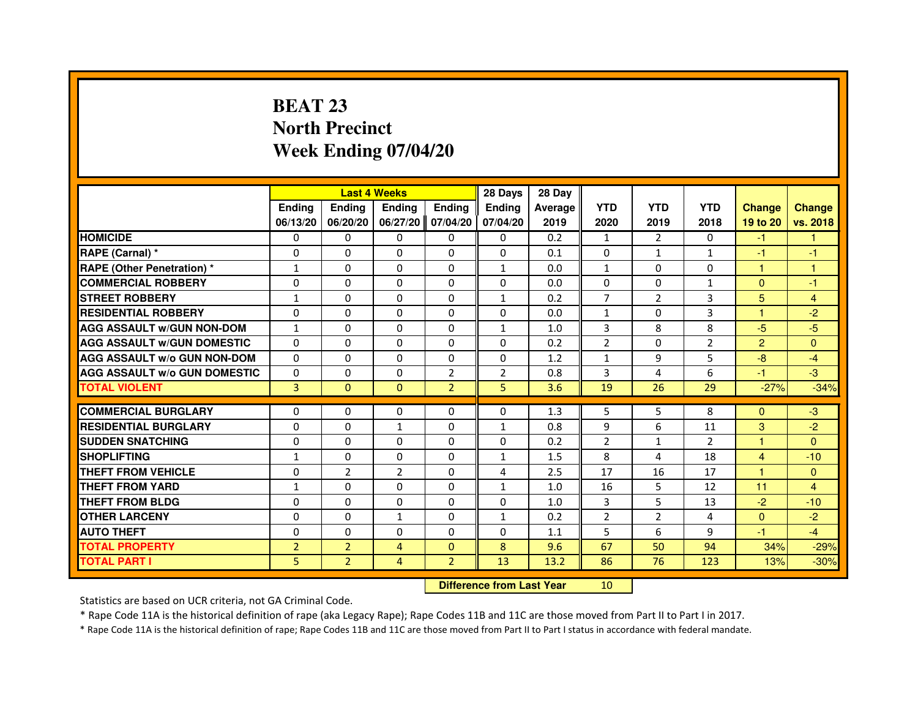# BEAT 23
# North Precinct
# Week Ending 07/04/20

| | Last 4 Weeks | | | | 28 Days | 28 Day | | | | | |
|---|---|---|---|---|---|---|---|---|---|---|---|
| | Ending 06/13/20 | Ending 06/20/20 | Ending 06/27/20 | Ending 07/04/20 | Ending 07/04/20 | Average 2019 | YTD 2020 | YTD 2019 | YTD 2018 | Change 19 to 20 | Change vs. 2018 |
| HOMICIDE | 0 | 0 | 0 | 0 | 0 | 0.2 | 1 | 2 | 0 | -1 | 1 |
| RAPE (Carnal) * | 0 | 0 | 0 | 0 | 0 | 0.1 | 0 | 1 | 1 | -1 | -1 |
| RAPE (Other Penetration) * | 1 | 0 | 0 | 0 | 1 | 0.0 | 1 | 0 | 0 | 1 | 1 |
| COMMERCIAL ROBBERY | 0 | 0 | 0 | 0 | 0 | 0.0 | 0 | 0 | 1 | 0 | -1 |
| STREET ROBBERY | 1 | 0 | 0 | 0 | 1 | 0.2 | 7 | 2 | 3 | 5 | 4 |
| RESIDENTIAL ROBBERY | 0 | 0 | 0 | 0 | 0 | 0.0 | 1 | 0 | 3 | 1 | -2 |
| AGG ASSAULT w/GUN NON-DOM | 1 | 0 | 0 | 0 | 1 | 1.0 | 3 | 8 | 8 | -5 | -5 |
| AGG ASSAULT w/GUN DOMESTIC | 0 | 0 | 0 | 0 | 0 | 0.2 | 2 | 0 | 2 | 2 | 0 |
| AGG ASSAULT w/o GUN NON-DOM | 0 | 0 | 0 | 0 | 0 | 1.2 | 1 | 9 | 5 | -8 | -4 |
| AGG ASSAULT w/o GUN DOMESTIC | 0 | 0 | 0 | 2 | 2 | 0.8 | 3 | 4 | 6 | -1 | -3 |
| TOTAL VIOLENT | 3 | 0 | 0 | 2 | 5 | 3.6 | 19 | 26 | 29 | -27% | -34% |
| COMMERCIAL BURGLARY | 0 | 0 | 0 | 0 | 0 | 1.3 | 5 | 5 | 8 | 0 | -3 |
| RESIDENTIAL BURGLARY | 0 | 0 | 1 | 0 | 1 | 0.8 | 9 | 6 | 11 | 3 | -2 |
| SUDDEN SNATCHING | 0 | 0 | 0 | 0 | 0 | 0.2 | 2 | 1 | 2 | 1 | 0 |
| SHOPLIFTING | 1 | 0 | 0 | 0 | 1 | 1.5 | 8 | 4 | 18 | 4 | -10 |
| THEFT FROM VEHICLE | 0 | 2 | 2 | 0 | 4 | 2.5 | 17 | 16 | 17 | 1 | 0 |
| THEFT FROM YARD | 1 | 0 | 0 | 0 | 1 | 1.0 | 16 | 5 | 12 | 11 | 4 |
| THEFT FROM BLDG | 0 | 0 | 0 | 0 | 0 | 1.0 | 3 | 5 | 13 | -2 | -10 |
| OTHER LARCENY | 0 | 0 | 1 | 0 | 1 | 0.2 | 2 | 2 | 4 | 0 | -2 |
| AUTO THEFT | 0 | 0 | 0 | 0 | 0 | 1.1 | 5 | 6 | 9 | -1 | -4 |
| TOTAL PROPERTY | 2 | 2 | 4 | 0 | 8 | 9.6 | 67 | 50 | 94 | 34% | -29% |
| TOTAL PART I | 5 | 2 | 4 | 2 | 13 | 13.2 | 86 | 76 | 123 | 13% | -30% |

**Difference from Last Year** 10

Statistics are based on UCR criteria, not GA Criminal Code.

* Rape Code 11A is the historical definition of rape (aka Legacy Rape); Rape Codes 11B and 11C are those moved from Part II to Part I in 2017.

* Rape Code 11A is the historical definition of rape; Rape Codes 11B and 11C are those moved from Part II to Part I status in accordance with federal mandate.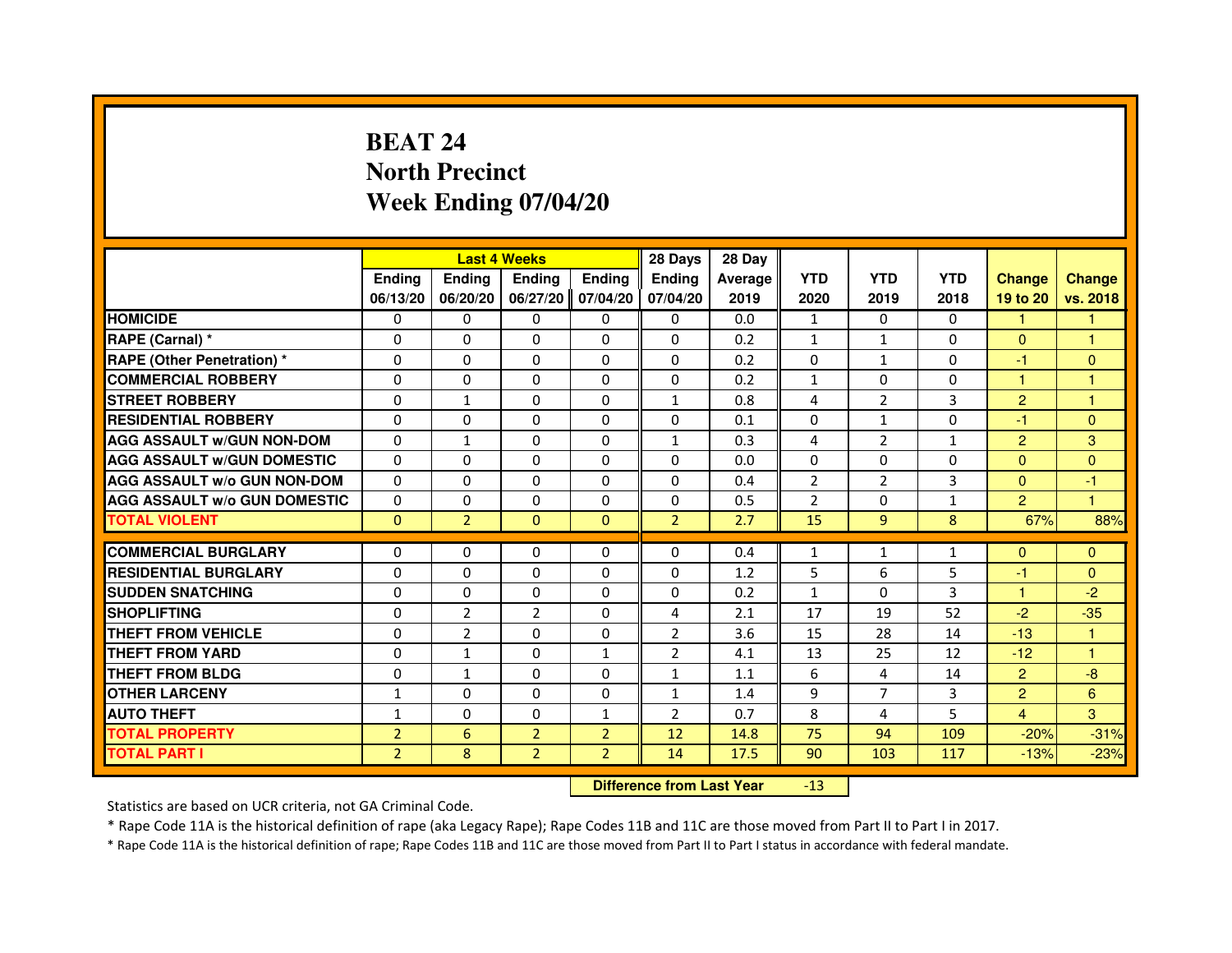# BEAT 24
# North Precinct
# Week Ending 07/04/20

| | Last 4 Weeks | | | | 28 Days | 28 Day | | | | | |
|---|---|---|---|---|---|---|---|---|---|---|---|
| | Ending 06/13/20 | Ending 06/20/20 | Ending 06/27/20 | Ending 07/04/20 | Ending 07/04/20 | Average 2019 | YTD 2020 | YTD 2019 | YTD 2018 | Change 19 to 20 | Change vs. 2018 |
| HOMICIDE | 0 | 0 | 0 | 0 | 0 | 0.0 | 1 | 0 | 0 | 1 | 1 |
| RAPE (Carnal) * | 0 | 0 | 0 | 0 | 0 | 0.2 | 1 | 1 | 0 | 0 | 1 |
| RAPE (Other Penetration) * | 0 | 0 | 0 | 0 | 0 | 0.2 | 0 | 1 | 0 | -1 | 0 |
| COMMERCIAL ROBBERY | 0 | 0 | 0 | 0 | 0 | 0.2 | 1 | 0 | 0 | 1 | 1 |
| STREET ROBBERY | 0 | 1 | 0 | 0 | 1 | 0.8 | 4 | 2 | 3 | 2 | 1 |
| RESIDENTIAL ROBBERY | 0 | 0 | 0 | 0 | 0 | 0.1 | 0 | 1 | 0 | -1 | 0 |
| AGG ASSAULT w/GUN NON-DOM | 0 | 1 | 0 | 0 | 1 | 0.3 | 4 | 2 | 1 | 2 | 3 |
| AGG ASSAULT w/GUN DOMESTIC | 0 | 0 | 0 | 0 | 0 | 0.0 | 0 | 0 | 0 | 0 | 0 |
| AGG ASSAULT w/o GUN NON-DOM | 0 | 0 | 0 | 0 | 0 | 0.4 | 2 | 2 | 3 | 0 | -1 |
| AGG ASSAULT w/o GUN DOMESTIC | 0 | 0 | 0 | 0 | 0 | 0.5 | 2 | 0 | 1 | 2 | 1 |
| TOTAL VIOLENT | 0 | 2 | 0 | 0 | 2 | 2.7 | 15 | 9 | 8 | 67% | 88% |
| COMMERCIAL BURGLARY | 0 | 0 | 0 | 0 | 0 | 0.4 | 1 | 1 | 1 | 0 | 0 |
| RESIDENTIAL BURGLARY | 0 | 0 | 0 | 0 | 0 | 1.2 | 5 | 6 | 5 | -1 | 0 |
| SUDDEN SNATCHING | 0 | 0 | 0 | 0 | 0 | 0.2 | 1 | 0 | 3 | 1 | -2 |
| SHOPLIFTING | 0 | 2 | 2 | 0 | 4 | 2.1 | 17 | 19 | 52 | -2 | -35 |
| THEFT FROM VEHICLE | 0 | 2 | 0 | 0 | 2 | 3.6 | 15 | 28 | 14 | -13 | 1 |
| THEFT FROM YARD | 0 | 1 | 0 | 1 | 2 | 4.1 | 13 | 25 | 12 | -12 | 1 |
| THEFT FROM BLDG | 0 | 1 | 0 | 0 | 1 | 1.1 | 6 | 4 | 14 | 2 | -8 |
| OTHER LARCENY | 1 | 0 | 0 | 0 | 1 | 1.4 | 9 | 7 | 3 | 2 | 6 |
| AUTO THEFT | 1 | 0 | 0 | 1 | 2 | 0.7 | 8 | 4 | 5 | 4 | 3 |
| TOTAL PROPERTY | 2 | 6 | 2 | 2 | 12 | 14.8 | 75 | 94 | 109 | -20% | -31% |
| TOTAL PART I | 2 | 8 | 2 | 2 | 14 | 17.5 | 90 | 103 | 117 | -13% | -23% |

**Difference from Last Year** -13

Statistics are based on UCR criteria, not GA Criminal Code.

* Rape Code 11A is the historical definition of rape (aka Legacy Rape); Rape Codes 11B and 11C are those moved from Part II to Part I in 2017.

* Rape Code 11A is the historical definition of rape; Rape Codes 11B and 11C are those moved from Part II to Part I status in accordance with federal mandate.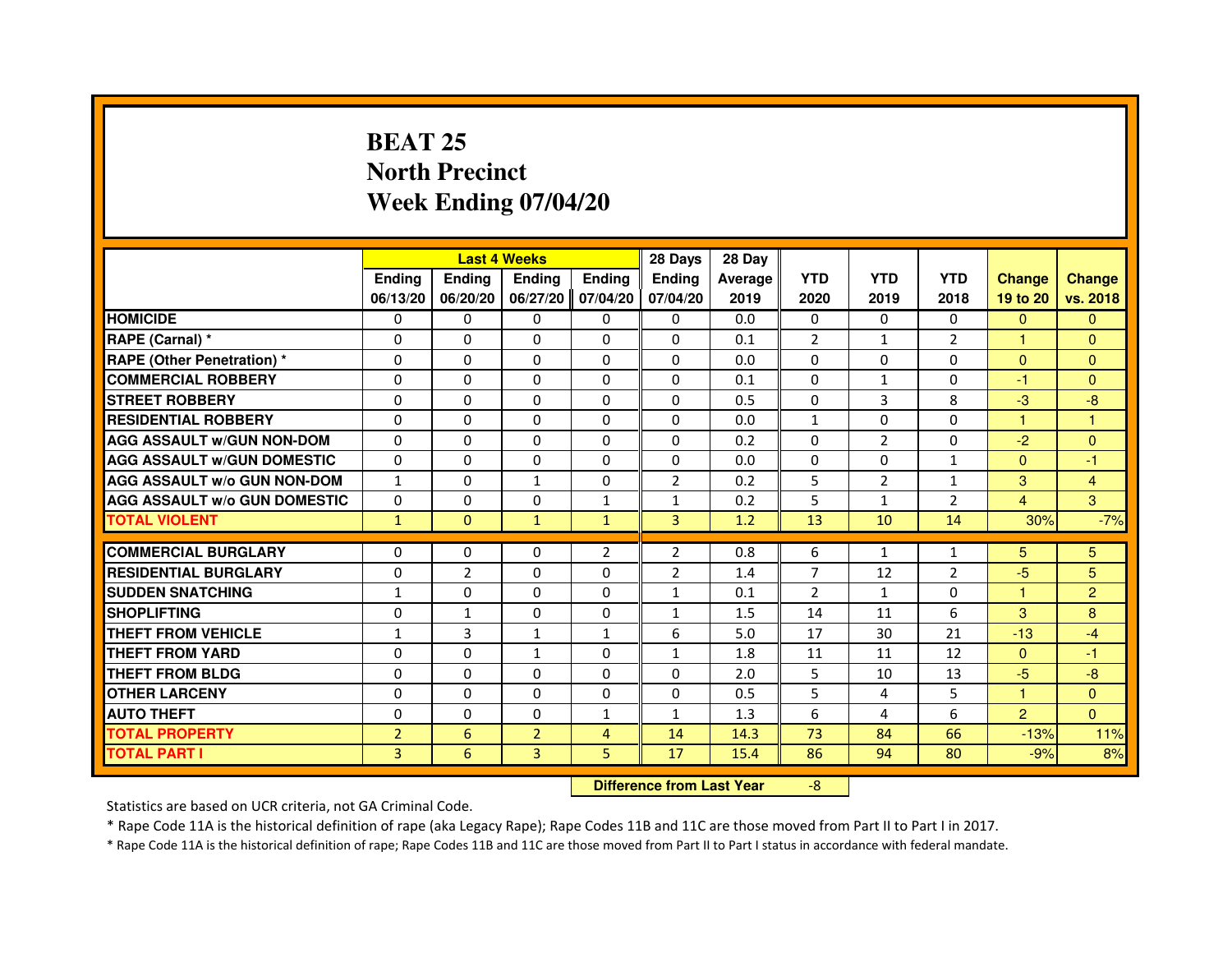# BEAT 25
## North Precinct
## Week Ending 07/04/20

| | Last 4 Weeks | | | | 28 Days | 28 Day | | | | | |
|---|---|---|---|---|---|---|---|---|---|---|---|
| | Ending 06/13/20 | Ending 06/20/20 | Ending 06/27/20 | Ending 07/04/20 | Ending 07/04/20 | Average 2019 | YTD 2020 | YTD 2019 | YTD 2018 | Change 19 to 20 | Change vs. 2018 |
| HOMICIDE | 0 | 0 | 0 | 0 | 0 | 0.0 | 0 | 0 | 0 | 0 | 0 |
| RAPE (Carnal) * | 0 | 0 | 0 | 0 | 0 | 0.1 | 2 | 1 | 2 | 1 | 0 |
| RAPE (Other Penetration) * | 0 | 0 | 0 | 0 | 0 | 0.0 | 0 | 0 | 0 | 0 | 0 |
| COMMERCIAL ROBBERY | 0 | 0 | 0 | 0 | 0 | 0.1 | 0 | 1 | 0 | -1 | 0 |
| STREET ROBBERY | 0 | 0 | 0 | 0 | 0 | 0.5 | 0 | 3 | 8 | -3 | -8 |
| RESIDENTIAL ROBBERY | 0 | 0 | 0 | 0 | 0 | 0.0 | 1 | 0 | 0 | 1 | 1 |
| AGG ASSAULT w/GUN NON-DOM | 0 | 0 | 0 | 0 | 0 | 0.2 | 0 | 2 | 0 | -2 | 0 |
| AGG ASSAULT w/GUN DOMESTIC | 0 | 0 | 0 | 0 | 0 | 0.0 | 0 | 0 | 1 | 0 | -1 |
| AGG ASSAULT w/o GUN NON-DOM | 1 | 0 | 1 | 0 | 2 | 0.2 | 5 | 2 | 1 | 3 | 4 |
| AGG ASSAULT w/o GUN DOMESTIC | 0 | 0 | 0 | 1 | 1 | 0.2 | 5 | 1 | 2 | 4 | 3 |
| TOTAL VIOLENT | 1 | 0 | 1 | 1 | 3 | 1.2 | 13 | 10 | 14 | 30% | -7% |
| COMMERCIAL BURGLARY | 0 | 0 | 0 | 2 | 2 | 0.8 | 6 | 1 | 1 | 5 | 5 |
| RESIDENTIAL BURGLARY | 0 | 2 | 0 | 0 | 2 | 1.4 | 7 | 12 | 2 | -5 | 5 |
| SUDDEN SNATCHING | 1 | 0 | 0 | 0 | 1 | 0.1 | 2 | 1 | 0 | 1 | 2 |
| SHOPLIFTING | 0 | 1 | 0 | 0 | 1 | 1.5 | 14 | 11 | 6 | 3 | 8 |
| THEFT FROM VEHICLE | 1 | 3 | 1 | 1 | 6 | 5.0 | 17 | 30 | 21 | -13 | -4 |
| THEFT FROM YARD | 0 | 0 | 1 | 0 | 1 | 1.8 | 11 | 11 | 12 | 0 | -1 |
| THEFT FROM BLDG | 0 | 0 | 0 | 0 | 0 | 2.0 | 5 | 10 | 13 | -5 | -8 |
| OTHER LARCENY | 0 | 0 | 0 | 0 | 0 | 0.5 | 5 | 4 | 5 | 1 | 0 |
| AUTO THEFT | 0 | 0 | 0 | 1 | 1 | 1.3 | 6 | 4 | 6 | 2 | 0 |
| TOTAL PROPERTY | 2 | 6 | 2 | 4 | 14 | 14.3 | 73 | 84 | 66 | -13% | 11% |
| TOTAL PART I | 3 | 6 | 3 | 5 | 17 | 15.4 | 86 | 94 | 80 | -9% | 8% |

**Difference from Last Year** -8

Statistics are based on UCR criteria, not GA Criminal Code.

* Rape Code 11A is the historical definition of rape (aka Legacy Rape); Rape Codes 11B and 11C are those moved from Part II to Part I in 2017.

* Rape Code 11A is the historical definition of rape; Rape Codes 11B and 11C are those moved from Part II to Part I status in accordance with federal mandate.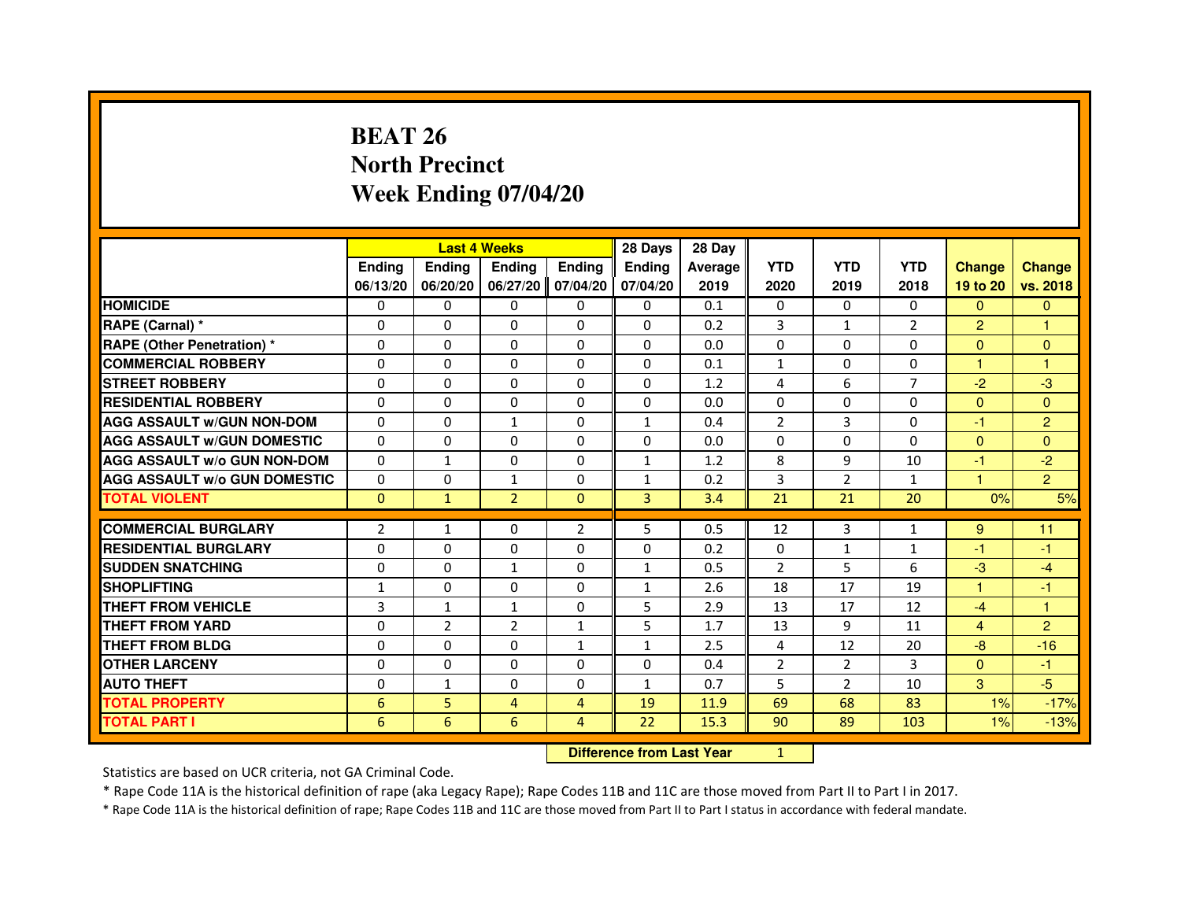# BEAT 26
## North Precinct
## Week Ending 07/04/20

| | Last 4 Weeks | | | | 28 Days | 28 Day | | | | | |
|---|---|---|---|---|---|---|---|---|---|---|---|
| | Ending 06/13/20 | Ending 06/20/20 | Ending 06/27/20 | Ending 07/04/20 | Ending 07/04/20 | Average 2019 | YTD 2020 | YTD 2019 | YTD 2018 | Change 19 to 20 | Change vs. 2018 |
| HOMICIDE | 0 | 0 | 0 | 0 | 0 | 0.1 | 0 | 0 | 0 | 0 | 0 |
| RAPE (Carnal) * | 0 | 0 | 0 | 0 | 0 | 0.2 | 3 | 1 | 2 | 2 | 1 |
| RAPE (Other Penetration) * | 0 | 0 | 0 | 0 | 0 | 0.0 | 0 | 0 | 0 | 0 | 0 |
| COMMERCIAL ROBBERY | 0 | 0 | 0 | 0 | 0 | 0.1 | 1 | 0 | 0 | 1 | 1 |
| STREET ROBBERY | 0 | 0 | 0 | 0 | 0 | 1.2 | 4 | 6 | 7 | -2 | -3 |
| RESIDENTIAL ROBBERY | 0 | 0 | 0 | 0 | 0 | 0.0 | 0 | 0 | 0 | 0 | 0 |
| AGG ASSAULT w/GUN NON-DOM | 0 | 0 | 1 | 0 | 1 | 0.4 | 2 | 3 | 0 | -1 | 2 |
| AGG ASSAULT w/GUN DOMESTIC | 0 | 0 | 0 | 0 | 0 | 0.0 | 0 | 0 | 0 | 0 | 0 |
| AGG ASSAULT w/o GUN NON-DOM | 0 | 1 | 0 | 0 | 1 | 1.2 | 8 | 9 | 10 | -1 | -2 |
| AGG ASSAULT w/o GUN DOMESTIC | 0 | 0 | 1 | 0 | 1 | 0.2 | 3 | 2 | 1 | 1 | 2 |
| TOTAL VIOLENT | 0 | 1 | 2 | 0 | 3 | 3.4 | 21 | 21 | 20 | 0% | 5% |
| COMMERCIAL BURGLARY | 2 | 1 | 0 | 2 | 5 | 0.5 | 12 | 3 | 1 | 9 | 11 |
| RESIDENTIAL BURGLARY | 0 | 0 | 0 | 0 | 0 | 0.2 | 0 | 1 | 1 | -1 | -1 |
| SUDDEN SNATCHING | 0 | 0 | 1 | 0 | 1 | 0.5 | 2 | 5 | 6 | -3 | -4 |
| SHOPLIFTING | 1 | 0 | 0 | 0 | 1 | 2.6 | 18 | 17 | 19 | 1 | -1 |
| THEFT FROM VEHICLE | 3 | 1 | 1 | 0 | 5 | 2.9 | 13 | 17 | 12 | -4 | 1 |
| THEFT FROM YARD | 0 | 2 | 2 | 1 | 5 | 1.7 | 13 | 9 | 11 | 4 | 2 |
| THEFT FROM BLDG | 0 | 0 | 0 | 1 | 1 | 2.5 | 4 | 12 | 20 | -8 | -16 |
| OTHER LARCENY | 0 | 0 | 0 | 0 | 0 | 0.4 | 2 | 2 | 3 | 0 | -1 |
| AUTO THEFT | 0 | 1 | 0 | 0 | 1 | 0.7 | 5 | 2 | 10 | 3 | -5 |
| TOTAL PROPERTY | 6 | 5 | 4 | 4 | 19 | 11.9 | 69 | 68 | 83 | 1% | -17% |
| TOTAL PART I | 6 | 6 | 6 | 4 | 22 | 15.3 | 90 | 89 | 103 | 1% | -13% |

**Difference from Last Year** 1

Statistics are based on UCR criteria, not GA Criminal Code.

* Rape Code 11A is the historical definition of rape (aka Legacy Rape); Rape Codes 11B and 11C are those moved from Part II to Part I in 2017.

* Rape Code 11A is the historical definition of rape; Rape Codes 11B and 11C are those moved from Part II to Part I status in accordance with federal mandate.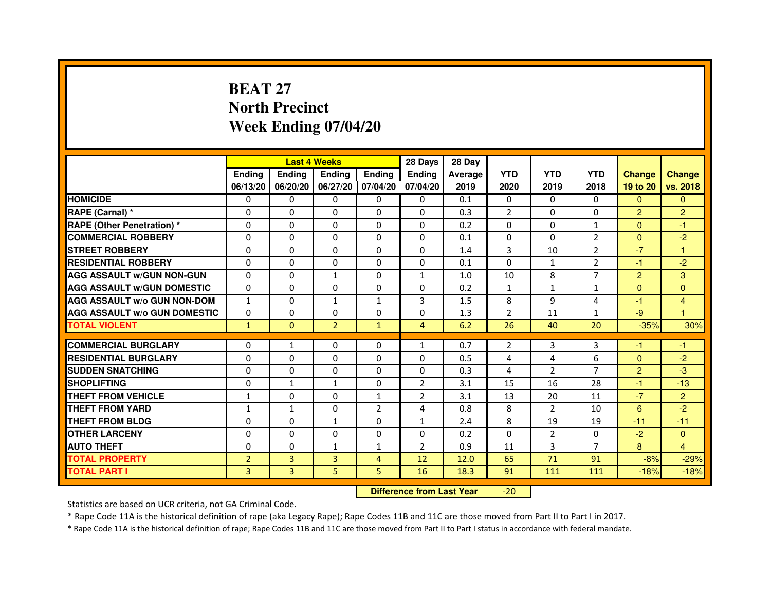# BEAT 27
# North Precinct
# Week Ending 07/04/20

| | Last 4 Weeks | | | | 28 Days | 28 Day | | | | | |
|---|---|---|---|---|---|---|---|---|---|---|---|
| | Ending 06/13/20 | Ending 06/20/20 | Ending 06/27/20 | Ending 07/04/20 | Ending 07/04/20 | Average 2019 | YTD 2020 | YTD 2019 | YTD 2018 | Change 19 to 20 | Change vs. 2018 |
| HOMICIDE | 0 | 0 | 0 | 0 | 0 | 0.1 | 0 | 0 | 0 | 0 | 0 |
| RAPE (Carnal) * | 0 | 0 | 0 | 0 | 0 | 0.3 | 2 | 0 | 0 | 2 | 2 |
| RAPE (Other Penetration) * | 0 | 0 | 0 | 0 | 0 | 0.2 | 0 | 0 | 1 | 0 | -1 |
| COMMERCIAL ROBBERY | 0 | 0 | 0 | 0 | 0 | 0.1 | 0 | 0 | 2 | 0 | -2 |
| STREET ROBBERY | 0 | 0 | 0 | 0 | 0 | 1.4 | 3 | 10 | 2 | -7 | 1 |
| RESIDENTIAL ROBBERY | 0 | 0 | 0 | 0 | 0 | 0.1 | 0 | 1 | 2 | -1 | -2 |
| AGG ASSAULT w/GUN NON-GUN | 0 | 0 | 1 | 0 | 1 | 1.0 | 10 | 8 | 7 | 2 | 3 |
| AGG ASSAULT w/GUN DOMESTIC | 0 | 0 | 0 | 0 | 0 | 0.2 | 1 | 1 | 1 | 0 | 0 |
| AGG ASSAULT w/o GUN NON-DOM | 1 | 0 | 1 | 1 | 3 | 1.5 | 8 | 9 | 4 | -1 | 4 |
| AGG ASSAULT w/o GUN DOMESTIC | 0 | 0 | 0 | 0 | 0 | 1.3 | 2 | 11 | 1 | -9 | 1 |
| TOTAL VIOLENT | 1 | 0 | 2 | 1 | 4 | 6.2 | 26 | 40 | 20 | -35% | 30% |
| COMMERCIAL BURGLARY | 0 | 1 | 0 | 0 | 1 | 0.7 | 2 | 3 | 3 | -1 | -1 |
| RESIDENTIAL BURGLARY | 0 | 0 | 0 | 0 | 0 | 0.5 | 4 | 4 | 6 | 0 | -2 |
| SUDDEN SNATCHING | 0 | 0 | 0 | 0 | 0 | 0.3 | 4 | 2 | 7 | 2 | -3 |
| SHOPLIFTING | 0 | 1 | 1 | 0 | 2 | 3.1 | 15 | 16 | 28 | -1 | -13 |
| THEFT FROM VEHICLE | 1 | 0 | 0 | 1 | 2 | 3.1 | 13 | 20 | 11 | -7 | 2 |
| THEFT FROM YARD | 1 | 1 | 0 | 2 | 4 | 0.8 | 8 | 2 | 10 | 6 | -2 |
| THEFT FROM BLDG | 0 | 0 | 1 | 0 | 1 | 2.4 | 8 | 19 | 19 | -11 | -11 |
| OTHER LARCENY | 0 | 0 | 0 | 0 | 0 | 0.2 | 0 | 2 | 0 | -2 | 0 |
| AUTO THEFT | 0 | 0 | 1 | 1 | 2 | 0.9 | 11 | 3 | 7 | 8 | 4 |
| TOTAL PROPERTY | 2 | 3 | 3 | 4 | 12 | 12.0 | 65 | 71 | 91 | -8% | -29% |
| TOTAL PART I | 3 | 3 | 5 | 5 | 16 | 18.3 | 91 | 111 | 111 | -18% | -18% |

**Difference from Last Year** -20

Statistics are based on UCR criteria, not GA Criminal Code.

* Rape Code 11A is the historical definition of rape (aka Legacy Rape); Rape Codes 11B and 11C are those moved from Part II to Part I in 2017.

* Rape Code 11A is the historical definition of rape; Rape Codes 11B and 11C are those moved from Part II to Part I status in accordance with federal mandate.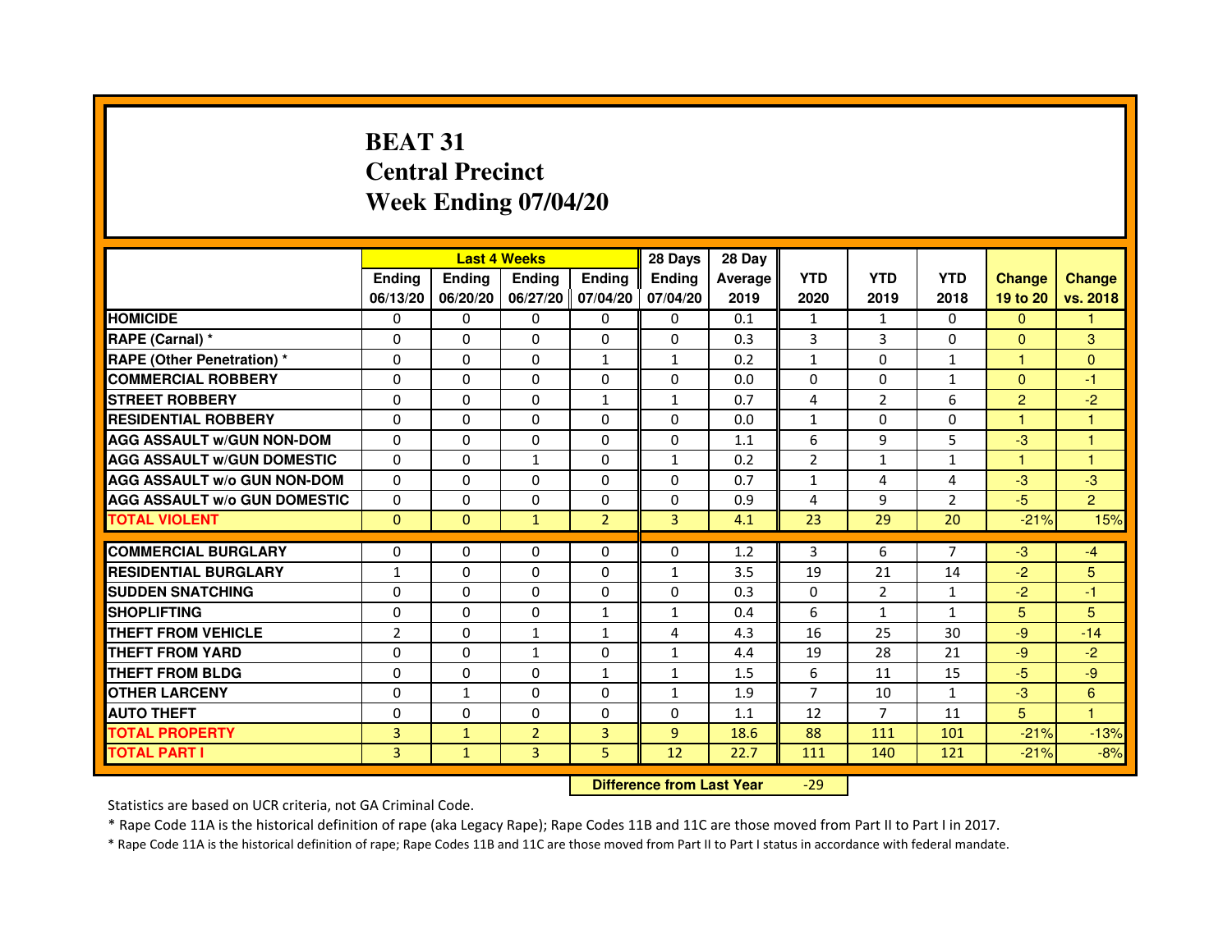# BEAT 31
# Central Precinct
# Week Ending 07/04/20

| | Last 4 Weeks | | | | 28 Days | 28 Day | | | | | |
|---|---|---|---|---|---|---|---|---|---|---|---|
| | Ending 06/13/20 | Ending 06/20/20 | Ending 06/27/20 | Ending 07/04/20 | Ending 07/04/20 | Average 2019 | YTD 2020 | YTD 2019 | YTD 2018 | Change 19 to 20 | Change vs. 2018 |
| HOMICIDE | 0 | 0 | 0 | 0 | 0 | 0.1 | 1 | 1 | 0 | 0 | 1 |
| RAPE (Carnal) * | 0 | 0 | 0 | 0 | 0 | 0.3 | 3 | 3 | 0 | 0 | 3 |
| RAPE (Other Penetration) * | 0 | 0 | 0 | 1 | 1 | 0.2 | 1 | 0 | 1 | 1 | 0 |
| COMMERCIAL ROBBERY | 0 | 0 | 0 | 0 | 0 | 0.0 | 0 | 0 | 1 | 0 | -1 |
| STREET ROBBERY | 0 | 0 | 0 | 1 | 1 | 0.7 | 4 | 2 | 6 | 2 | -2 |
| RESIDENTIAL ROBBERY | 0 | 0 | 0 | 0 | 0 | 0.0 | 1 | 0 | 0 | 1 | 1 |
| AGG ASSAULT w/GUN NON-DOM | 0 | 0 | 0 | 0 | 0 | 1.1 | 6 | 9 | 5 | -3 | 1 |
| AGG ASSAULT w/GUN DOMESTIC | 0 | 0 | 1 | 0 | 1 | 0.2 | 2 | 1 | 1 | 1 | 1 |
| AGG ASSAULT w/o GUN NON-DOM | 0 | 0 | 0 | 0 | 0 | 0.7 | 1 | 4 | 4 | -3 | -3 |
| AGG ASSAULT w/o GUN DOMESTIC | 0 | 0 | 0 | 0 | 0 | 0.9 | 4 | 9 | 2 | -5 | 2 |
| TOTAL VIOLENT | 0 | 0 | 1 | 2 | 3 | 4.1 | 23 | 29 | 20 | -21% | 15% |
| COMMERCIAL BURGLARY | 0 | 0 | 0 | 0 | 0 | 1.2 | 3 | 6 | 7 | -3 | -4 |
| RESIDENTIAL BURGLARY | 1 | 0 | 0 | 0 | 1 | 3.5 | 19 | 21 | 14 | -2 | 5 |
| SUDDEN SNATCHING | 0 | 0 | 0 | 0 | 0 | 0.3 | 0 | 2 | 1 | -2 | -1 |
| SHOPLIFTING | 0 | 0 | 0 | 1 | 1 | 0.4 | 6 | 1 | 1 | 5 | 5 |
| THEFT FROM VEHICLE | 2 | 0 | 1 | 1 | 4 | 4.3 | 16 | 25 | 30 | -9 | -14 |
| THEFT FROM YARD | 0 | 0 | 1 | 0 | 1 | 4.4 | 19 | 28 | 21 | -9 | -2 |
| THEFT FROM BLDG | 0 | 0 | 0 | 1 | 1 | 1.5 | 6 | 11 | 15 | -5 | -9 |
| OTHER LARCENY | 0 | 1 | 0 | 0 | 1 | 1.9 | 7 | 10 | 1 | -3 | 6 |
| AUTO THEFT | 0 | 0 | 0 | 0 | 0 | 1.1 | 12 | 7 | 11 | 5 | 1 |
| TOTAL PROPERTY | 3 | 1 | 2 | 3 | 9 | 18.6 | 88 | 111 | 101 | -21% | -13% |
| TOTAL PART I | 3 | 1 | 3 | 5 | 12 | 22.7 | 111 | 140 | 121 | -21% | -8% |

**Difference from Last Year** -29

Statistics are based on UCR criteria, not GA Criminal Code.

* Rape Code 11A is the historical definition of rape (aka Legacy Rape); Rape Codes 11B and 11C are those moved from Part II to Part I in 2017.

* Rape Code 11A is the historical definition of rape; Rape Codes 11B and 11C are those moved from Part II to Part I status in accordance with federal mandate.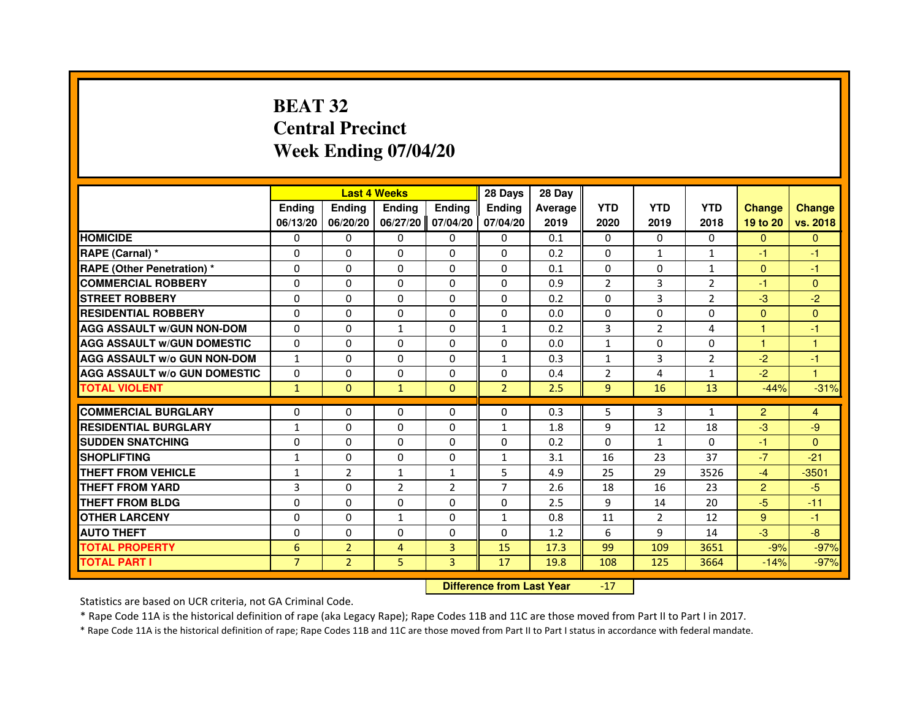# BEAT 32
# Central Precinct
# Week Ending 07/04/20

| | Last 4 Weeks | | | | 28 Days | 28 Day | | | | | |
|---|---|---|---|---|---|---|---|---|---|---|---|
| | Ending 06/13/20 | Ending 06/20/20 | Ending 06/27/20 | Ending 07/04/20 | Ending 07/04/20 | Average 2019 | YTD 2020 | YTD 2019 | YTD 2018 | Change 19 to 20 | Change vs. 2018 |
| **HOMICIDE** | 0 | 0 | 0 | 0 | 0 | 0.1 | 0 | 0 | 0 | 0 | 0 |
| **RAPE (Carnal) *** | 0 | 0 | 0 | 0 | 0 | 0.2 | 0 | 1 | 1 | -1 | -1 |
| **RAPE (Other Penetration) *** | 0 | 0 | 0 | 0 | 0 | 0.1 | 0 | 0 | 1 | 0 | -1 |
| **COMMERCIAL ROBBERY** | 0 | 0 | 0 | 0 | 0 | 0.9 | 2 | 3 | 2 | -1 | 0 |
| **STREET ROBBERY** | 0 | 0 | 0 | 0 | 0 | 0.2 | 0 | 3 | 2 | -3 | -2 |
| **RESIDENTIAL ROBBERY** | 0 | 0 | 0 | 0 | 0 | 0.0 | 0 | 0 | 0 | 0 | 0 |
| **AGG ASSAULT w/GUN NON-DOM** | 0 | 0 | 1 | 0 | 1 | 0.2 | 3 | 2 | 4 | 1 | -1 |
| **AGG ASSAULT w/GUN DOMESTIC** | 0 | 0 | 0 | 0 | 0 | 0.0 | 1 | 0 | 0 | 1 | 1 |
| **AGG ASSAULT w/o GUN NON-DOM** | 1 | 0 | 0 | 0 | 1 | 0.3 | 1 | 3 | 2 | -2 | -1 |
| **AGG ASSAULT w/o GUN DOMESTIC** | 0 | 0 | 0 | 0 | 0 | 0.4 | 2 | 4 | 1 | -2 | 1 |
| **TOTAL VIOLENT** | 1 | 0 | 1 | 0 | 2 | 2.5 | 9 | 16 | 13 | -44% | -31% |
| **COMMERCIAL BURGLARY** | 0 | 0 | 0 | 0 | 0 | 0.3 | 5 | 3 | 1 | 2 | 4 |
| **RESIDENTIAL BURGLARY** | 1 | 0 | 0 | 0 | 1 | 1.8 | 9 | 12 | 18 | -3 | -9 |
| **SUDDEN SNATCHING** | 0 | 0 | 0 | 0 | 0 | 0.2 | 0 | 1 | 0 | -1 | 0 |
| **SHOPLIFTING** | 1 | 0 | 0 | 0 | 1 | 3.1 | 16 | 23 | 37 | -7 | -21 |
| **THEFT FROM VEHICLE** | 1 | 2 | 1 | 1 | 5 | 4.9 | 25 | 29 | 3526 | -4 | -3501 |
| **THEFT FROM YARD** | 3 | 0 | 2 | 2 | 7 | 2.6 | 18 | 16 | 23 | 2 | -5 |
| **THEFT FROM BLDG** | 0 | 0 | 0 | 0 | 0 | 2.5 | 9 | 14 | 20 | -5 | -11 |
| **OTHER LARCENY** | 0 | 0 | 1 | 0 | 1 | 0.8 | 11 | 2 | 12 | 9 | -1 |
| **AUTO THEFT** | 0 | 0 | 0 | 0 | 0 | 1.2 | 6 | 9 | 14 | -3 | -8 |
| **TOTAL PROPERTY** | 6 | 2 | 4 | 3 | 15 | 17.3 | 99 | 109 | 3651 | -9% | -97% |
| **TOTAL PART I** | 7 | 2 | 5 | 3 | 17 | 19.8 | 108 | 125 | 3664 | -14% | -97% |

**Difference from Last Year** -17

Statistics are based on UCR criteria, not GA Criminal Code.

* Rape Code 11A is the historical definition of rape (aka Legacy Rape); Rape Codes 11B and 11C are those moved from Part II to Part I in 2017.

* Rape Code 11A is the historical definition of rape; Rape Codes 11B and 11C are those moved from Part II to Part I status in accordance with federal mandate.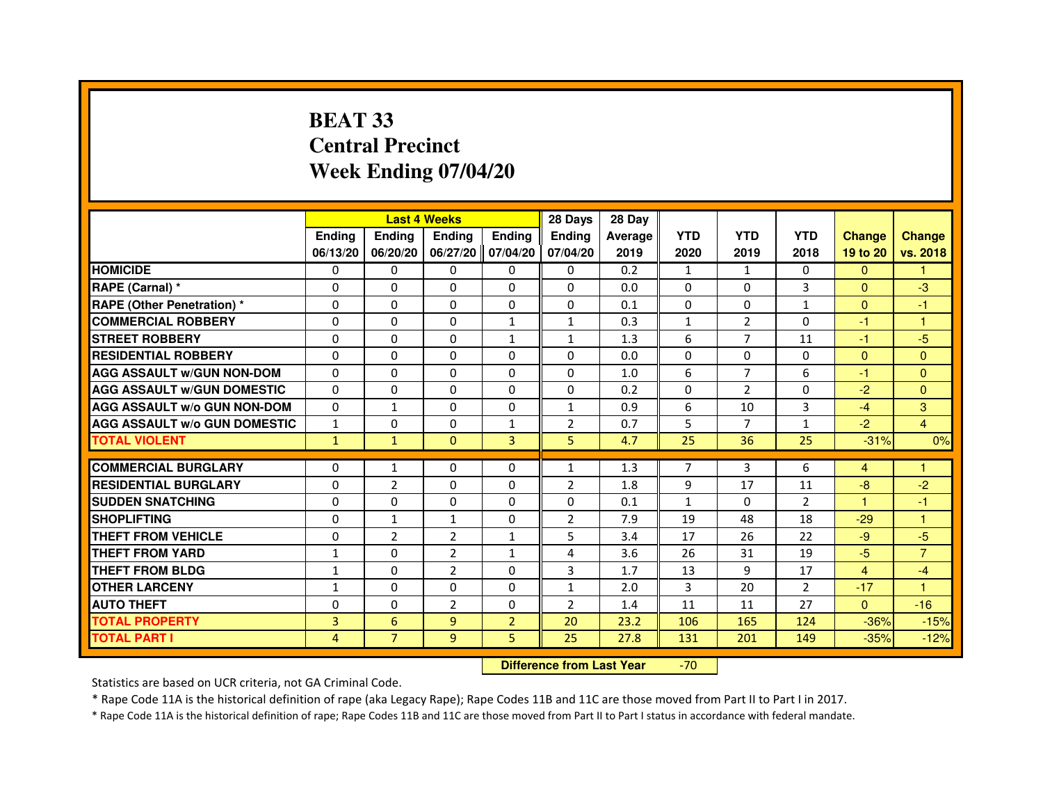# BEAT 33
## Central Precinct
## Week Ending 07/04/20

| | Last 4 Weeks | | | | 28 Days | 28 Day | | | | | |
|---|---|---|---|---|---|---|---|---|---|---|---|
| | Ending 06/13/20 | Ending 06/20/20 | Ending 06/27/20 | Ending 07/04/20 | Ending 07/04/20 | Average 2019 | YTD 2020 | YTD 2019 | YTD 2018 | Change 19 to 20 | Change vs. 2018 |
| HOMICIDE | 0 | 0 | 0 | 0 | 0 | 0.2 | 1 | 1 | 0 | 0 | 1 |
| RAPE (Carnal) * | 0 | 0 | 0 | 0 | 0 | 0.0 | 0 | 0 | 3 | 0 | -3 |
| RAPE (Other Penetration) * | 0 | 0 | 0 | 0 | 0 | 0.1 | 0 | 0 | 1 | 0 | -1 |
| COMMERCIAL ROBBERY | 0 | 0 | 0 | 1 | 1 | 0.3 | 1 | 2 | 0 | -1 | 1 |
| STREET ROBBERY | 0 | 0 | 0 | 1 | 1 | 1.3 | 6 | 7 | 11 | -1 | -5 |
| RESIDENTIAL ROBBERY | 0 | 0 | 0 | 0 | 0 | 0.0 | 0 | 0 | 0 | 0 | 0 |
| AGG ASSAULT w/GUN NON-DOM | 0 | 0 | 0 | 0 | 0 | 1.0 | 6 | 7 | 6 | -1 | 0 |
| AGG ASSAULT w/GUN DOMESTIC | 0 | 0 | 0 | 0 | 0 | 0.2 | 0 | 2 | 0 | -2 | 0 |
| AGG ASSAULT w/o GUN NON-DOM | 0 | 1 | 0 | 0 | 1 | 0.9 | 6 | 10 | 3 | -4 | 3 |
| AGG ASSAULT w/o GUN DOMESTIC | 1 | 0 | 0 | 1 | 2 | 0.7 | 5 | 7 | 1 | -2 | 4 |
| TOTAL VIOLENT | 1 | 1 | 0 | 3 | 5 | 4.7 | 25 | 36 | 25 | -31% | 0% |
| COMMERCIAL BURGLARY | 0 | 1 | 0 | 0 | 1 | 1.3 | 7 | 3 | 6 | 4 | 1 |
| RESIDENTIAL BURGLARY | 0 | 2 | 0 | 0 | 2 | 1.8 | 9 | 17 | 11 | -8 | -2 |
| SUDDEN SNATCHING | 0 | 0 | 0 | 0 | 0 | 0.1 | 1 | 0 | 2 | 1 | -1 |
| SHOPLIFTING | 0 | 1 | 1 | 0 | 2 | 7.9 | 19 | 48 | 18 | -29 | 1 |
| THEFT FROM VEHICLE | 0 | 2 | 2 | 1 | 5 | 3.4 | 17 | 26 | 22 | -9 | -5 |
| THEFT FROM YARD | 1 | 0 | 2 | 1 | 4 | 3.6 | 26 | 31 | 19 | -5 | 7 |
| THEFT FROM BLDG | 1 | 0 | 2 | 0 | 3 | 1.7 | 13 | 9 | 17 | 4 | -4 |
| OTHER LARCENY | 1 | 0 | 0 | 0 | 1 | 2.0 | 3 | 20 | 2 | -17 | 1 |
| AUTO THEFT | 0 | 0 | 2 | 0 | 2 | 1.4 | 11 | 11 | 27 | 0 | -16 |
| TOTAL PROPERTY | 3 | 6 | 9 | 2 | 20 | 23.2 | 106 | 165 | 124 | -36% | -15% |
| TOTAL PART I | 4 | 7 | 9 | 5 | 25 | 27.8 | 131 | 201 | 149 | -35% | -12% |

**Difference from Last Year** -70

Statistics are based on UCR criteria, not GA Criminal Code.

* Rape Code 11A is the historical definition of rape (aka Legacy Rape); Rape Codes 11B and 11C are those moved from Part II to Part I in 2017.

* Rape Code 11A is the historical definition of rape; Rape Codes 11B and 11C are those moved from Part II to Part I status in accordance with federal mandate.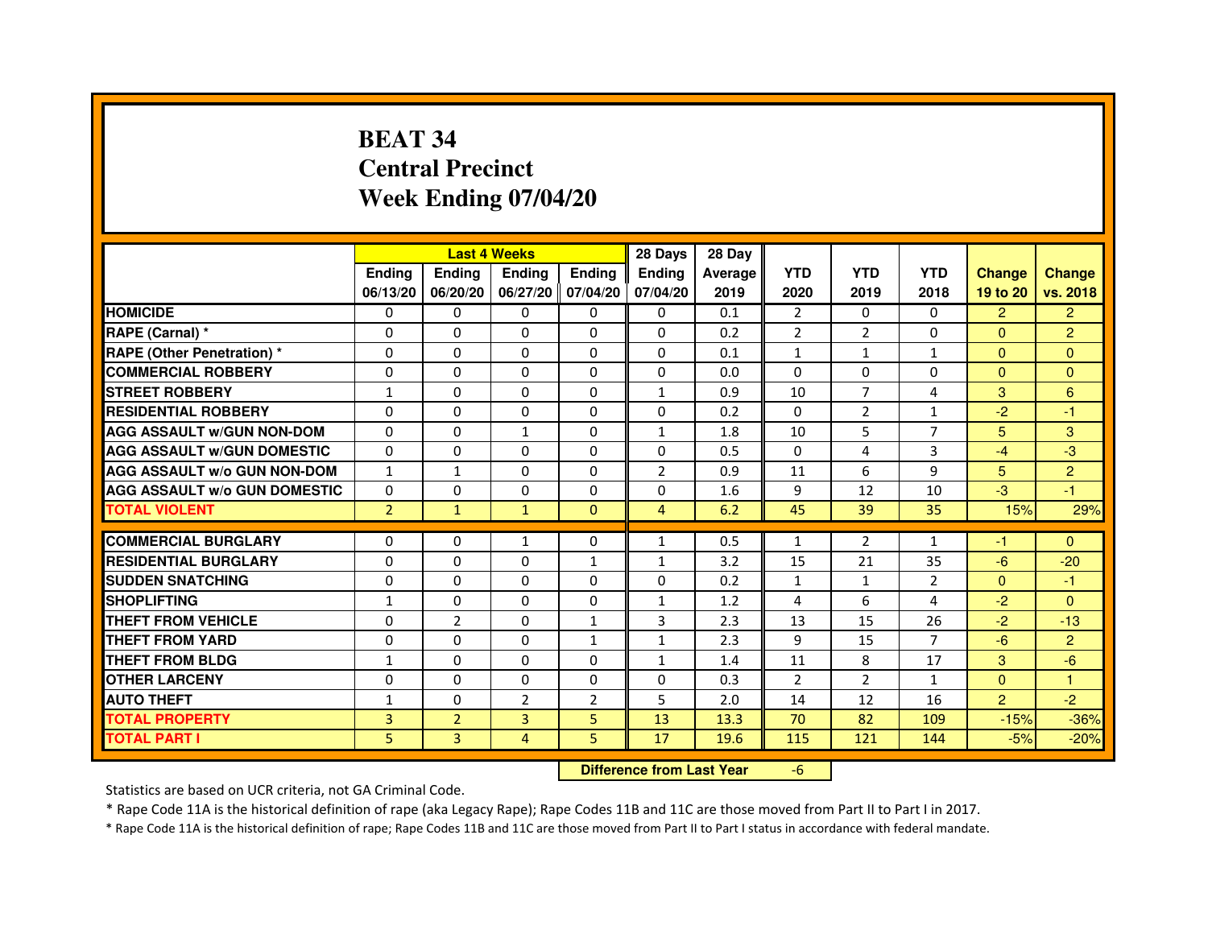# BEAT 34
# Central Precinct
# Week Ending 07/04/20

| | Last 4 Weeks | | | | 28 Days | 28 Day | | | | | |
|---|---|---|---|---|---|---|---|---|---|---|---|
| | Ending 06/13/20 | Ending 06/20/20 | Ending 06/27/20 | Ending 07/04/20 | Ending 07/04/20 | Average 2019 | YTD 2020 | YTD 2019 | YTD 2018 | Change 19 to 20 | Change vs. 2018 |
| HOMICIDE | 0 | 0 | 0 | 0 | 0 | 0.1 | 2 | 0 | 0 | 2 | 2 |
| RAPE (Carnal) * | 0 | 0 | 0 | 0 | 0 | 0.2 | 2 | 2 | 0 | 0 | 2 |
| RAPE (Other Penetration) * | 0 | 0 | 0 | 0 | 0 | 0.1 | 1 | 1 | 1 | 0 | 0 |
| COMMERCIAL ROBBERY | 0 | 0 | 0 | 0 | 0 | 0.0 | 0 | 0 | 0 | 0 | 0 |
| STREET ROBBERY | 1 | 0 | 0 | 0 | 1 | 0.9 | 10 | 7 | 4 | 3 | 6 |
| RESIDENTIAL ROBBERY | 0 | 0 | 0 | 0 | 0 | 0.2 | 0 | 2 | 1 | -2 | -1 |
| AGG ASSAULT w/GUN NON-DOM | 0 | 0 | 1 | 0 | 1 | 1.8 | 10 | 5 | 7 | 5 | 3 |
| AGG ASSAULT w/GUN DOMESTIC | 0 | 0 | 0 | 0 | 0 | 0.5 | 0 | 4 | 3 | -4 | -3 |
| AGG ASSAULT w/o GUN NON-DOM | 1 | 1 | 0 | 0 | 2 | 0.9 | 11 | 6 | 9 | 5 | 2 |
| AGG ASSAULT w/o GUN DOMESTIC | 0 | 0 | 0 | 0 | 0 | 1.6 | 9 | 12 | 10 | -3 | -1 |
| TOTAL VIOLENT | 2 | 1 | 1 | 0 | 4 | 6.2 | 45 | 39 | 35 | 15% | 29% |
| COMMERCIAL BURGLARY | 0 | 0 | 1 | 0 | 1 | 0.5 | 1 | 2 | 1 | -1 | 0 |
| RESIDENTIAL BURGLARY | 0 | 0 | 0 | 1 | 1 | 3.2 | 15 | 21 | 35 | -6 | -20 |
| SUDDEN SNATCHING | 0 | 0 | 0 | 0 | 0 | 0.2 | 1 | 1 | 2 | 0 | -1 |
| SHOPLIFTING | 1 | 0 | 0 | 0 | 1 | 1.2 | 4 | 6 | 4 | -2 | 0 |
| THEFT FROM VEHICLE | 0 | 2 | 0 | 1 | 3 | 2.3 | 13 | 15 | 26 | -2 | -13 |
| THEFT FROM YARD | 0 | 0 | 0 | 1 | 1 | 2.3 | 9 | 15 | 7 | -6 | 2 |
| THEFT FROM BLDG | 1 | 0 | 0 | 0 | 1 | 1.4 | 11 | 8 | 17 | 3 | -6 |
| OTHER LARCENY | 0 | 0 | 0 | 0 | 0 | 0.3 | 2 | 2 | 1 | 0 | 1 |
| AUTO THEFT | 1 | 0 | 2 | 2 | 5 | 2.0 | 14 | 12 | 16 | 2 | -2 |
| TOTAL PROPERTY | 3 | 2 | 3 | 5 | 13 | 13.3 | 70 | 82 | 109 | -15% | -36% |
| TOTAL PART I | 5 | 3 | 4 | 5 | 17 | 19.6 | 115 | 121 | 144 | -5% | -20% |

**Difference from Last Year** -6

Statistics are based on UCR criteria, not GA Criminal Code.

* Rape Code 11A is the historical definition of rape (aka Legacy Rape); Rape Codes 11B and 11C are those moved from Part II to Part I in 2017.

* Rape Code 11A is the historical definition of rape; Rape Codes 11B and 11C are those moved from Part II to Part I status in accordance with federal mandate.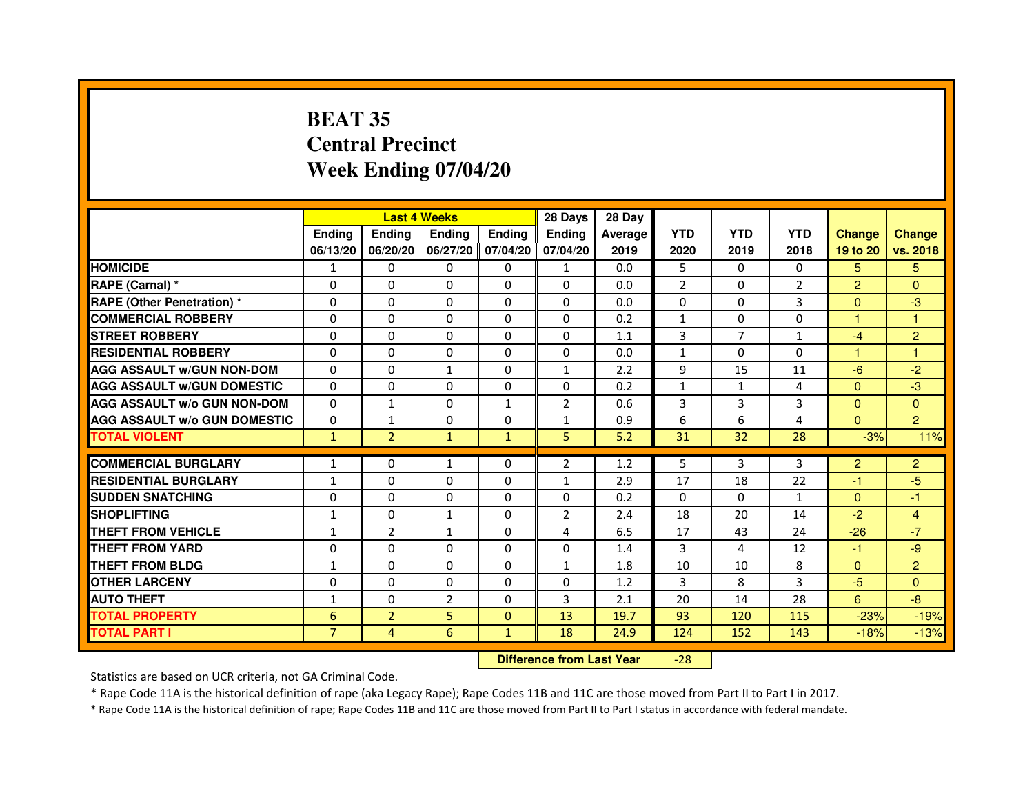# BEAT 35
## Central Precinct
## Week Ending 07/04/20

| | Last 4 Weeks | | | | 28 Days | 28 Day | | | | | |
|---|---|---|---|---|---|---|---|---|---|---|---|
| | Ending 06/13/20 | Ending 06/20/20 | Ending 06/27/20 | Ending 07/04/20 | Ending 07/04/20 | Average 2019 | YTD 2020 | YTD 2019 | YTD 2018 | Change 19 to 20 | Change vs. 2018 |
| **HOMICIDE** | 1 | 0 | 0 | 0 | 1 | 0.0 | 5 | 0 | 0 | 5 | 5 |
| **RAPE (Carnal) *** | 0 | 0 | 0 | 0 | 0 | 0.0 | 2 | 0 | 2 | 2 | 0 |
| **RAPE (Other Penetration) *** | 0 | 0 | 0 | 0 | 0 | 0.0 | 0 | 0 | 3 | 0 | -3 |
| **COMMERCIAL ROBBERY** | 0 | 0 | 0 | 0 | 0 | 0.2 | 1 | 0 | 0 | 1 | 1 |
| **STREET ROBBERY** | 0 | 0 | 0 | 0 | 0 | 1.1 | 3 | 7 | 1 | -4 | 2 |
| **RESIDENTIAL ROBBERY** | 0 | 0 | 0 | 0 | 0 | 0.0 | 1 | 0 | 0 | 1 | 1 |
| **AGG ASSAULT w/GUN NON-DOM** | 0 | 0 | 1 | 0 | 1 | 2.2 | 9 | 15 | 11 | -6 | -2 |
| **AGG ASSAULT w/GUN DOMESTIC** | 0 | 0 | 0 | 0 | 0 | 0.2 | 1 | 1 | 4 | 0 | -3 |
| **AGG ASSAULT w/o GUN NON-DOM** | 0 | 1 | 0 | 1 | 2 | 0.6 | 3 | 3 | 3 | 0 | 0 |
| **AGG ASSAULT w/o GUN DOMESTIC** | 0 | 1 | 0 | 0 | 1 | 0.9 | 6 | 6 | 4 | 0 | 2 |
| **TOTAL VIOLENT** | 1 | 2 | 1 | 1 | 5 | 5.2 | 31 | 32 | 28 | -3% | 11% |
| **COMMERCIAL BURGLARY** | 1 | 0 | 1 | 0 | 2 | 1.2 | 5 | 3 | 3 | 2 | 2 |
| **RESIDENTIAL BURGLARY** | 1 | 0 | 0 | 0 | 1 | 2.9 | 17 | 18 | 22 | -1 | -5 |
| **SUDDEN SNATCHING** | 0 | 0 | 0 | 0 | 0 | 0.2 | 0 | 0 | 1 | 0 | -1 |
| **SHOPLIFTING** | 1 | 0 | 1 | 0 | 2 | 2.4 | 18 | 20 | 14 | -2 | 4 |
| **THEFT FROM VEHICLE** | 1 | 2 | 1 | 0 | 4 | 6.5 | 17 | 43 | 24 | -26 | -7 |
| **THEFT FROM YARD** | 0 | 0 | 0 | 0 | 0 | 1.4 | 3 | 4 | 12 | -1 | -9 |
| **THEFT FROM BLDG** | 1 | 0 | 0 | 0 | 1 | 1.8 | 10 | 10 | 8 | 0 | 2 |
| **OTHER LARCENY** | 0 | 0 | 0 | 0 | 0 | 1.2 | 3 | 8 | 3 | -5 | 0 |
| **AUTO THEFT** | 1 | 0 | 2 | 0 | 3 | 2.1 | 20 | 14 | 28 | 6 | -8 |
| **TOTAL PROPERTY** | 6 | 2 | 5 | 0 | 13 | 19.7 | 93 | 120 | 115 | -23% | -19% |
| **TOTAL PART I** | 7 | 4 | 6 | 1 | 18 | 24.9 | 124 | 152 | 143 | -18% | -13% |

**Difference from Last Year** -28

Statistics are based on UCR criteria, not GA Criminal Code.

* Rape Code 11A is the historical definition of rape (aka Legacy Rape); Rape Codes 11B and 11C are those moved from Part II to Part I in 2017.

* Rape Code 11A is the historical definition of rape; Rape Codes 11B and 11C are those moved from Part II to Part I status in accordance with federal mandate.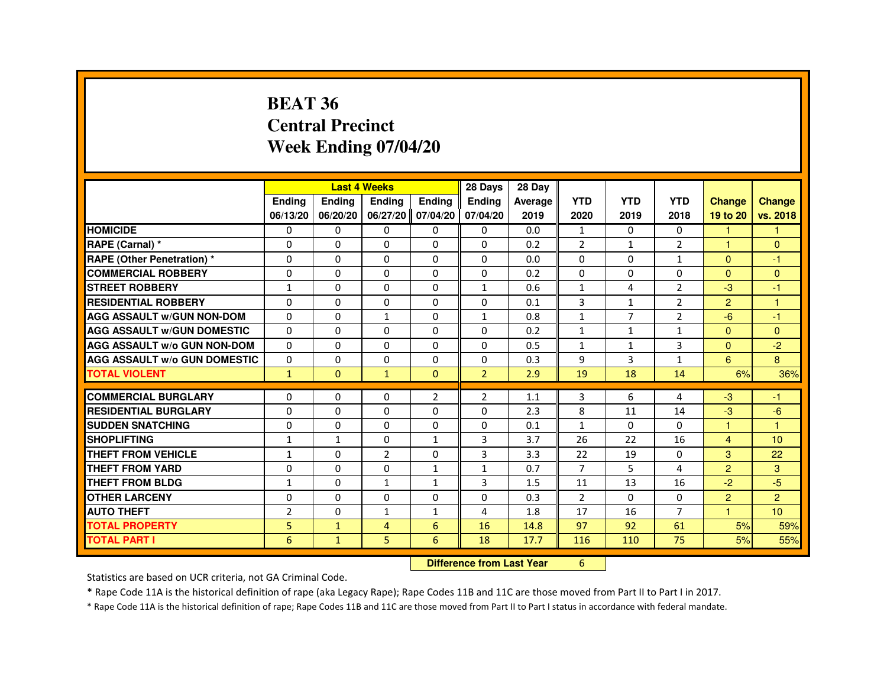# BEAT 36
# Central Precinct
# Week Ending 07/04/20

| | Last 4 Weeks | | | | 28 Days | 28 Day | | | | | |
|---|---|---|---|---|---|---|---|---|---|---|---|
| | Ending 06/13/20 | Ending 06/20/20 | Ending 06/27/20 | Ending 07/04/20 | Ending 07/04/20 | Average 2019 | YTD 2020 | YTD 2019 | YTD 2018 | Change 19 to 20 | Change vs. 2018 |
| HOMICIDE | 0 | 0 | 0 | 0 | 0 | 0.0 | 1 | 0 | 0 | 1 | 1 |
| RAPE (Carnal) * | 0 | 0 | 0 | 0 | 0 | 0.2 | 2 | 1 | 2 | 1 | 0 |
| RAPE (Other Penetration) * | 0 | 0 | 0 | 0 | 0 | 0.0 | 0 | 0 | 1 | 0 | -1 |
| COMMERCIAL ROBBERY | 0 | 0 | 0 | 0 | 0 | 0.2 | 0 | 0 | 0 | 0 | 0 |
| STREET ROBBERY | 1 | 0 | 0 | 0 | 1 | 0.6 | 1 | 4 | 2 | -3 | -1 |
| RESIDENTIAL ROBBERY | 0 | 0 | 0 | 0 | 0 | 0.1 | 3 | 1 | 2 | 2 | 1 |
| AGG ASSAULT w/GUN NON-DOM | 0 | 0 | 1 | 0 | 1 | 0.8 | 1 | 7 | 2 | -6 | -1 |
| AGG ASSAULT w/GUN DOMESTIC | 0 | 0 | 0 | 0 | 0 | 0.2 | 1 | 1 | 1 | 0 | 0 |
| AGG ASSAULT w/o GUN NON-DOM | 0 | 0 | 0 | 0 | 0 | 0.5 | 1 | 1 | 3 | 0 | -2 |
| AGG ASSAULT w/o GUN DOMESTIC | 0 | 0 | 0 | 0 | 0 | 0.3 | 9 | 3 | 1 | 6 | 8 |
| TOTAL VIOLENT | 1 | 0 | 1 | 0 | 2 | 2.9 | 19 | 18 | 14 | 6% | 36% |
| COMMERCIAL BURGLARY | 0 | 0 | 0 | 2 | 2 | 1.1 | 3 | 6 | 4 | -3 | -1 |
| RESIDENTIAL BURGLARY | 0 | 0 | 0 | 0 | 0 | 2.3 | 8 | 11 | 14 | -3 | -6 |
| SUDDEN SNATCHING | 0 | 0 | 0 | 0 | 0 | 0.1 | 1 | 0 | 0 | 1 | 1 |
| SHOPLIFTING | 1 | 1 | 0 | 1 | 3 | 3.7 | 26 | 22 | 16 | 4 | 10 |
| THEFT FROM VEHICLE | 1 | 0 | 2 | 0 | 3 | 3.3 | 22 | 19 | 0 | 3 | 22 |
| THEFT FROM YARD | 0 | 0 | 0 | 1 | 1 | 0.7 | 7 | 5 | 4 | 2 | 3 |
| THEFT FROM BLDG | 1 | 0 | 1 | 1 | 3 | 1.5 | 11 | 13 | 16 | -2 | -5 |
| OTHER LARCENY | 0 | 0 | 0 | 0 | 0 | 0.3 | 2 | 0 | 0 | 2 | 2 |
| AUTO THEFT | 2 | 0 | 1 | 1 | 4 | 1.8 | 17 | 16 | 7 | 1 | 10 |
| TOTAL PROPERTY | 5 | 1 | 4 | 6 | 16 | 14.8 | 97 | 92 | 61 | 5% | 59% |
| TOTAL PART I | 6 | 1 | 5 | 6 | 18 | 17.7 | 116 | 110 | 75 | 5% | 55% |

**Difference from Last Year** 6

Statistics are based on UCR criteria, not GA Criminal Code.

* Rape Code 11A is the historical definition of rape (aka Legacy Rape); Rape Codes 11B and 11C are those moved from Part II to Part I in 2017.

* Rape Code 11A is the historical definition of rape; Rape Codes 11B and 11C are those moved from Part II to Part I status in accordance with federal mandate.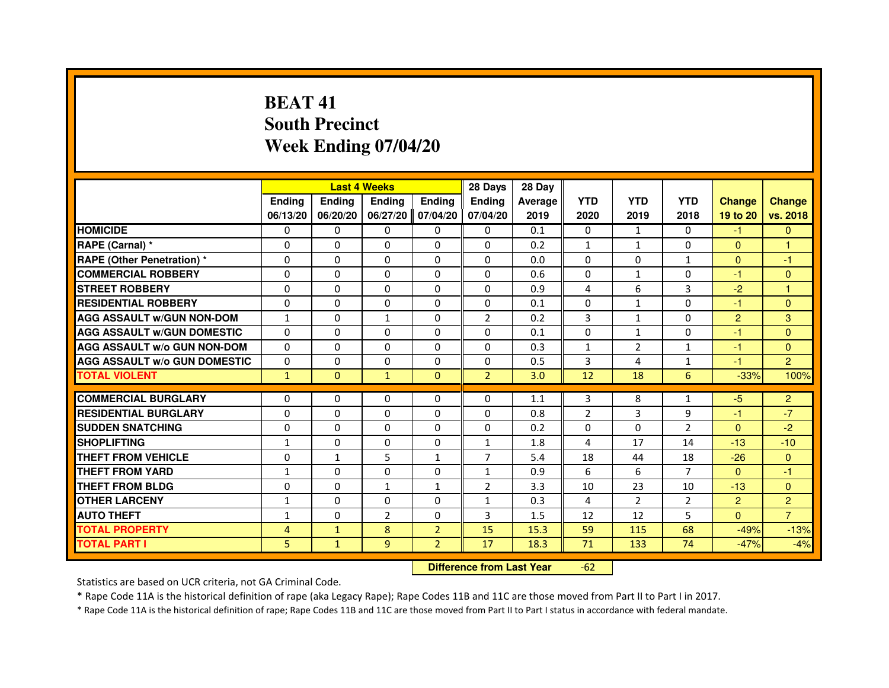# BEAT 41
## South Precinct
## Week Ending 07/04/20

| | Last 4 Weeks | | | | 28 Days | 28 Day | | | | | |
|---|---|---|---|---|---|---|---|---|---|---|---|
| | Ending 06/13/20 | Ending 06/20/20 | Ending 06/27/20 | Ending 07/04/20 | Ending 07/04/20 | Average 2019 | YTD 2020 | YTD 2019 | YTD 2018 | Change 19 to 20 | Change vs. 2018 |
| HOMICIDE | 0 | 0 | 0 | 0 | 0 | 0.1 | 0 | 1 | 0 | -1 | 0 |
| RAPE (Carnal) * | 0 | 0 | 0 | 0 | 0 | 0.2 | 1 | 1 | 0 | 0 | 1 |
| RAPE (Other Penetration) * | 0 | 0 | 0 | 0 | 0 | 0.0 | 0 | 0 | 1 | 0 | -1 |
| COMMERCIAL ROBBERY | 0 | 0 | 0 | 0 | 0 | 0.6 | 0 | 1 | 0 | -1 | 0 |
| STREET ROBBERY | 0 | 0 | 0 | 0 | 0 | 0.9 | 4 | 6 | 3 | -2 | 1 |
| RESIDENTIAL ROBBERY | 0 | 0 | 0 | 0 | 0 | 0.1 | 0 | 1 | 0 | -1 | 0 |
| AGG ASSAULT w/GUN NON-DOM | 1 | 0 | 1 | 0 | 2 | 0.2 | 3 | 1 | 0 | 2 | 3 |
| AGG ASSAULT w/GUN DOMESTIC | 0 | 0 | 0 | 0 | 0 | 0.1 | 0 | 1 | 0 | -1 | 0 |
| AGG ASSAULT w/o GUN NON-DOM | 0 | 0 | 0 | 0 | 0 | 0.3 | 1 | 2 | 1 | -1 | 0 |
| AGG ASSAULT w/o GUN DOMESTIC | 0 | 0 | 0 | 0 | 0 | 0.5 | 3 | 4 | 1 | -1 | 2 |
| TOTAL VIOLENT | 1 | 0 | 1 | 0 | 2 | 3.0 | 12 | 18 | 6 | -33% | 100% |
| COMMERCIAL BURGLARY | 0 | 0 | 0 | 0 | 0 | 1.1 | 3 | 8 | 1 | -5 | 2 |
| RESIDENTIAL BURGLARY | 0 | 0 | 0 | 0 | 0 | 0.8 | 2 | 3 | 9 | -1 | -7 |
| SUDDEN SNATCHING | 0 | 0 | 0 | 0 | 0 | 0.2 | 0 | 0 | 2 | 0 | -2 |
| SHOPLIFTING | 1 | 0 | 0 | 0 | 1 | 1.8 | 4 | 17 | 14 | -13 | -10 |
| THEFT FROM VEHICLE | 0 | 1 | 5 | 1 | 7 | 5.4 | 18 | 44 | 18 | -26 | 0 |
| THEFT FROM YARD | 1 | 0 | 0 | 0 | 1 | 0.9 | 6 | 6 | 7 | 0 | -1 |
| THEFT FROM BLDG | 0 | 0 | 1 | 1 | 2 | 3.3 | 10 | 23 | 10 | -13 | 0 |
| OTHER LARCENY | 1 | 0 | 0 | 0 | 1 | 0.3 | 4 | 2 | 2 | 2 | 2 |
| AUTO THEFT | 1 | 0 | 2 | 0 | 3 | 1.5 | 12 | 12 | 5 | 0 | 7 |
| TOTAL PROPERTY | 4 | 1 | 8 | 2 | 15 | 15.3 | 59 | 115 | 68 | -49% | -13% |
| TOTAL PART I | 5 | 1 | 9 | 2 | 17 | 18.3 | 71 | 133 | 74 | -47% | -4% |

**Difference from Last Year** -62

Statistics are based on UCR criteria, not GA Criminal Code.

* Rape Code 11A is the historical definition of rape (aka Legacy Rape); Rape Codes 11B and 11C are those moved from Part II to Part I in 2017.

* Rape Code 11A is the historical definition of rape; Rape Codes 11B and 11C are those moved from Part II to Part I status in accordance with federal mandate.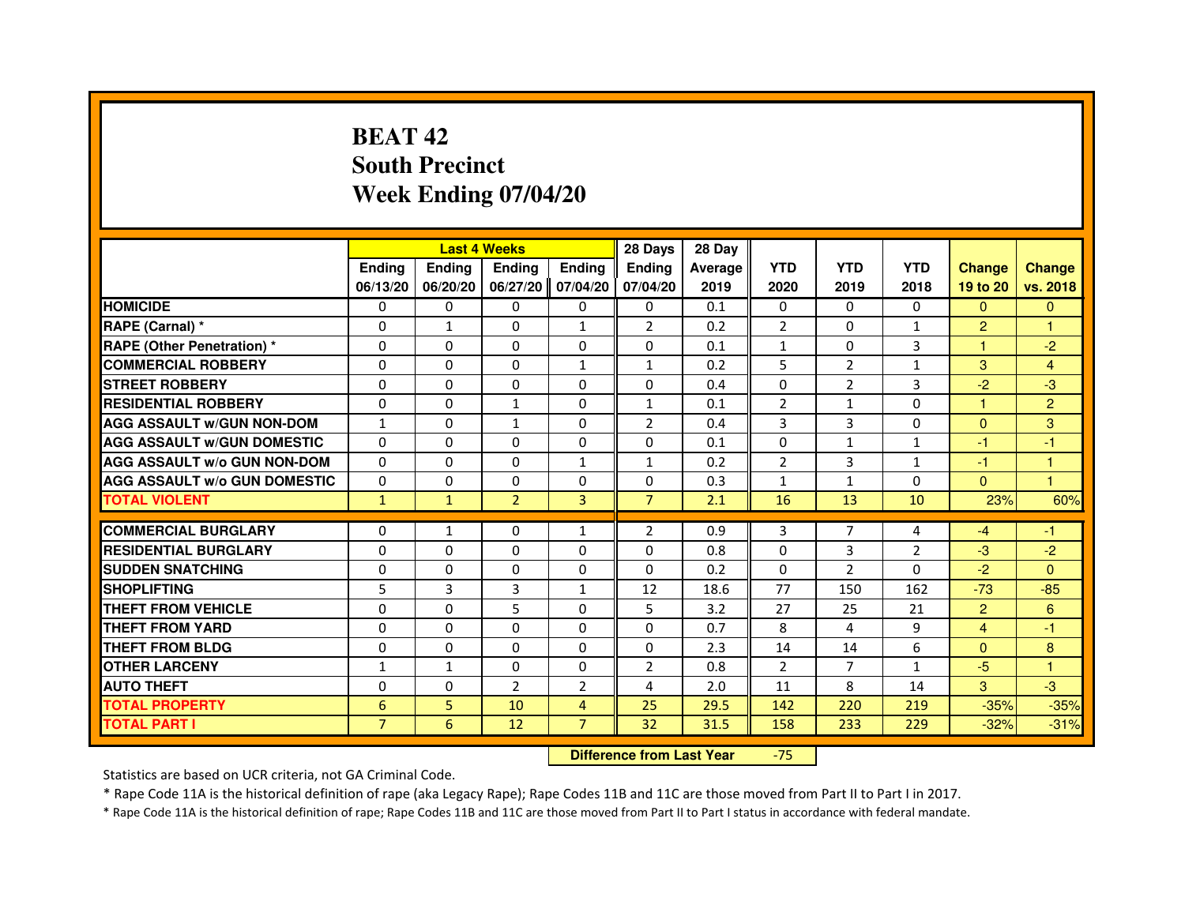# BEAT 42
## South Precinct
## Week Ending 07/04/20

| | Last 4 Weeks | | | | 28 Days | 28 Day | | | | | |
|---|---|---|---|---|---|---|---|---|---|---|---|
| | Ending 06/13/20 | Ending 06/20/20 | Ending 06/27/20 | Ending 07/04/20 | Ending 07/04/20 | Average 2019 | YTD 2020 | YTD 2019 | YTD 2018 | Change 19 to 20 | Change vs. 2018 |
| HOMICIDE | 0 | 0 | 0 | 0 | 0 | 0.1 | 0 | 0 | 0 | 0 | 0 |
| RAPE (Carnal) * | 0 | 1 | 0 | 1 | 2 | 0.2 | 2 | 0 | 1 | 2 | 1 |
| RAPE (Other Penetration) * | 0 | 0 | 0 | 0 | 0 | 0.1 | 1 | 0 | 3 | 1 | -2 |
| COMMERCIAL ROBBERY | 0 | 0 | 0 | 1 | 1 | 0.2 | 5 | 2 | 1 | 3 | 4 |
| STREET ROBBERY | 0 | 0 | 0 | 0 | 0 | 0.4 | 0 | 2 | 3 | -2 | -3 |
| RESIDENTIAL ROBBERY | 0 | 0 | 1 | 0 | 1 | 0.1 | 2 | 1 | 0 | 1 | 2 |
| AGG ASSAULT w/GUN NON-DOM | 1 | 0 | 1 | 0 | 2 | 0.4 | 3 | 3 | 0 | 0 | 3 |
| AGG ASSAULT w/GUN DOMESTIC | 0 | 0 | 0 | 0 | 0 | 0.1 | 0 | 1 | 1 | -1 | -1 |
| AGG ASSAULT w/o GUN NON-DOM | 0 | 0 | 0 | 1 | 1 | 0.2 | 2 | 3 | 1 | -1 | 1 |
| AGG ASSAULT w/o GUN DOMESTIC | 0 | 0 | 0 | 0 | 0 | 0.3 | 1 | 1 | 0 | 0 | 1 |
| TOTAL VIOLENT | 1 | 1 | 2 | 3 | 7 | 2.1 | 16 | 13 | 10 | 23% | 60% |
| COMMERCIAL BURGLARY | 0 | 1 | 0 | 1 | 2 | 0.9 | 3 | 7 | 4 | -4 | -1 |
| RESIDENTIAL BURGLARY | 0 | 0 | 0 | 0 | 0 | 0.8 | 0 | 3 | 2 | -3 | -2 |
| SUDDEN SNATCHING | 0 | 0 | 0 | 0 | 0 | 0.2 | 0 | 2 | 0 | -2 | 0 |
| SHOPLIFTING | 5 | 3 | 3 | 1 | 12 | 18.6 | 77 | 150 | 162 | -73 | -85 |
| THEFT FROM VEHICLE | 0 | 0 | 5 | 0 | 5 | 3.2 | 27 | 25 | 21 | 2 | 6 |
| THEFT FROM YARD | 0 | 0 | 0 | 0 | 0 | 0.7 | 8 | 4 | 9 | 4 | -1 |
| THEFT FROM BLDG | 0 | 0 | 0 | 0 | 0 | 2.3 | 14 | 14 | 6 | 0 | 8 |
| OTHER LARCENY | 1 | 1 | 0 | 0 | 2 | 0.8 | 2 | 7 | 1 | -5 | 1 |
| AUTO THEFT | 0 | 0 | 2 | 2 | 4 | 2.0 | 11 | 8 | 14 | 3 | -3 |
| TOTAL PROPERTY | 6 | 5 | 10 | 4 | 25 | 29.5 | 142 | 220 | 219 | -35% | -35% |
| TOTAL PART I | 7 | 6 | 12 | 7 | 32 | 31.5 | 158 | 233 | 229 | -32% | -31% |

**Difference from Last Year** -75

Statistics are based on UCR criteria, not GA Criminal Code.

* Rape Code 11A is the historical definition of rape (aka Legacy Rape); Rape Codes 11B and 11C are those moved from Part II to Part I in 2017.

* Rape Code 11A is the historical definition of rape; Rape Codes 11B and 11C are those moved from Part II to Part I status in accordance with federal mandate.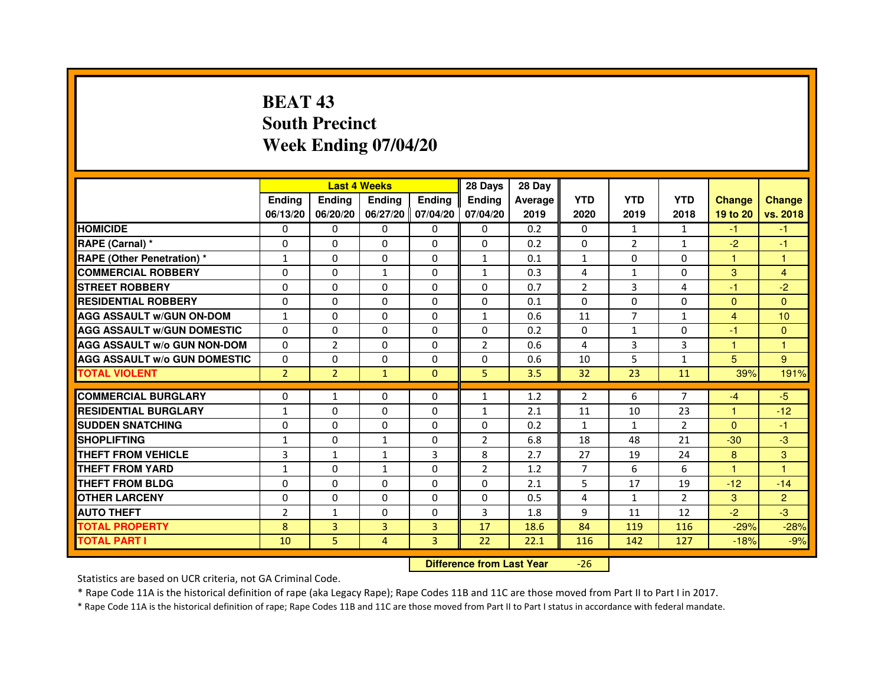# BEAT 43
# South Precinct
# Week Ending 07/04/20

| | Last 4 Weeks | | | | 28 Days | 28 Day | | | | | |
|---|---|---|---|---|---|---|---|---|---|---|---|
| | Ending 06/13/20 | Ending 06/20/20 | Ending 06/27/20 | Ending 07/04/20 | Ending 07/04/20 | Average 2019 | YTD 2020 | YTD 2019 | YTD 2018 | Change 19 to 20 | Change vs. 2018 |
| HOMICIDE | 0 | 0 | 0 | 0 | 0 | 0.2 | 0 | 1 | 1 | -1 | -1 |
| RAPE (Carnal) * | 0 | 0 | 0 | 0 | 0 | 0.2 | 0 | 2 | 1 | -2 | -1 |
| RAPE (Other Penetration) * | 1 | 0 | 0 | 0 | 1 | 0.1 | 1 | 0 | 0 | 1 | 1 |
| COMMERCIAL ROBBERY | 0 | 0 | 1 | 0 | 1 | 0.3 | 4 | 1 | 0 | 3 | 4 |
| STREET ROBBERY | 0 | 0 | 0 | 0 | 0 | 0.7 | 2 | 3 | 4 | -1 | -2 |
| RESIDENTIAL ROBBERY | 0 | 0 | 0 | 0 | 0 | 0.1 | 0 | 0 | 0 | 0 | 0 |
| AGG ASSAULT w/GUN ON-DOM | 1 | 0 | 0 | 0 | 1 | 0.6 | 11 | 7 | 1 | 4 | 10 |
| AGG ASSAULT w/GUN DOMESTIC | 0 | 0 | 0 | 0 | 0 | 0.2 | 0 | 1 | 0 | -1 | 0 |
| AGG ASSAULT w/o GUN NON-DOM | 0 | 2 | 0 | 0 | 2 | 0.6 | 4 | 3 | 3 | 1 | 1 |
| AGG ASSAULT w/o GUN DOMESTIC | 0 | 0 | 0 | 0 | 0 | 0.6 | 10 | 5 | 1 | 5 | 9 |
| TOTAL VIOLENT | 2 | 2 | 1 | 0 | 5 | 3.5 | 32 | 23 | 11 | 39% | 191% |
| COMMERCIAL BURGLARY | 0 | 1 | 0 | 0 | 1 | 1.2 | 2 | 6 | 7 | -4 | -5 |
| RESIDENTIAL BURGLARY | 1 | 0 | 0 | 0 | 1 | 2.1 | 11 | 10 | 23 | 1 | -12 |
| SUDDEN SNATCHING | 0 | 0 | 0 | 0 | 0 | 0.2 | 1 | 1 | 2 | 0 | -1 |
| SHOPLIFTING | 1 | 0 | 1 | 0 | 2 | 6.8 | 18 | 48 | 21 | -30 | -3 |
| THEFT FROM VEHICLE | 3 | 1 | 1 | 3 | 8 | 2.7 | 27 | 19 | 24 | 8 | 3 |
| THEFT FROM YARD | 1 | 0 | 1 | 0 | 2 | 1.2 | 7 | 6 | 6 | 1 | 1 |
| THEFT FROM BLDG | 0 | 0 | 0 | 0 | 0 | 2.1 | 5 | 17 | 19 | -12 | -14 |
| OTHER LARCENY | 0 | 0 | 0 | 0 | 0 | 0.5 | 4 | 1 | 2 | 3 | 2 |
| AUTO THEFT | 2 | 1 | 0 | 0 | 3 | 1.8 | 9 | 11 | 12 | -2 | -3 |
| TOTAL PROPERTY | 8 | 3 | 3 | 3 | 17 | 18.6 | 84 | 119 | 116 | -29% | -28% |
| TOTAL PART I | 10 | 5 | 4 | 3 | 22 | 22.1 | 116 | 142 | 127 | -18% | -9% |

**Difference from Last Year** -26

Statistics are based on UCR criteria, not GA Criminal Code.

* Rape Code 11A is the historical definition of rape (aka Legacy Rape); Rape Codes 11B and 11C are those moved from Part II to Part I in 2017.

* Rape Code 11A is the historical definition of rape; Rape Codes 11B and 11C are those moved from Part II to Part I status in accordance with federal mandate.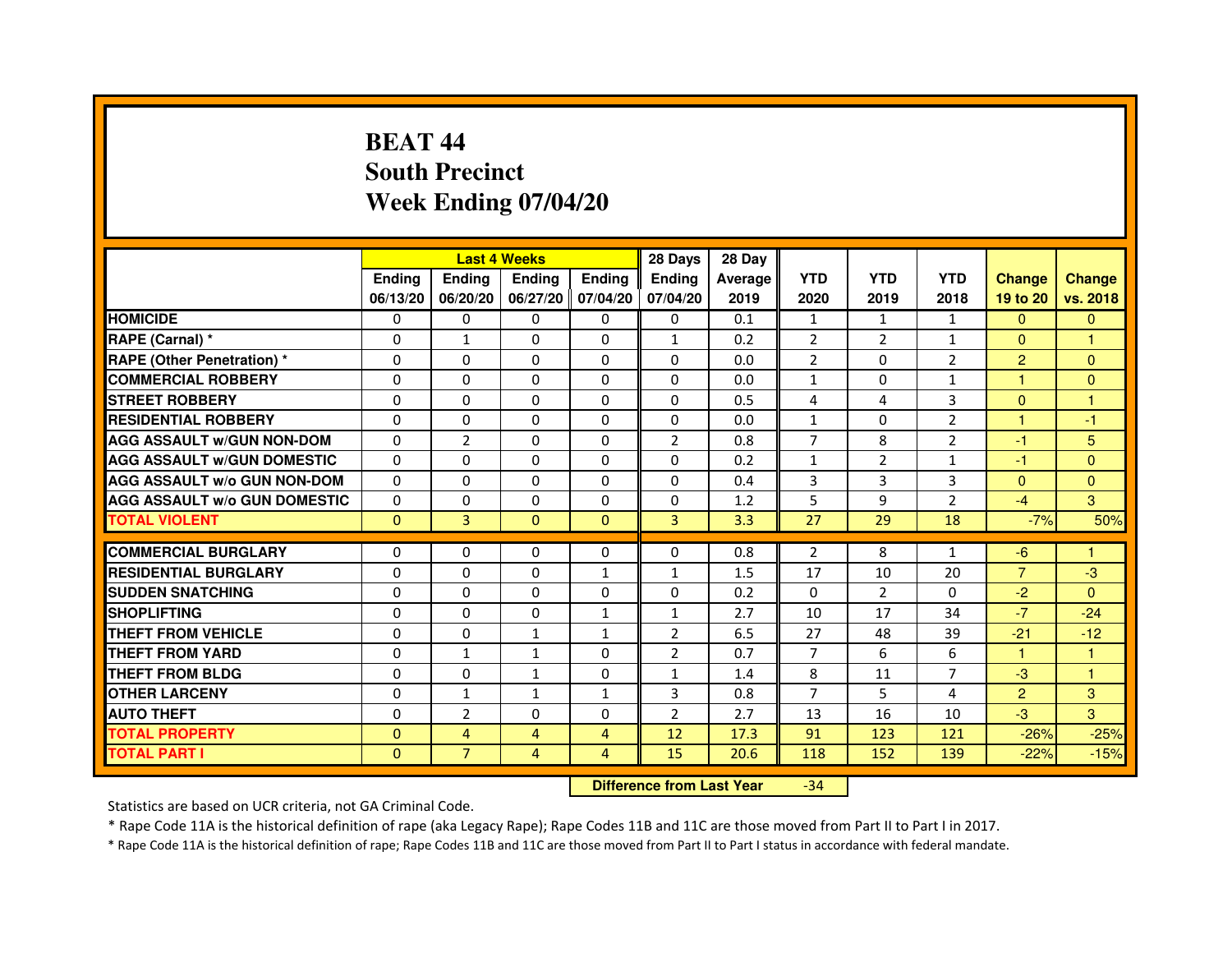# BEAT 44
## South Precinct
## Week Ending 07/04/20

| | Last 4 Weeks | | | | 28 Days | 28 Day | | | | | |
|---|---|---|---|---|---|---|---|---|---|---|---|
| | Ending 06/13/20 | Ending 06/20/20 | Ending 06/27/20 | Ending 07/04/20 | Ending 07/04/20 | Average 2019 | YTD 2020 | YTD 2019 | YTD 2018 | Change 19 to 20 | Change vs. 2018 |
| HOMICIDE | 0 | 0 | 0 | 0 | 0 | 0.1 | 1 | 1 | 1 | 0 | 0 |
| RAPE (Carnal) * | 0 | 1 | 0 | 0 | 1 | 0.2 | 2 | 2 | 1 | 0 | 1 |
| RAPE (Other Penetration) * | 0 | 0 | 0 | 0 | 0 | 0.0 | 2 | 0 | 2 | 2 | 0 |
| COMMERCIAL ROBBERY | 0 | 0 | 0 | 0 | 0 | 0.0 | 1 | 0 | 1 | 1 | 0 |
| STREET ROBBERY | 0 | 0 | 0 | 0 | 0 | 0.5 | 4 | 4 | 3 | 0 | 1 |
| RESIDENTIAL ROBBERY | 0 | 0 | 0 | 0 | 0 | 0.0 | 1 | 0 | 2 | 1 | -1 |
| AGG ASSAULT w/GUN NON-DOM | 0 | 2 | 0 | 0 | 2 | 0.8 | 7 | 8 | 2 | -1 | 5 |
| AGG ASSAULT w/GUN DOMESTIC | 0 | 0 | 0 | 0 | 0 | 0.2 | 1 | 2 | 1 | -1 | 0 |
| AGG ASSAULT w/o GUN NON-DOM | 0 | 0 | 0 | 0 | 0 | 0.4 | 3 | 3 | 3 | 0 | 0 |
| AGG ASSAULT w/o GUN DOMESTIC | 0 | 0 | 0 | 0 | 0 | 1.2 | 5 | 9 | 2 | -4 | 3 |
| TOTAL VIOLENT | 0 | 3 | 0 | 0 | 3 | 3.3 | 27 | 29 | 18 | -7% | 50% |
| COMMERCIAL BURGLARY | 0 | 0 | 0 | 0 | 0 | 0.8 | 2 | 8 | 1 | -6 | 1 |
| RESIDENTIAL BURGLARY | 0 | 0 | 0 | 1 | 1 | 1.5 | 17 | 10 | 20 | 7 | -3 |
| SUDDEN SNATCHING | 0 | 0 | 0 | 0 | 0 | 0.2 | 0 | 2 | 0 | -2 | 0 |
| SHOPLIFTING | 0 | 0 | 0 | 1 | 1 | 2.7 | 10 | 17 | 34 | -7 | -24 |
| THEFT FROM VEHICLE | 0 | 0 | 1 | 1 | 2 | 6.5 | 27 | 48 | 39 | -21 | -12 |
| THEFT FROM YARD | 0 | 1 | 1 | 0 | 2 | 0.7 | 7 | 6 | 6 | 1 | 1 |
| THEFT FROM BLDG | 0 | 0 | 1 | 0 | 1 | 1.4 | 8 | 11 | 7 | -3 | 1 |
| OTHER LARCENY | 0 | 1 | 1 | 1 | 3 | 0.8 | 7 | 5 | 4 | 2 | 3 |
| AUTO THEFT | 0 | 2 | 0 | 0 | 2 | 2.7 | 13 | 16 | 10 | -3 | 3 |
| TOTAL PROPERTY | 0 | 4 | 4 | 4 | 12 | 17.3 | 91 | 123 | 121 | -26% | -25% |
| TOTAL PART I | 0 | 7 | 4 | 4 | 15 | 20.6 | 118 | 152 | 139 | -22% | -15% |

**Difference from Last Year** -34

Statistics are based on UCR criteria, not GA Criminal Code.

* Rape Code 11A is the historical definition of rape (aka Legacy Rape); Rape Codes 11B and 11C are those moved from Part II to Part I in 2017.

* Rape Code 11A is the historical definition of rape; Rape Codes 11B and 11C are those moved from Part II to Part I status in accordance with federal mandate.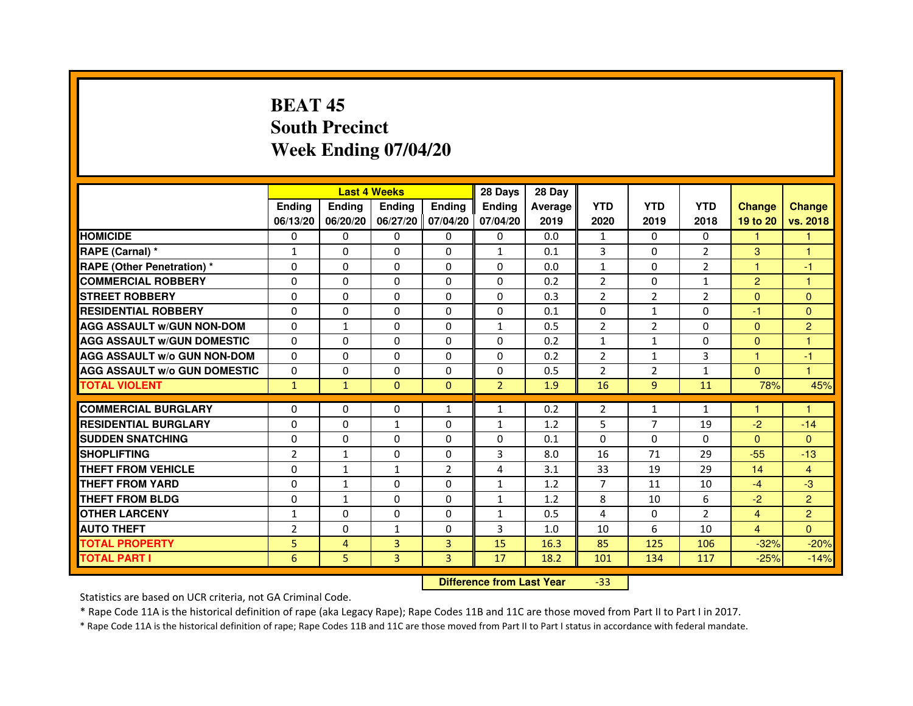# BEAT 45
## South Precinct
## Week Ending 07/04/20

| | Last 4 Weeks | | | | 28 Days | 28 Day | | | | | |
|---|---|---|---|---|---|---|---|---|---|---|---|
| | Ending 06/13/20 | Ending 06/20/20 | Ending 06/27/20 | Ending 07/04/20 | Ending 07/04/20 | Average 2019 | YTD 2020 | YTD 2019 | YTD 2018 | Change 19 to 20 | Change vs. 2018 |
| HOMICIDE | 0 | 0 | 0 | 0 | 0 | 0.0 | 1 | 0 | 0 | 1 | 1 |
| RAPE (Carnal) * | 1 | 0 | 0 | 0 | 1 | 0.1 | 3 | 0 | 2 | 3 | 1 |
| RAPE (Other Penetration) * | 0 | 0 | 0 | 0 | 0 | 0.0 | 1 | 0 | 2 | 1 | -1 |
| COMMERCIAL ROBBERY | 0 | 0 | 0 | 0 | 0 | 0.2 | 2 | 0 | 1 | 2 | 1 |
| STREET ROBBERY | 0 | 0 | 0 | 0 | 0 | 0.3 | 2 | 2 | 2 | 0 | 0 |
| RESIDENTIAL ROBBERY | 0 | 0 | 0 | 0 | 0 | 0.1 | 0 | 1 | 0 | -1 | 0 |
| AGG ASSAULT w/GUN NON-DOM | 0 | 1 | 0 | 0 | 1 | 0.5 | 2 | 2 | 0 | 0 | 2 |
| AGG ASSAULT w/GUN DOMESTIC | 0 | 0 | 0 | 0 | 0 | 0.2 | 1 | 1 | 0 | 0 | 1 |
| AGG ASSAULT w/o GUN NON-DOM | 0 | 0 | 0 | 0 | 0 | 0.2 | 2 | 1 | 3 | 1 | -1 |
| AGG ASSAULT w/o GUN DOMESTIC | 0 | 0 | 0 | 0 | 0 | 0.5 | 2 | 2 | 1 | 0 | 1 |
| TOTAL VIOLENT | 1 | 1 | 0 | 0 | 2 | 1.9 | 16 | 9 | 11 | 78% | 45% |
| COMMERCIAL BURGLARY | 0 | 0 | 0 | 1 | 1 | 0.2 | 2 | 1 | 1 | 1 | 1 |
| RESIDENTIAL BURGLARY | 0 | 0 | 1 | 0 | 1 | 1.2 | 5 | 7 | 19 | -2 | -14 |
| SUDDEN SNATCHING | 0 | 0 | 0 | 0 | 0 | 0.1 | 0 | 0 | 0 | 0 | 0 |
| SHOPLIFTING | 2 | 1 | 0 | 0 | 3 | 8.0 | 16 | 71 | 29 | -55 | -13 |
| THEFT FROM VEHICLE | 0 | 1 | 1 | 2 | 4 | 3.1 | 33 | 19 | 29 | 14 | 4 |
| THEFT FROM YARD | 0 | 1 | 0 | 0 | 1 | 1.2 | 7 | 11 | 10 | -4 | -3 |
| THEFT FROM BLDG | 0 | 1 | 0 | 0 | 1 | 1.2 | 8 | 10 | 6 | -2 | 2 |
| OTHER LARCENY | 1 | 0 | 0 | 0 | 1 | 0.5 | 4 | 0 | 2 | 4 | 2 |
| AUTO THEFT | 2 | 0 | 1 | 0 | 3 | 1.0 | 10 | 6 | 10 | 4 | 0 |
| TOTAL PROPERTY | 5 | 4 | 3 | 3 | 15 | 16.3 | 85 | 125 | 106 | -32% | -20% |
| TOTAL PART I | 6 | 5 | 3 | 3 | 17 | 18.2 | 101 | 134 | 117 | -25% | -14% |

**Difference from Last Year** -33

Statistics are based on UCR criteria, not GA Criminal Code.

* Rape Code 11A is the historical definition of rape (aka Legacy Rape); Rape Codes 11B and 11C are those moved from Part II to Part I in 2017.

* Rape Code 11A is the historical definition of rape; Rape Codes 11B and 11C are those moved from Part II to Part I status in accordance with federal mandate.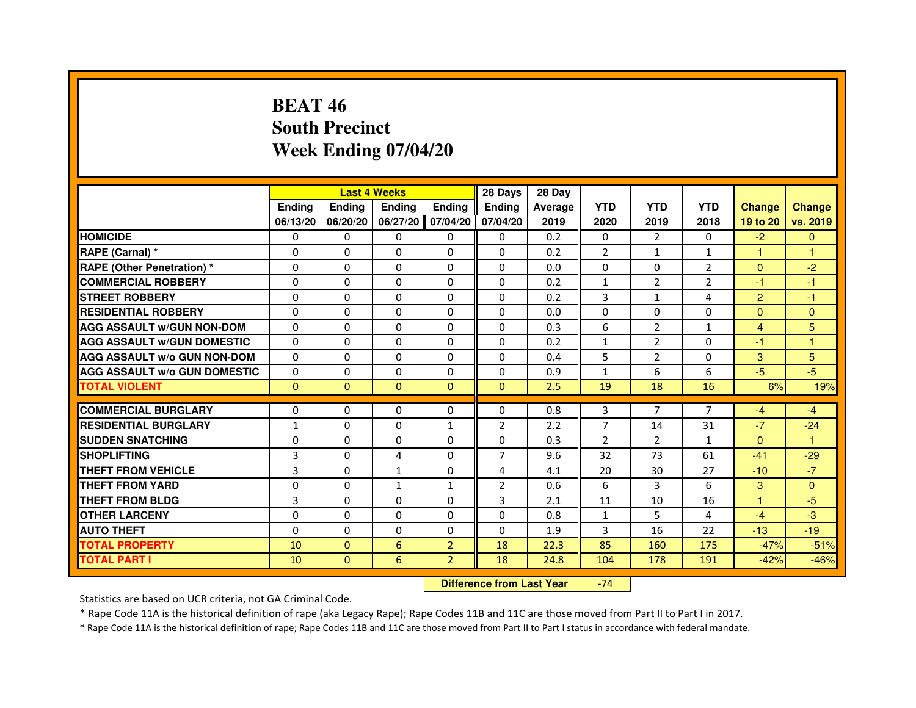# BEAT 46
# South Precinct
# Week Ending 07/04/20

| | Last 4 Weeks | | | | 28 Days | 28 Day | | | | | |
|---|---|---|---|---|---|---|---|---|---|---|---|
| | Ending 06/13/20 | Ending 06/20/20 | Ending 06/27/20 | Ending 07/04/20 | Ending 07/04/20 | Average 2019 | YTD 2020 | YTD 2019 | YTD 2018 | Change 19 to 20 | Change vs. 2019 |
| HOMICIDE | 0 | 0 | 0 | 0 | 0 | 0.2 | 0 | 2 | 0 | -2 | 0 |
| RAPE (Carnal) * | 0 | 0 | 0 | 0 | 0 | 0.2 | 2 | 1 | 1 | 1 | 1 |
| RAPE (Other Penetration) * | 0 | 0 | 0 | 0 | 0 | 0.0 | 0 | 0 | 2 | 0 | -2 |
| COMMERCIAL ROBBERY | 0 | 0 | 0 | 0 | 0 | 0.2 | 1 | 2 | 2 | -1 | -1 |
| STREET ROBBERY | 0 | 0 | 0 | 0 | 0 | 0.2 | 3 | 1 | 4 | 2 | -1 |
| RESIDENTIAL ROBBERY | 0 | 0 | 0 | 0 | 0 | 0.0 | 0 | 0 | 0 | 0 | 0 |
| AGG ASSAULT w/GUN NON-DOM | 0 | 0 | 0 | 0 | 0 | 0.3 | 6 | 2 | 1 | 4 | 5 |
| AGG ASSAULT w/GUN DOMESTIC | 0 | 0 | 0 | 0 | 0 | 0.2 | 1 | 2 | 0 | -1 | 1 |
| AGG ASSAULT w/o GUN NON-DOM | 0 | 0 | 0 | 0 | 0 | 0.4 | 5 | 2 | 0 | 3 | 5 |
| AGG ASSAULT w/o GUN DOMESTIC | 0 | 0 | 0 | 0 | 0 | 0.9 | 1 | 6 | 6 | -5 | -5 |
| TOTAL VIOLENT | 0 | 0 | 0 | 0 | 0 | 2.5 | 19 | 18 | 16 | 6% | 19% |
| COMMERCIAL BURGLARY | 0 | 0 | 0 | 0 | 0 | 0.8 | 3 | 7 | 7 | -4 | -4 |
| RESIDENTIAL BURGLARY | 1 | 0 | 0 | 1 | 2 | 2.2 | 7 | 14 | 31 | -7 | -24 |
| SUDDEN SNATCHING | 0 | 0 | 0 | 0 | 0 | 0.3 | 2 | 2 | 1 | 0 | 1 |
| SHOPLIFTING | 3 | 0 | 4 | 0 | 7 | 9.6 | 32 | 73 | 61 | -41 | -29 |
| THEFT FROM VEHICLE | 3 | 0 | 1 | 0 | 4 | 4.1 | 20 | 30 | 27 | -10 | -7 |
| THEFT FROM YARD | 0 | 0 | 1 | 1 | 2 | 0.6 | 6 | 3 | 6 | 3 | 0 |
| THEFT FROM BLDG | 3 | 0 | 0 | 0 | 3 | 2.1 | 11 | 10 | 16 | 1 | -5 |
| OTHER LARCENY | 0 | 0 | 0 | 0 | 0 | 0.8 | 1 | 5 | 4 | -4 | -3 |
| AUTO THEFT | 0 | 0 | 0 | 0 | 0 | 1.9 | 3 | 16 | 22 | -13 | -19 |
| TOTAL PROPERTY | 10 | 0 | 6 | 2 | 18 | 22.3 | 85 | 160 | 175 | -47% | -51% |
| TOTAL PART I | 10 | 0 | 6 | 2 | 18 | 24.8 | 104 | 178 | 191 | -42% | -46% |

**Difference from Last Year** -74

Statistics are based on UCR criteria, not GA Criminal Code.

* Rape Code 11A is the historical definition of rape (aka Legacy Rape); Rape Codes 11B and 11C are those moved from Part II to Part I in 2017.

* Rape Code 11A is the historical definition of rape; Rape Codes 11B and 11C are those moved from Part II to Part I status in accordance with federal mandate.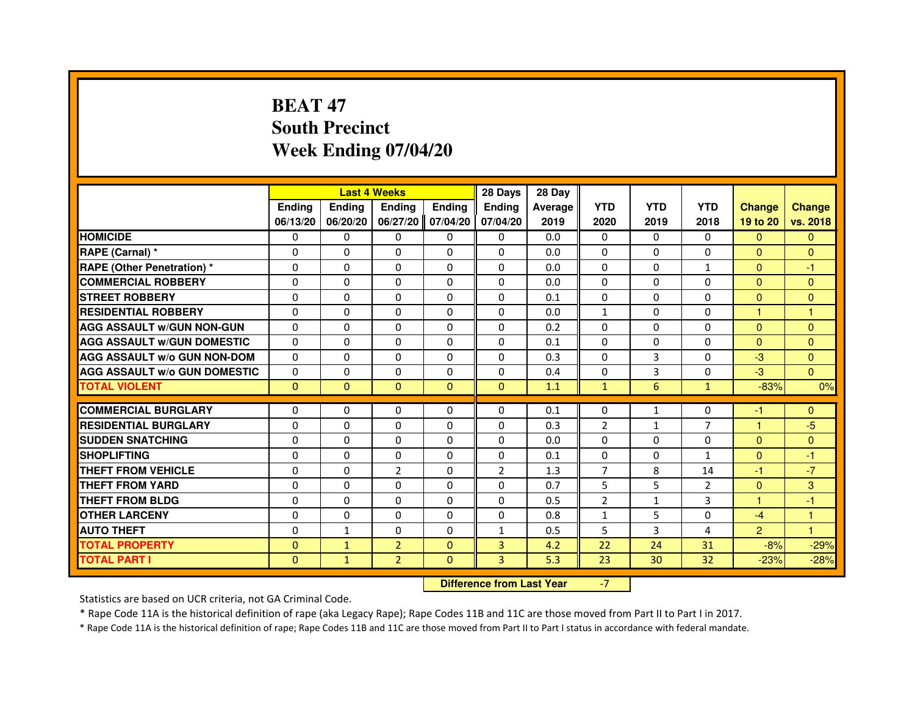# BEAT 47
# South Precinct
# Week Ending 07/04/20

| | Last 4 Weeks | | | | 28 Days | 28 Day | | | | | |
|---|---|---|---|---|---|---|---|---|---|---|---|
| | Ending 06/13/20 | Ending 06/20/20 | Ending 06/27/20 | Ending 07/04/20 | Ending 07/04/20 | Average 2019 | YTD 2020 | YTD 2019 | YTD 2018 | Change 19 to 20 | Change vs. 2018 |
| HOMICIDE | 0 | 0 | 0 | 0 | 0 | 0.0 | 0 | 0 | 0 | 0 | 0 |
| RAPE (Carnal) * | 0 | 0 | 0 | 0 | 0 | 0.0 | 0 | 0 | 0 | 0 | 0 |
| RAPE (Other Penetration) * | 0 | 0 | 0 | 0 | 0 | 0.0 | 0 | 0 | 1 | 0 | -1 |
| COMMERCIAL ROBBERY | 0 | 0 | 0 | 0 | 0 | 0.0 | 0 | 0 | 0 | 0 | 0 |
| STREET ROBBERY | 0 | 0 | 0 | 0 | 0 | 0.1 | 0 | 0 | 0 | 0 | 0 |
| RESIDENTIAL ROBBERY | 0 | 0 | 0 | 0 | 0 | 0.0 | 1 | 0 | 0 | 1 | 1 |
| AGG ASSAULT w/GUN NON-GUN | 0 | 0 | 0 | 0 | 0 | 0.2 | 0 | 0 | 0 | 0 | 0 |
| AGG ASSAULT w/GUN DOMESTIC | 0 | 0 | 0 | 0 | 0 | 0.1 | 0 | 0 | 0 | 0 | 0 |
| AGG ASSAULT w/o GUN NON-DOM | 0 | 0 | 0 | 0 | 0 | 0.3 | 0 | 3 | 0 | -3 | 0 |
| AGG ASSAULT w/o GUN DOMESTIC | 0 | 0 | 0 | 0 | 0 | 0.4 | 0 | 3 | 0 | -3 | 0 |
| TOTAL VIOLENT | 0 | 0 | 0 | 0 | 0 | 1.1 | 1 | 6 | 1 | -83% | 0% |
| COMMERCIAL BURGLARY | 0 | 0 | 0 | 0 | 0 | 0.1 | 0 | 1 | 0 | -1 | 0 |
| RESIDENTIAL BURGLARY | 0 | 0 | 0 | 0 | 0 | 0.3 | 2 | 1 | 7 | 1 | -5 |
| SUDDEN SNATCHING | 0 | 0 | 0 | 0 | 0 | 0.0 | 0 | 0 | 0 | 0 | 0 |
| SHOPLIFTING | 0 | 0 | 0 | 0 | 0 | 0.1 | 0 | 0 | 1 | 0 | -1 |
| THEFT FROM VEHICLE | 0 | 0 | 2 | 0 | 2 | 1.3 | 7 | 8 | 14 | -1 | -7 |
| THEFT FROM YARD | 0 | 0 | 0 | 0 | 0 | 0.7 | 5 | 5 | 2 | 0 | 3 |
| THEFT FROM BLDG | 0 | 0 | 0 | 0 | 0 | 0.5 | 2 | 1 | 3 | 1 | -1 |
| OTHER LARCENY | 0 | 0 | 0 | 0 | 0 | 0.8 | 1 | 5 | 0 | -4 | 1 |
| AUTO THEFT | 0 | 1 | 0 | 0 | 1 | 0.5 | 5 | 3 | 4 | 2 | 1 |
| TOTAL PROPERTY | 0 | 1 | 2 | 0 | 3 | 4.2 | 22 | 24 | 31 | -8% | -29% |
| TOTAL PART I | 0 | 1 | 2 | 0 | 3 | 5.3 | 23 | 30 | 32 | -23% | -28% |

**Difference from Last Year** -7

Statistics are based on UCR criteria, not GA Criminal Code.

* Rape Code 11A is the historical definition of rape (aka Legacy Rape); Rape Codes 11B and 11C are those moved from Part II to Part I in 2017.

* Rape Code 11A is the historical definition of rape; Rape Codes 11B and 11C are those moved from Part II to Part I status in accordance with federal mandate.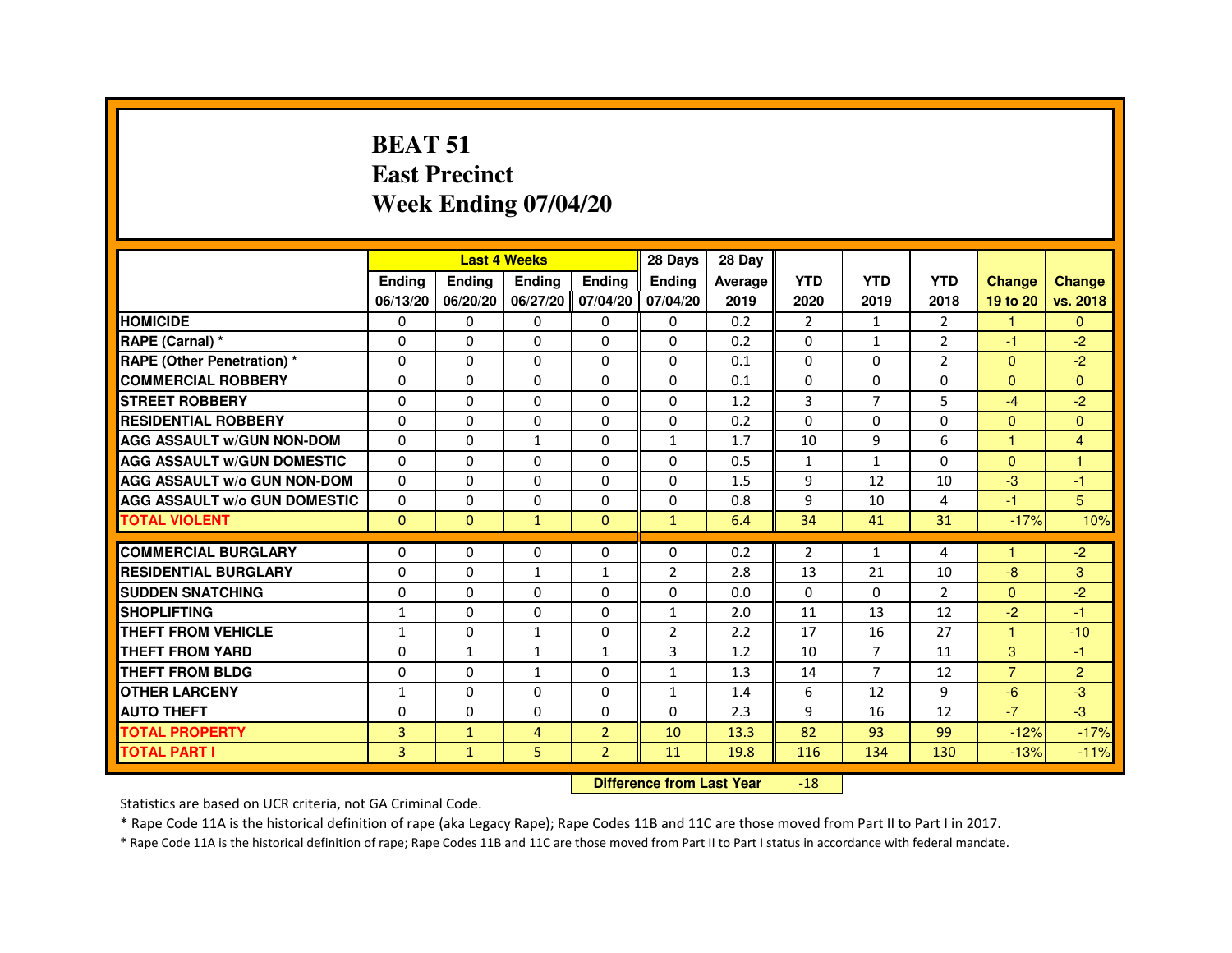# BEAT 51
# East Precinct
# Week Ending 07/04/20

| | Last 4 Weeks | | | | 28 Days | 28 Day | | | | | |
|---|---|---|---|---|---|---|---|---|---|---|---|
| | Ending 06/13/20 | Ending 06/20/20 | Ending 06/27/20 | Ending 07/04/20 | Ending 07/04/20 | Average 2019 | YTD 2020 | YTD 2019 | YTD 2018 | Change 19 to 20 | Change vs. 2018 |
| HOMICIDE | 0 | 0 | 0 | 0 | 0 | 0.2 | 2 | 1 | 2 | 1 | 0 |
| RAPE (Carnal) * | 0 | 0 | 0 | 0 | 0 | 0.2 | 0 | 1 | 2 | -1 | -2 |
| RAPE (Other Penetration) * | 0 | 0 | 0 | 0 | 0 | 0.1 | 0 | 0 | 2 | 0 | -2 |
| COMMERCIAL ROBBERY | 0 | 0 | 0 | 0 | 0 | 0.1 | 0 | 0 | 0 | 0 | 0 |
| STREET ROBBERY | 0 | 0 | 0 | 0 | 0 | 1.2 | 3 | 7 | 5 | -4 | -2 |
| RESIDENTIAL ROBBERY | 0 | 0 | 0 | 0 | 0 | 0.2 | 0 | 0 | 0 | 0 | 0 |
| AGG ASSAULT w/GUN NON-DOM | 0 | 0 | 1 | 0 | 1 | 1.7 | 10 | 9 | 6 | 1 | 4 |
| AGG ASSAULT w/GUN DOMESTIC | 0 | 0 | 0 | 0 | 0 | 0.5 | 1 | 1 | 0 | 0 | 1 |
| AGG ASSAULT w/o GUN NON-DOM | 0 | 0 | 0 | 0 | 0 | 1.5 | 9 | 12 | 10 | -3 | -1 |
| AGG ASSAULT w/o GUN DOMESTIC | 0 | 0 | 0 | 0 | 0 | 0.8 | 9 | 10 | 4 | -1 | 5 |
| TOTAL VIOLENT | 0 | 0 | 1 | 0 | 1 | 6.4 | 34 | 41 | 31 | -17% | 10% |
| COMMERCIAL BURGLARY | 0 | 0 | 0 | 0 | 0 | 0.2 | 2 | 1 | 4 | 1 | -2 |
| RESIDENTIAL BURGLARY | 0 | 0 | 1 | 1 | 2 | 2.8 | 13 | 21 | 10 | -8 | 3 |
| SUDDEN SNATCHING | 0 | 0 | 0 | 0 | 0 | 0.0 | 0 | 0 | 2 | 0 | -2 |
| SHOPLIFTING | 1 | 0 | 0 | 0 | 1 | 2.0 | 11 | 13 | 12 | -2 | -1 |
| THEFT FROM VEHICLE | 1 | 0 | 1 | 0 | 2 | 2.2 | 17 | 16 | 27 | 1 | -10 |
| THEFT FROM YARD | 0 | 1 | 1 | 1 | 3 | 1.2 | 10 | 7 | 11 | 3 | -1 |
| THEFT FROM BLDG | 0 | 0 | 1 | 0 | 1 | 1.3 | 14 | 7 | 12 | 7 | 2 |
| OTHER LARCENY | 1 | 0 | 0 | 0 | 1 | 1.4 | 6 | 12 | 9 | -6 | -3 |
| AUTO THEFT | 0 | 0 | 0 | 0 | 0 | 2.3 | 9 | 16 | 12 | -7 | -3 |
| TOTAL PROPERTY | 3 | 1 | 4 | 2 | 10 | 13.3 | 82 | 93 | 99 | -12% | -17% |
| TOTAL PART I | 3 | 1 | 5 | 2 | 11 | 19.8 | 116 | 134 | 130 | -13% | -11% |

**Difference from Last Year** -18

Statistics are based on UCR criteria, not GA Criminal Code.

* Rape Code 11A is the historical definition of rape (aka Legacy Rape); Rape Codes 11B and 11C are those moved from Part II to Part I in 2017.

* Rape Code 11A is the historical definition of rape; Rape Codes 11B and 11C are those moved from Part II to Part I status in accordance with federal mandate.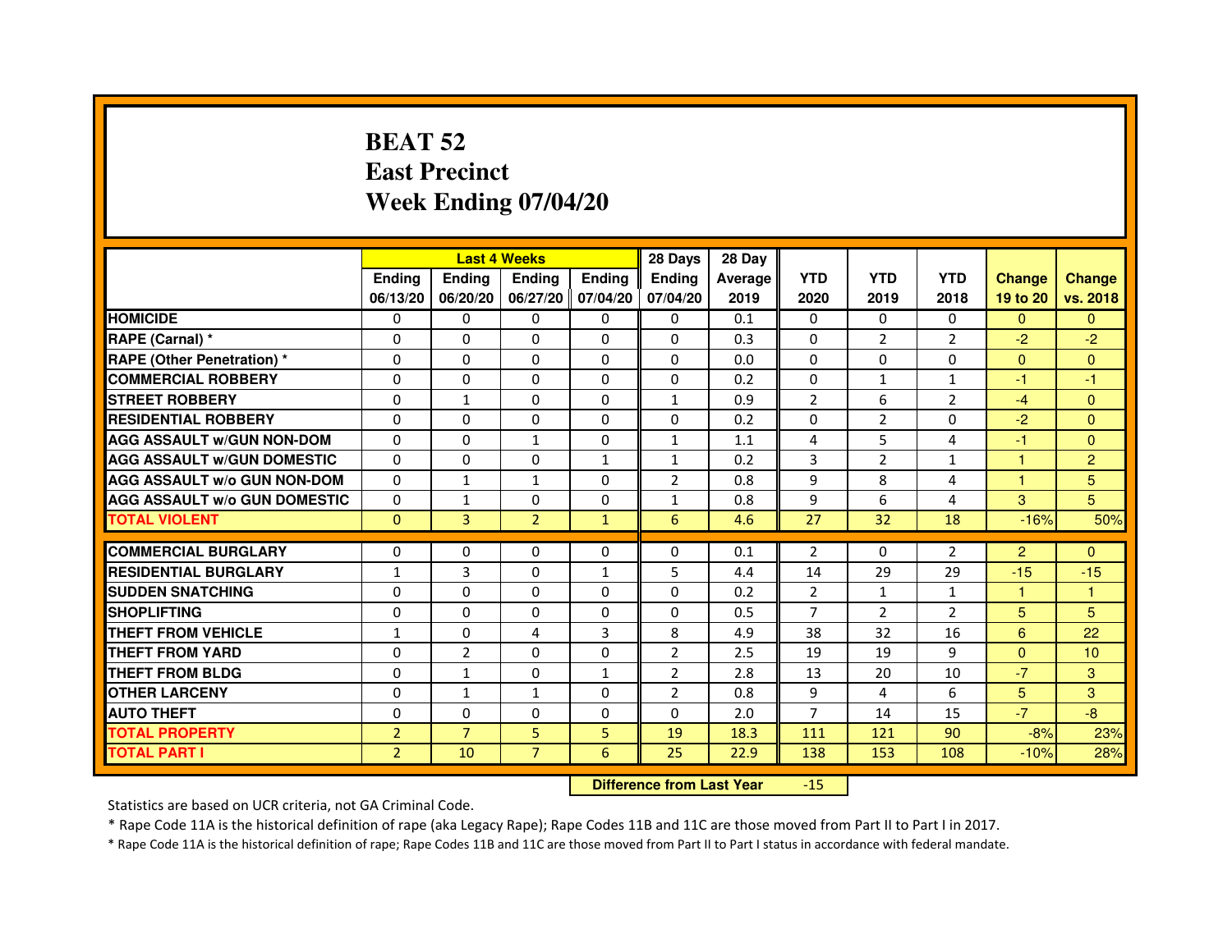# BEAT 52
# East Precinct
# Week Ending 07/04/20

| | Last 4 Weeks | | | | 28 Days | 28 Day | | | | | |
|---|---|---|---|---|---|---|---|---|---|---|---|
| | Ending 06/13/20 | Ending 06/20/20 | Ending 06/27/20 | Ending 07/04/20 | Ending 07/04/20 | Average 2019 | YTD 2020 | YTD 2019 | YTD 2018 | Change 19 to 20 | Change vs. 2018 |
| HOMICIDE | 0 | 0 | 0 | 0 | 0 | 0.1 | 0 | 0 | 0 | 0 | 0 |
| RAPE (Carnal) * | 0 | 0 | 0 | 0 | 0 | 0.3 | 0 | 2 | 2 | -2 | -2 |
| RAPE (Other Penetration) * | 0 | 0 | 0 | 0 | 0 | 0.0 | 0 | 0 | 0 | 0 | 0 |
| COMMERCIAL ROBBERY | 0 | 0 | 0 | 0 | 0 | 0.2 | 0 | 1 | 1 | -1 | -1 |
| STREET ROBBERY | 0 | 1 | 0 | 0 | 1 | 0.9 | 2 | 6 | 2 | -4 | 0 |
| RESIDENTIAL ROBBERY | 0 | 0 | 0 | 0 | 0 | 0.2 | 0 | 2 | 0 | -2 | 0 |
| AGG ASSAULT w/GUN NON-DOM | 0 | 0 | 1 | 0 | 1 | 1.1 | 4 | 5 | 4 | -1 | 0 |
| AGG ASSAULT w/GUN DOMESTIC | 0 | 0 | 0 | 1 | 1 | 0.2 | 3 | 2 | 1 | 1 | 2 |
| AGG ASSAULT w/o GUN NON-DOM | 0 | 1 | 1 | 0 | 2 | 0.8 | 9 | 8 | 4 | 1 | 5 |
| AGG ASSAULT w/o GUN DOMESTIC | 0 | 1 | 0 | 0 | 1 | 0.8 | 9 | 6 | 4 | 3 | 5 |
| TOTAL VIOLENT | 0 | 3 | 2 | 1 | 6 | 4.6 | 27 | 32 | 18 | -16% | 50% |
| COMMERCIAL BURGLARY | 0 | 0 | 0 | 0 | 0 | 0.1 | 2 | 0 | 2 | 2 | 0 |
| RESIDENTIAL BURGLARY | 1 | 3 | 0 | 1 | 5 | 4.4 | 14 | 29 | 29 | -15 | -15 |
| SUDDEN SNATCHING | 0 | 0 | 0 | 0 | 0 | 0.2 | 2 | 1 | 1 | 1 | 1 |
| SHOPLIFTING | 0 | 0 | 0 | 0 | 0 | 0.5 | 7 | 2 | 2 | 5 | 5 |
| THEFT FROM VEHICLE | 1 | 0 | 4 | 3 | 8 | 4.9 | 38 | 32 | 16 | 6 | 22 |
| THEFT FROM YARD | 0 | 2 | 0 | 0 | 2 | 2.5 | 19 | 19 | 9 | 0 | 10 |
| THEFT FROM BLDG | 0 | 1 | 0 | 1 | 2 | 2.8 | 13 | 20 | 10 | -7 | 3 |
| OTHER LARCENY | 0 | 1 | 1 | 0 | 2 | 0.8 | 9 | 4 | 6 | 5 | 3 |
| AUTO THEFT | 0 | 0 | 0 | 0 | 0 | 2.0 | 7 | 14 | 15 | -7 | -8 |
| TOTAL PROPERTY | 2 | 7 | 5 | 5 | 19 | 18.3 | 111 | 121 | 90 | -8% | 23% |
| TOTAL PART I | 2 | 10 | 7 | 6 | 25 | 22.9 | 138 | 153 | 108 | -10% | 28% |

**Difference from Last Year** -15

Statistics are based on UCR criteria, not GA Criminal Code.

* Rape Code 11A is the historical definition of rape (aka Legacy Rape); Rape Codes 11B and 11C are those moved from Part II to Part I in 2017.

* Rape Code 11A is the historical definition of rape; Rape Codes 11B and 11C are those moved from Part II to Part I status in accordance with federal mandate.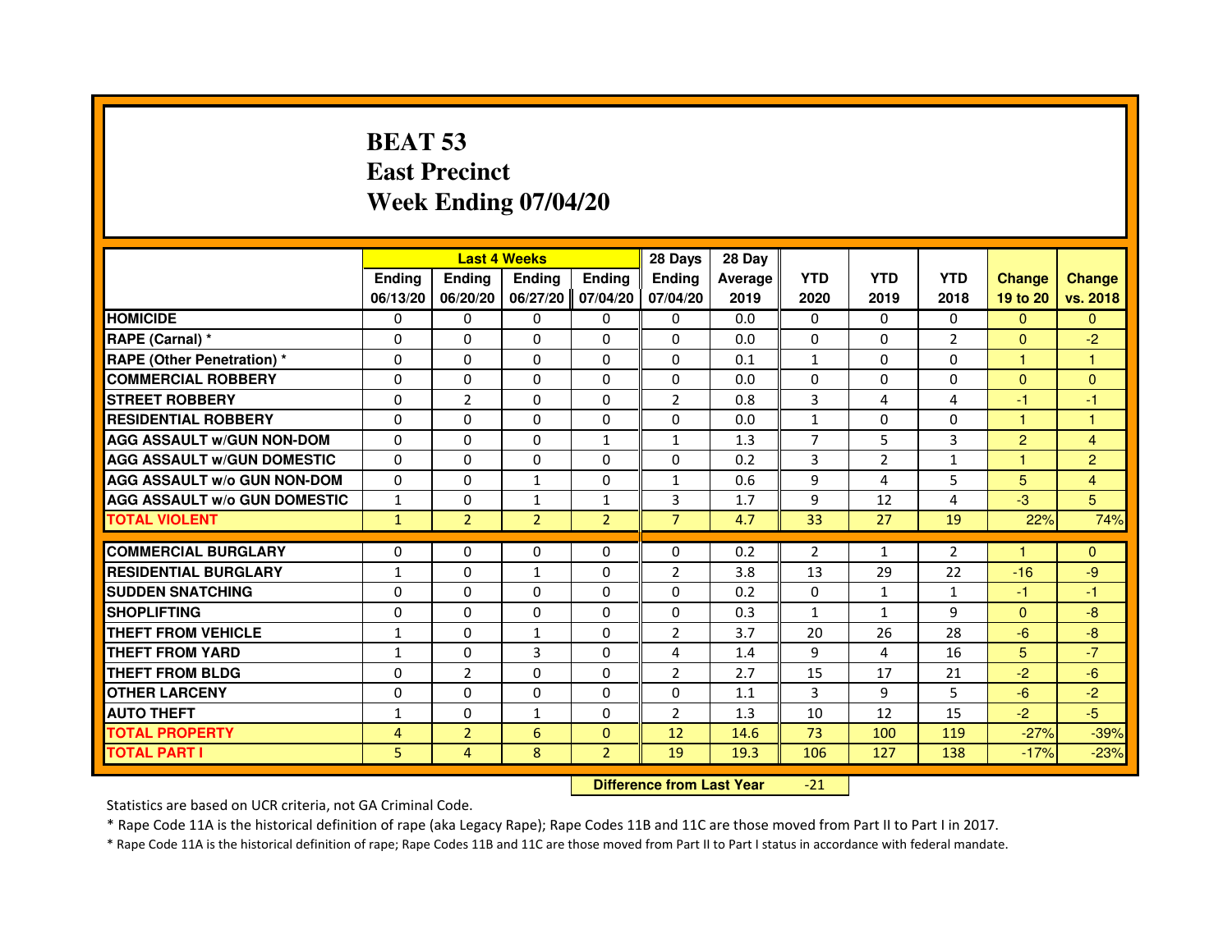# BEAT 53
## East Precinct
## Week Ending 07/04/20

| | Last 4 Weeks | | | | 28 Days | 28 Day | | | | | |
|---|---|---|---|---|---|---|---|---|---|---|---|
| | Ending 06/13/20 | Ending 06/20/20 | Ending 06/27/20 | Ending 07/04/20 | Ending 07/04/20 | Average 2019 | YTD 2020 | YTD 2019 | YTD 2018 | Change 19 to 20 | Change vs. 2018 |
| HOMICIDE | 0 | 0 | 0 | 0 | 0 | 0.0 | 0 | 0 | 0 | 0 | 0 |
| RAPE (Carnal) * | 0 | 0 | 0 | 0 | 0 | 0.0 | 0 | 0 | 2 | 0 | -2 |
| RAPE (Other Penetration) * | 0 | 0 | 0 | 0 | 0 | 0.1 | 1 | 0 | 0 | 1 | 1 |
| COMMERCIAL ROBBERY | 0 | 0 | 0 | 0 | 0 | 0.0 | 0 | 0 | 0 | 0 | 0 |
| STREET ROBBERY | 0 | 2 | 0 | 0 | 2 | 0.8 | 3 | 4 | 4 | -1 | -1 |
| RESIDENTIAL ROBBERY | 0 | 0 | 0 | 0 | 0 | 0.0 | 1 | 0 | 0 | 1 | 1 |
| AGG ASSAULT w/GUN NON-DOM | 0 | 0 | 0 | 1 | 1 | 1.3 | 7 | 5 | 3 | 2 | 4 |
| AGG ASSAULT w/GUN DOMESTIC | 0 | 0 | 0 | 0 | 0 | 0.2 | 3 | 2 | 1 | 1 | 2 |
| AGG ASSAULT w/o GUN NON-DOM | 0 | 0 | 1 | 0 | 1 | 0.6 | 9 | 4 | 5 | 5 | 4 |
| AGG ASSAULT w/o GUN DOMESTIC | 1 | 0 | 1 | 1 | 3 | 1.7 | 9 | 12 | 4 | -3 | 5 |
| TOTAL VIOLENT | 1 | 2 | 2 | 2 | 7 | 4.7 | 33 | 27 | 19 | 22% | 74% |
| COMMERCIAL BURGLARY | 0 | 0 | 0 | 0 | 0 | 0.2 | 2 | 1 | 2 | 1 | 0 |
| RESIDENTIAL BURGLARY | 1 | 0 | 1 | 0 | 2 | 3.8 | 13 | 29 | 22 | -16 | -9 |
| SUDDEN SNATCHING | 0 | 0 | 0 | 0 | 0 | 0.2 | 0 | 1 | 1 | -1 | -1 |
| SHOPLIFTING | 0 | 0 | 0 | 0 | 0 | 0.3 | 1 | 1 | 9 | 0 | -8 |
| THEFT FROM VEHICLE | 1 | 0 | 1 | 0 | 2 | 3.7 | 20 | 26 | 28 | -6 | -8 |
| THEFT FROM YARD | 1 | 0 | 3 | 0 | 4 | 1.4 | 9 | 4 | 16 | 5 | -7 |
| THEFT FROM BLDG | 0 | 2 | 0 | 0 | 2 | 2.7 | 15 | 17 | 21 | -2 | -6 |
| OTHER LARCENY | 0 | 0 | 0 | 0 | 0 | 1.1 | 3 | 9 | 5 | -6 | -2 |
| AUTO THEFT | 1 | 0 | 1 | 0 | 2 | 1.3 | 10 | 12 | 15 | -2 | -5 |
| TOTAL PROPERTY | 4 | 2 | 6 | 0 | 12 | 14.6 | 73 | 100 | 119 | -27% | -39% |
| TOTAL PART I | 5 | 4 | 8 | 2 | 19 | 19.3 | 106 | 127 | 138 | -17% | -23% |

**Difference from Last Year** -21

Statistics are based on UCR criteria, not GA Criminal Code.

* Rape Code 11A is the historical definition of rape (aka Legacy Rape); Rape Codes 11B and 11C are those moved from Part II to Part I in 2017.

* Rape Code 11A is the historical definition of rape; Rape Codes 11B and 11C are those moved from Part II to Part I status in accordance with federal mandate.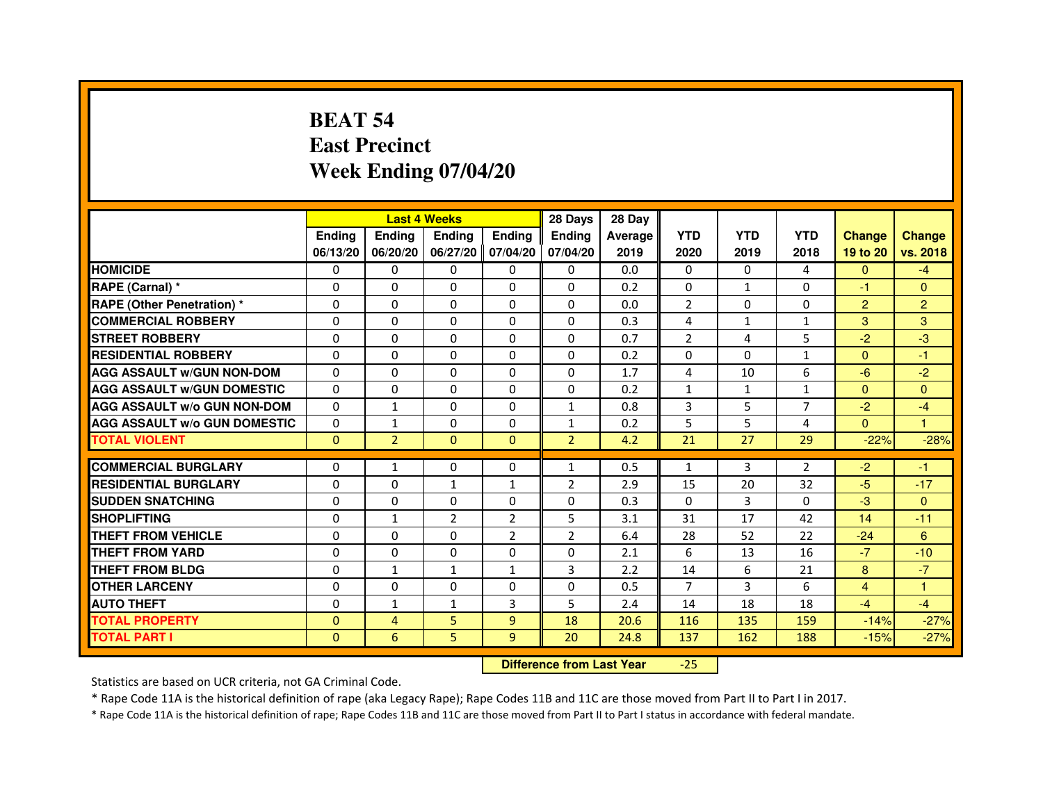# BEAT 54
# East Precinct
# Week Ending 07/04/20

| | Last 4 Weeks | | | | 28 Days | 28 Day | | | | | |
|---|---|---|---|---|---|---|---|---|---|---|---|
| | Ending 06/13/20 | Ending 06/20/20 | Ending 06/27/20 | Ending 07/04/20 | Ending 07/04/20 | Average 2019 | YTD 2020 | YTD 2019 | YTD 2018 | Change 19 to 20 | Change vs. 2018 |
| HOMICIDE | 0 | 0 | 0 | 0 | 0 | 0.0 | 0 | 0 | 4 | 0 | -4 |
| RAPE (Carnal) * | 0 | 0 | 0 | 0 | 0 | 0.2 | 0 | 1 | 0 | -1 | 0 |
| RAPE (Other Penetration) * | 0 | 0 | 0 | 0 | 0 | 0.0 | 2 | 0 | 0 | 2 | 2 |
| COMMERCIAL ROBBERY | 0 | 0 | 0 | 0 | 0 | 0.3 | 4 | 1 | 1 | 3 | 3 |
| STREET ROBBERY | 0 | 0 | 0 | 0 | 0 | 0.7 | 2 | 4 | 5 | -2 | -3 |
| RESIDENTIAL ROBBERY | 0 | 0 | 0 | 0 | 0 | 0.2 | 0 | 0 | 1 | 0 | -1 |
| AGG ASSAULT w/GUN NON-DOM | 0 | 0 | 0 | 0 | 0 | 1.7 | 4 | 10 | 6 | -6 | -2 |
| AGG ASSAULT w/GUN DOMESTIC | 0 | 0 | 0 | 0 | 0 | 0.2 | 1 | 1 | 1 | 0 | 0 |
| AGG ASSAULT w/o GUN NON-DOM | 0 | 1 | 0 | 0 | 1 | 0.8 | 3 | 5 | 7 | -2 | -4 |
| AGG ASSAULT w/o GUN DOMESTIC | 0 | 1 | 0 | 0 | 1 | 0.2 | 5 | 5 | 4 | 0 | 1 |
| TOTAL VIOLENT | 0 | 2 | 0 | 0 | 2 | 4.2 | 21 | 27 | 29 | -22% | -28% |
| COMMERCIAL BURGLARY | 0 | 1 | 0 | 0 | 1 | 0.5 | 1 | 3 | 2 | -2 | -1 |
| RESIDENTIAL BURGLARY | 0 | 0 | 1 | 1 | 2 | 2.9 | 15 | 20 | 32 | -5 | -17 |
| SUDDEN SNATCHING | 0 | 0 | 0 | 0 | 0 | 0.3 | 0 | 3 | 0 | -3 | 0 |
| SHOPLIFTING | 0 | 1 | 2 | 2 | 5 | 3.1 | 31 | 17 | 42 | 14 | -11 |
| THEFT FROM VEHICLE | 0 | 0 | 0 | 2 | 2 | 6.4 | 28 | 52 | 22 | -24 | 6 |
| THEFT FROM YARD | 0 | 0 | 0 | 0 | 0 | 2.1 | 6 | 13 | 16 | -7 | -10 |
| THEFT FROM BLDG | 0 | 1 | 1 | 1 | 3 | 2.2 | 14 | 6 | 21 | 8 | -7 |
| OTHER LARCENY | 0 | 0 | 0 | 0 | 0 | 0.5 | 7 | 3 | 6 | 4 | 1 |
| AUTO THEFT | 0 | 1 | 1 | 3 | 5 | 2.4 | 14 | 18 | 18 | -4 | -4 |
| TOTAL PROPERTY | 0 | 4 | 5 | 9 | 18 | 20.6 | 116 | 135 | 159 | -14% | -27% |
| TOTAL PART I | 0 | 6 | 5 | 9 | 20 | 24.8 | 137 | 162 | 188 | -15% | -27% |

**Difference from Last Year** -25

Statistics are based on UCR criteria, not GA Criminal Code.

* Rape Code 11A is the historical definition of rape (aka Legacy Rape); Rape Codes 11B and 11C are those moved from Part II to Part I in 2017.

* Rape Code 11A is the historical definition of rape; Rape Codes 11B and 11C are those moved from Part II to Part I status in accordance with federal mandate.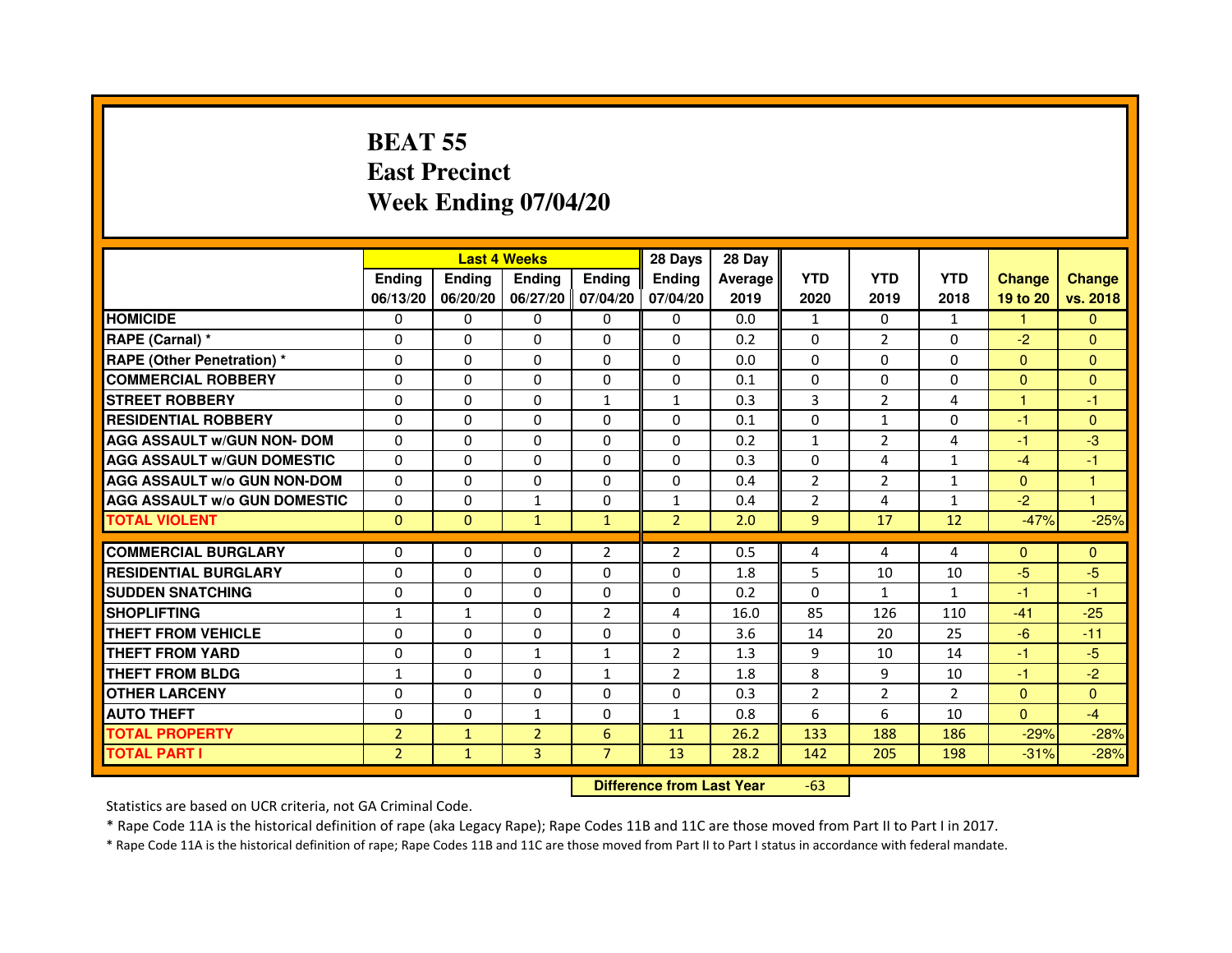# BEAT 55
# East Precinct
# Week Ending 07/04/20

| | Last 4 Weeks | | | | 28 Days | 28 Day | | | | | |
|---|---|---|---|---|---|---|---|---|---|---|---|
| | Ending 06/13/20 | Ending 06/20/20 | Ending 06/27/20 | Ending 07/04/20 | Ending 07/04/20 | Average 2019 | YTD 2020 | YTD 2019 | YTD 2018 | Change 19 to 20 | Change vs. 2018 |
| HOMICIDE | 0 | 0 | 0 | 0 | 0 | 0.0 | 1 | 0 | 1 | 1 | 0 |
| RAPE (Carnal) * | 0 | 0 | 0 | 0 | 0 | 0.2 | 0 | 2 | 0 | -2 | 0 |
| RAPE (Other Penetration) * | 0 | 0 | 0 | 0 | 0 | 0.0 | 0 | 0 | 0 | 0 | 0 |
| COMMERCIAL ROBBERY | 0 | 0 | 0 | 0 | 0 | 0.1 | 0 | 0 | 0 | 0 | 0 |
| STREET ROBBERY | 0 | 0 | 0 | 1 | 1 | 0.3 | 3 | 2 | 4 | 1 | -1 |
| RESIDENTIAL ROBBERY | 0 | 0 | 0 | 0 | 0 | 0.1 | 0 | 1 | 0 | -1 | 0 |
| AGG ASSAULT w/GUN NON- DOM | 0 | 0 | 0 | 0 | 0 | 0.2 | 1 | 2 | 4 | -1 | -3 |
| AGG ASSAULT w/GUN DOMESTIC | 0 | 0 | 0 | 0 | 0 | 0.3 | 0 | 4 | 1 | -4 | -1 |
| AGG ASSAULT w/o GUN NON-DOM | 0 | 0 | 0 | 0 | 0 | 0.4 | 2 | 2 | 1 | 0 | 1 |
| AGG ASSAULT w/o GUN DOMESTIC | 0 | 0 | 1 | 0 | 1 | 0.4 | 2 | 4 | 1 | -2 | 1 |
| TOTAL VIOLENT | 0 | 0 | 1 | 1 | 2 | 2.0 | 9 | 17 | 12 | -47% | -25% |
| COMMERCIAL BURGLARY | 0 | 0 | 0 | 2 | 2 | 0.5 | 4 | 4 | 4 | 0 | 0 |
| RESIDENTIAL BURGLARY | 0 | 0 | 0 | 0 | 0 | 1.8 | 5 | 10 | 10 | -5 | -5 |
| SUDDEN SNATCHING | 0 | 0 | 0 | 0 | 0 | 0.2 | 0 | 1 | 1 | -1 | -1 |
| SHOPLIFTING | 1 | 1 | 0 | 2 | 4 | 16.0 | 85 | 126 | 110 | -41 | -25 |
| THEFT FROM VEHICLE | 0 | 0 | 0 | 0 | 0 | 3.6 | 14 | 20 | 25 | -6 | -11 |
| THEFT FROM YARD | 0 | 0 | 1 | 1 | 2 | 1.3 | 9 | 10 | 14 | -1 | -5 |
| THEFT FROM BLDG | 1 | 0 | 0 | 1 | 2 | 1.8 | 8 | 9 | 10 | -1 | -2 |
| OTHER LARCENY | 0 | 0 | 0 | 0 | 0 | 0.3 | 2 | 2 | 2 | 0 | 0 |
| AUTO THEFT | 0 | 0 | 1 | 0 | 1 | 0.8 | 6 | 6 | 10 | 0 | -4 |
| TOTAL PROPERTY | 2 | 1 | 2 | 6 | 11 | 26.2 | 133 | 188 | 186 | -29% | -28% |
| TOTAL PART I | 2 | 1 | 3 | 7 | 13 | 28.2 | 142 | 205 | 198 | -31% | -28% |

**Difference from Last Year** -63

Statistics are based on UCR criteria, not GA Criminal Code.

* Rape Code 11A is the historical definition of rape (aka Legacy Rape); Rape Codes 11B and 11C are those moved from Part II to Part I in 2017.

* Rape Code 11A is the historical definition of rape; Rape Codes 11B and 11C are those moved from Part II to Part I status in accordance with federal mandate.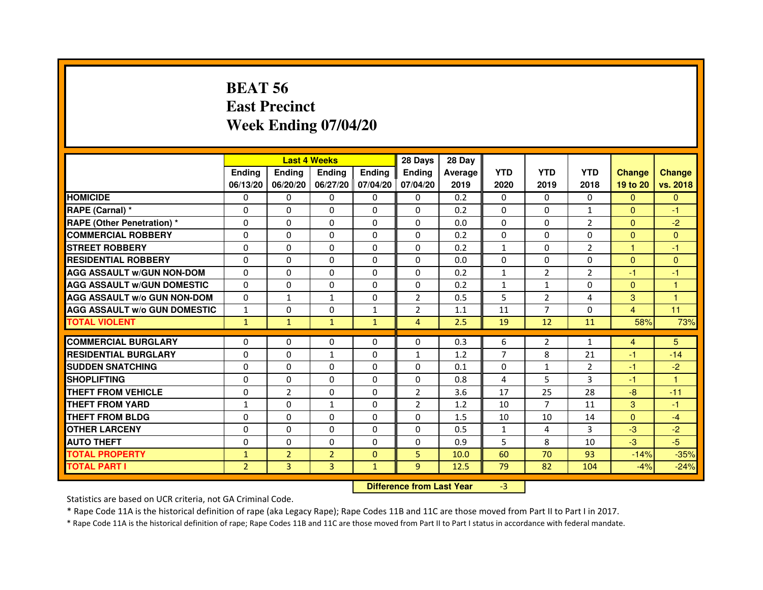# BEAT 56
## East Precinct
## Week Ending 07/04/20

| | Last 4 Weeks | | | | 28 Days | 28 Day | | | | | |
|---|---|---|---|---|---|---|---|---|---|---|---|
| | Ending 06/13/20 | Ending 06/20/20 | Ending 06/27/20 | Ending 07/04/20 | Ending 07/04/20 | Average 2019 | YTD 2020 | YTD 2019 | YTD 2018 | Change 19 to 20 | Change vs. 2018 |
| HOMICIDE | 0 | 0 | 0 | 0 | 0 | 0.2 | 0 | 0 | 0 | 0 | 0 |
| RAPE (Carnal) * | 0 | 0 | 0 | 0 | 0 | 0.2 | 0 | 0 | 1 | 0 | -1 |
| RAPE (Other Penetration) * | 0 | 0 | 0 | 0 | 0 | 0.0 | 0 | 0 | 2 | 0 | -2 |
| COMMERCIAL ROBBERY | 0 | 0 | 0 | 0 | 0 | 0.2 | 0 | 0 | 0 | 0 | 0 |
| STREET ROBBERY | 0 | 0 | 0 | 0 | 0 | 0.2 | 1 | 0 | 2 | 1 | -1 |
| RESIDENTIAL ROBBERY | 0 | 0 | 0 | 0 | 0 | 0.0 | 0 | 0 | 0 | 0 | 0 |
| AGG ASSAULT w/GUN NON-DOM | 0 | 0 | 0 | 0 | 0 | 0.2 | 1 | 2 | 2 | -1 | -1 |
| AGG ASSAULT w/GUN DOMESTIC | 0 | 0 | 0 | 0 | 0 | 0.2 | 1 | 1 | 0 | 0 | 1 |
| AGG ASSAULT w/o GUN NON-DOM | 0 | 1 | 1 | 0 | 2 | 0.5 | 5 | 2 | 4 | 3 | 1 |
| AGG ASSAULT w/o GUN DOMESTIC | 1 | 0 | 0 | 1 | 2 | 1.1 | 11 | 7 | 0 | 4 | 11 |
| TOTAL VIOLENT | 1 | 1 | 1 | 1 | 4 | 2.5 | 19 | 12 | 11 | 58% | 73% |
| COMMERCIAL BURGLARY | 0 | 0 | 0 | 0 | 0 | 0.3 | 6 | 2 | 1 | 4 | 5 |
| RESIDENTIAL BURGLARY | 0 | 0 | 1 | 0 | 1 | 1.2 | 7 | 8 | 21 | -1 | -14 |
| SUDDEN SNATCHING | 0 | 0 | 0 | 0 | 0 | 0.1 | 0 | 1 | 2 | -1 | -2 |
| SHOPLIFTING | 0 | 0 | 0 | 0 | 0 | 0.8 | 4 | 5 | 3 | -1 | 1 |
| THEFT FROM VEHICLE | 0 | 2 | 0 | 0 | 2 | 3.6 | 17 | 25 | 28 | -8 | -11 |
| THEFT FROM YARD | 1 | 0 | 1 | 0 | 2 | 1.2 | 10 | 7 | 11 | 3 | -1 |
| THEFT FROM BLDG | 0 | 0 | 0 | 0 | 0 | 1.5 | 10 | 10 | 14 | 0 | -4 |
| OTHER LARCENY | 0 | 0 | 0 | 0 | 0 | 0.5 | 1 | 4 | 3 | -3 | -2 |
| AUTO THEFT | 0 | 0 | 0 | 0 | 0 | 0.9 | 5 | 8 | 10 | -3 | -5 |
| TOTAL PROPERTY | 1 | 2 | 2 | 0 | 5 | 10.0 | 60 | 70 | 93 | -14% | -35% |
| TOTAL PART I | 2 | 3 | 3 | 1 | 9 | 12.5 | 79 | 82 | 104 | -4% | -24% |

Difference from Last Year: -3

Statistics are based on UCR criteria, not GA Criminal Code.

* Rape Code 11A is the historical definition of rape (aka Legacy Rape); Rape Codes 11B and 11C are those moved from Part II to Part I in 2017.

* Rape Code 11A is the historical definition of rape; Rape Codes 11B and 11C are those moved from Part II to Part I status in accordance with federal mandate.